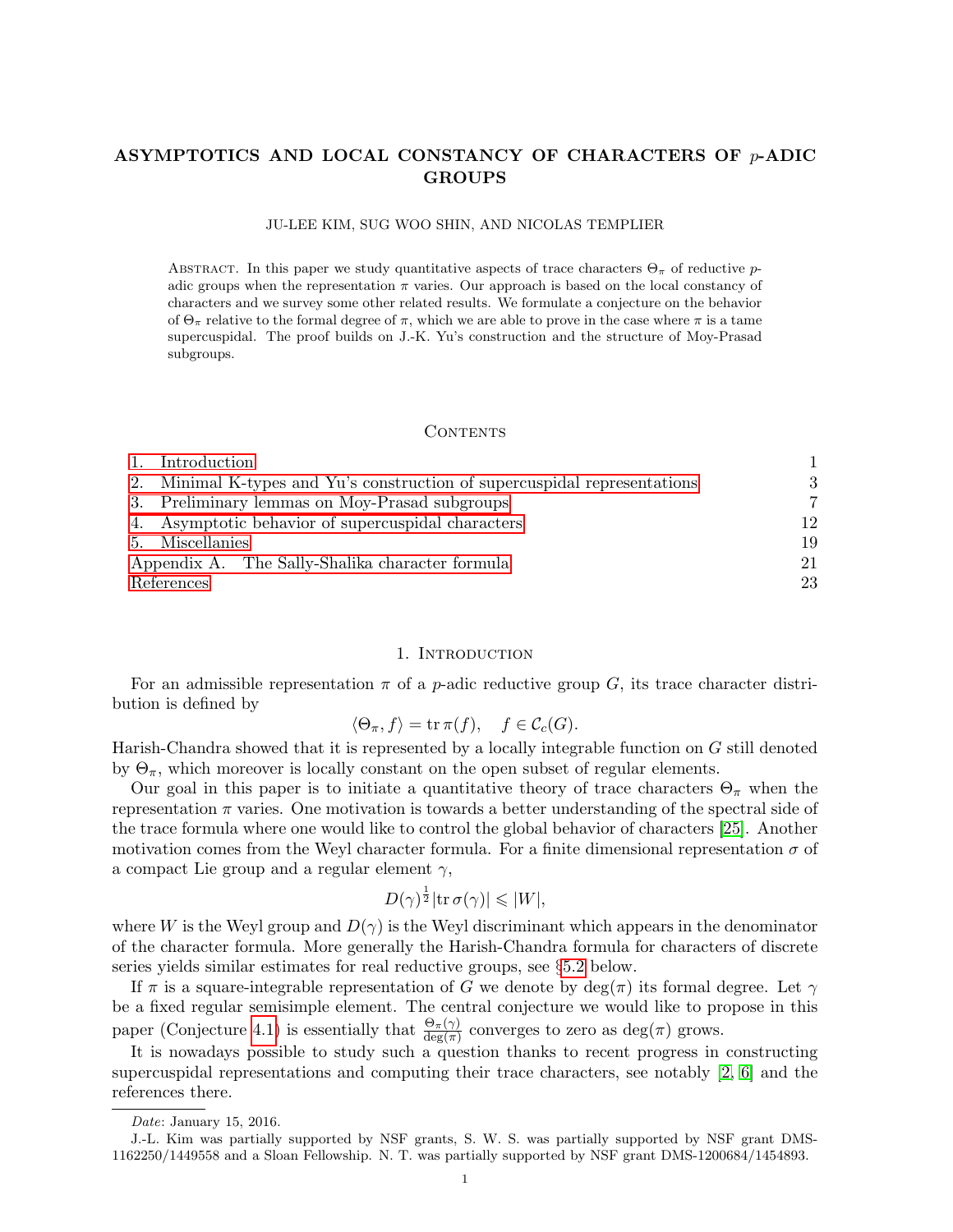# ASYMPTOTICS AND LOCAL CONSTANCY OF CHARACTERS OF $p$-ADIC GROUPS

JU-LEE KIM, SUG WOO SHIN, AND NICOLAS TEMPLIER

Abstract. In this paper we study quantitative aspects of trace characters $\Theta_\pi$ of reductive $p$-adic groups when the representation $\pi$ varies. Our approach is based on the local constancy of characters and we survey some other related results. We formulate a conjecture on the behavior of $\Theta_\pi$ relative to the formal degree of $\pi$, which we are able to prove in the case where $\pi$ is a tame supercuspidal. The proof builds on J.-K. Yu's construction and the structure of Moy-Prasad subgroups.

## Contents

1. Introduction — 1
2. Minimal K-types and Yu's construction of supercuspidal representations — 3
3. Preliminary lemmas on Moy-Prasad subgroups — 7
4. Asymptotic behavior of supercuspidal characters — 12
5. Miscellanies — 19

Appendix A. The Sally-Shalika character formula — 21

References — 23

## 1. Introduction

For an admissible representation $\pi$ of a $p$-adic reductive group $G$, its trace character distribution is defined by

$$\langle \Theta_\pi, f \rangle = \operatorname{tr} \pi(f), \quad f \in \mathcal{C}_c(G).$$

Harish-Chandra showed that it is represented by a locally integrable function on $G$ still denoted by $\Theta_\pi$, which moreover is locally constant on the open subset of regular elements.

Our goal in this paper is to initiate a quantitative theory of trace characters $\Theta_\pi$ when the representation $\pi$ varies. One motivation is towards a better understanding of the spectral side of the trace formula where one would like to control the global behavior of characters [25]. Another motivation comes from the Weyl character formula. For a finite dimensional representation $\sigma$ of a compact Lie group and a regular element $\gamma$,

$$D(\gamma)^{\frac{1}{2}} |\operatorname{tr} \sigma(\gamma)| \leqslant |W|,$$

where $W$ is the Weyl group and $D(\gamma)$ is the Weyl discriminant which appears in the denominator of the character formula. More generally the Harish-Chandra formula for characters of discrete series yields similar estimates for real reductive groups, see §5.2 below.

If $\pi$ is a square-integrable representation of $G$ we denote by $\deg(\pi)$ its formal degree. Let $\gamma$ be a fixed regular semisimple element. The central conjecture we would like to propose in this paper (Conjecture 4.1) is essentially that $\frac{\Theta_\pi(\gamma)}{\deg(\pi)}$ converges to zero as $\deg(\pi)$ grows.

It is nowadays possible to study such a question thanks to recent progress in constructing supercuspidal representations and computing their trace characters, see notably [2, 6] and the references there.

---

*Date*: January 15, 2016.

J.-L. Kim was partially supported by NSF grants, S. W. S. was partially supported by NSF grant DMS-1162250/1449558 and a Sloan Fellowship. N. T. was partially supported by NSF grant DMS-1200684/1454893.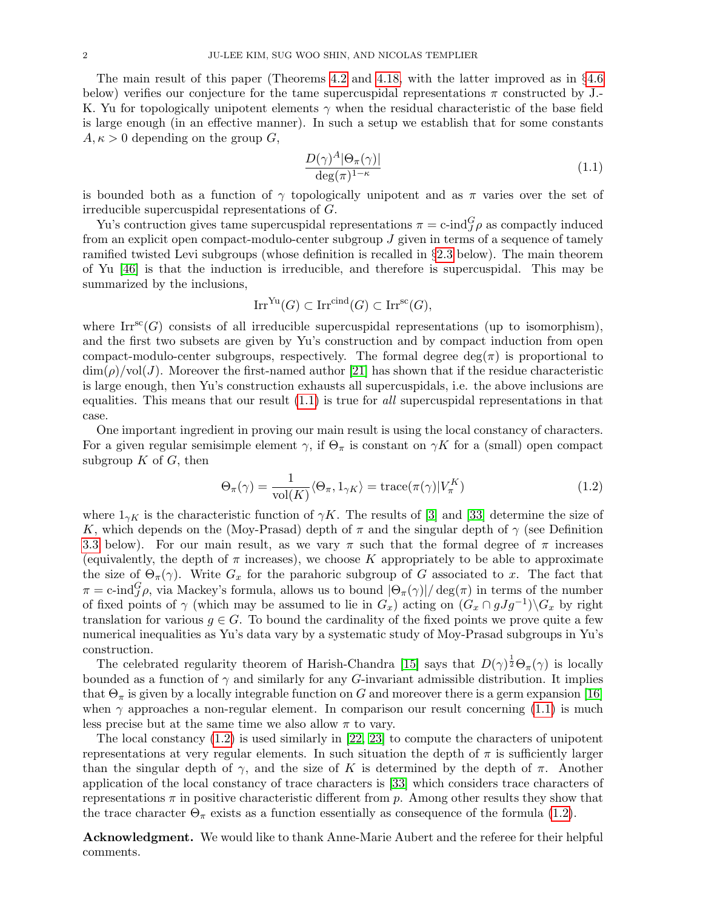The main result of this paper (Theorems 4.2 and 4.18, with the latter improved as in §4.6 below) verifies our conjecture for the tame supercuspidal representations $\pi$ constructed by J.-K. Yu for topologically unipotent elements $\gamma$ when the residual characteristic of the base field is large enough (in an effective manner). In such a setup we establish that for some constants $A, \kappa > 0$ depending on the group $G$,

$$\frac{D(\gamma)^A |\Theta_\pi(\gamma)|}{\deg(\pi)^{1-\kappa}} \tag{1.1}$$

is bounded both as a function of $\gamma$ topologically unipotent and as $\pi$ varies over the set of irreducible supercuspidal representations of $G$.

Yu's contruction gives tame supercuspidal representations $\pi = \text{c-ind}_J^G \rho$ as compactly induced from an explicit open compact-modulo-center subgroup $J$ given in terms of a sequence of tamely ramified twisted Levi subgroups (whose definition is recalled in §2.3 below). The main theorem of Yu [46] is that the induction is irreducible, and therefore is supercuspidal. This may be summarized by the inclusions,

$$\mathrm{Irr}^{\mathrm{Yu}}(G) \subset \mathrm{Irr}^{\mathrm{cind}}(G) \subset \mathrm{Irr}^{\mathrm{sc}}(G),$$

where $\mathrm{Irr}^{\mathrm{sc}}(G)$ consists of all irreducible supercuspidal representations (up to isomorphism), and the first two subsets are given by Yu's construction and by compact induction from open compact-modulo-center subgroups, respectively. The formal degree $\deg(\pi)$ is proportional to $\dim(\rho)/\mathrm{vol}(J)$. Moreover the first-named author [21] has shown that if the residue characteristic is large enough, then Yu's construction exhausts all supercuspidals, i.e. the above inclusions are equalities. This means that our result (1.1) is true for *all* supercuspidal representations in that case.

One important ingredient in proving our main result is using the local constancy of characters. For a given regular semisimple element $\gamma$, if $\Theta_\pi$ is constant on $\gamma K$ for a (small) open compact subgroup $K$ of $G$, then

$$\Theta_\pi(\gamma) = \frac{1}{\mathrm{vol}(K)} \langle \Theta_\pi, 1_{\gamma K} \rangle = \mathrm{trace}(\pi(\gamma) | V_\pi^K) \tag{1.2}$$

where $1_{\gamma K}$ is the characteristic function of $\gamma K$. The results of [3] and [33] determine the size of $K$, which depends on the (Moy-Prasad) depth of $\pi$ and the singular depth of $\gamma$ (see Definition 3.3 below). For our main result, as we vary $\pi$ such that the formal degree of $\pi$ increases (equivalently, the depth of $\pi$ increases), we choose $K$ appropriately to be able to approximate the size of $\Theta_\pi(\gamma)$. Write $G_x$ for the parahoric subgroup of $G$ associated to $x$. The fact that $\pi = \text{c-ind}_J^G \rho$, via Mackey's formula, allows us to bound $|\Theta_\pi(\gamma)| / \deg(\pi)$ in terms of the number of fixed points of $\gamma$ (which may be assumed to lie in $G_x$) acting on $(G_x \cap gJg^{-1}) \backslash G_x$ by right translation for various $g \in G$. To bound the cardinality of the fixed points we prove quite a few numerical inequalities as Yu's data vary by a systematic study of Moy-Prasad subgroups in Yu's construction.

The celebrated regularity theorem of Harish-Chandra [15] says that $D(\gamma)^{\frac{1}{2}} \Theta_\pi(\gamma)$ is locally bounded as a function of $\gamma$ and similarly for any $G$-invariant admissible distribution. It implies that $\Theta_\pi$ is given by a locally integrable function on $G$ and moreover there is a germ expansion [16] when $\gamma$ approaches a non-regular element. In comparison our result concerning (1.1) is much less precise but at the same time we also allow $\pi$ to vary.

The local constancy (1.2) is used similarly in [22, 23] to compute the characters of unipotent representations at very regular elements. In such situation the depth of $\pi$ is sufficiently larger than the singular depth of $\gamma$, and the size of $K$ is determined by the depth of $\pi$. Another application of the local constancy of trace characters is [33] which considers trace characters of representations $\pi$ in positive characteristic different from $p$. Among other results they show that the trace character $\Theta_\pi$ exists as a function essentially as consequence of the formula (1.2).

**Acknowledgment.** We would like to thank Anne-Marie Aubert and the referee for their helpful comments.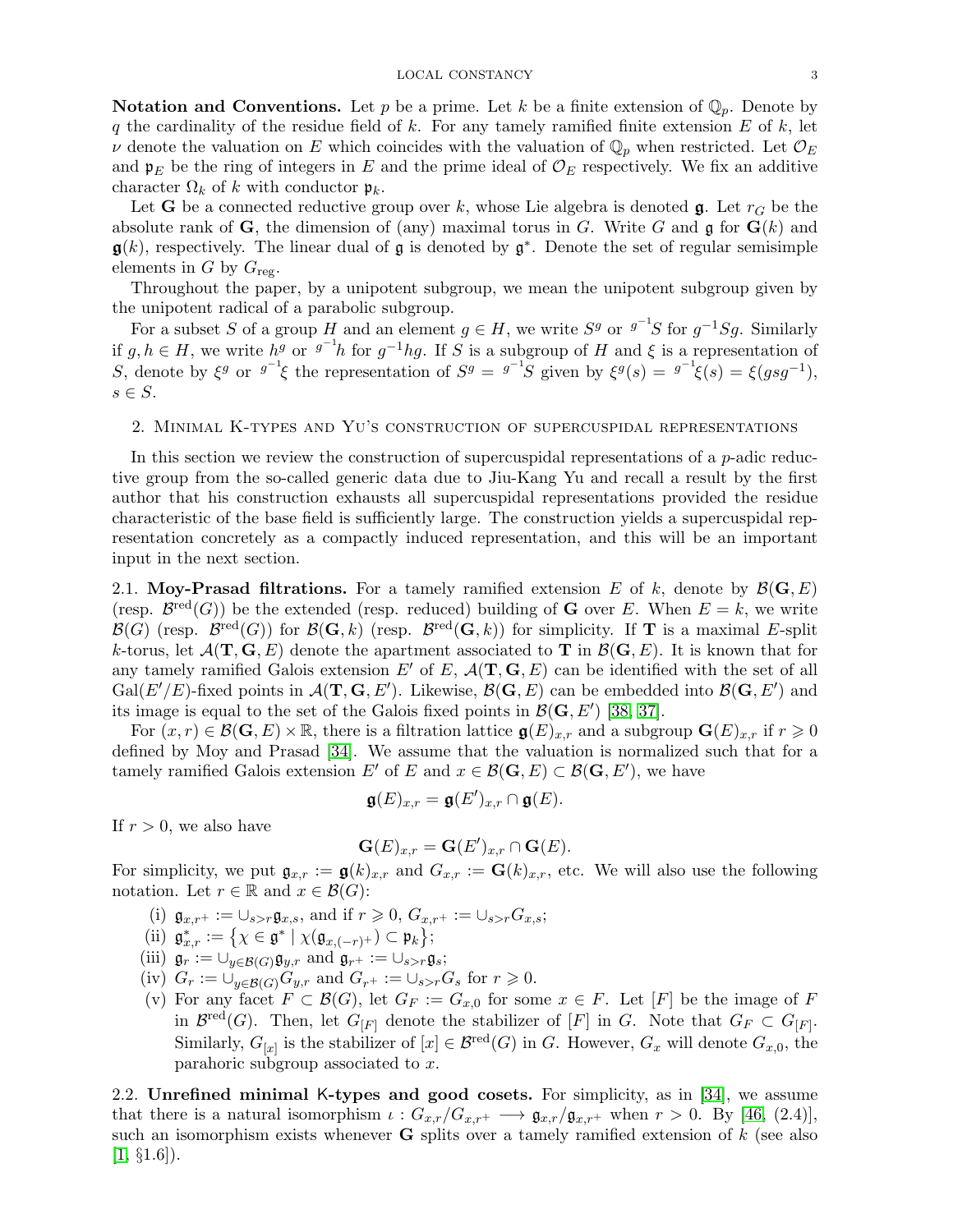**Notation and Conventions.** Let $p$ be a prime. Let $k$ be a finite extension of $\mathbb{Q}_p$. Denote by $q$ the cardinality of the residue field of $k$. For any tamely ramified finite extension $E$ of $k$, let $\nu$ denote the valuation on $E$ which coincides with the valuation of $\mathbb{Q}_p$ when restricted. Let $\mathcal{O}_E$ and $\mathfrak{p}_E$ be the ring of integers in $E$ and the prime ideal of $\mathcal{O}_E$ respectively. We fix an additive character $\Omega_k$ of $k$ with conductor $\mathfrak{p}_k$.

Let $\mathbf{G}$ be a connected reductive group over $k$, whose Lie algebra is denoted $\mathfrak{g}$. Let $r_G$ be the absolute rank of $\mathbf{G}$, the dimension of (any) maximal torus in $G$. Write $G$ and $\mathfrak{g}$ for $\mathbf{G}(k)$ and $\mathfrak{g}(k)$, respectively. The linear dual of $\mathfrak{g}$ is denoted by $\mathfrak{g}^*$. Denote the set of regular semisimple elements in $G$ by $G_{\mathrm{reg}}$.

Throughout the paper, by a unipotent subgroup, we mean the unipotent subgroup given by the unipotent radical of a parabolic subgroup.

For a subset $S$ of a group $H$ and an element $g \in H$, we write $S^g$ or ${}^{g^{-1}}S$ for $g^{-1}Sg$. Similarly if $g, h \in H$, we write $h^g$ or ${}^{g^{-1}}h$ for $g^{-1}hg$. If $S$ is a subgroup of $H$ and $\xi$ is a representation of $S$, denote by $\xi^g$ or ${}^{g^{-1}}\xi$ the representation of $S^g = {}^{g^{-1}}S$ given by $\xi^g(s) = {}^{g^{-1}}\xi(s) = \xi(gsg^{-1})$, $s \in S$.

## 2. Minimal K-types and Yu's construction of supercuspidal representations

In this section we review the construction of supercuspidal representations of a $p$-adic reductive group from the so-called generic data due to Jiu-Kang Yu and recall a result by the first author that his construction exhausts all supercuspidal representations provided the residue characteristic of the base field is sufficiently large. The construction yields a supercuspidal representation concretely as a compactly induced representation, and this will be an important input in the next section.

**2.1. Moy-Prasad filtrations.** For a tamely ramified extension $E$ of $k$, denote by $\mathcal{B}(\mathbf{G}, E)$ (resp. $\mathcal{B}^{\mathrm{red}}(G)$) be the extended (resp. reduced) building of $\mathbf{G}$ over $E$. When $E = k$, we write $\mathcal{B}(G)$ (resp. $\mathcal{B}^{\mathrm{red}}(G)$) for $\mathcal{B}(\mathbf{G}, k)$ (resp. $\mathcal{B}^{\mathrm{red}}(\mathbf{G}, k)$) for simplicity. If $\mathbf{T}$ is a maximal $E$-split $k$-torus, let $\mathcal{A}(\mathbf{T}, \mathbf{G}, E)$ denote the apartment associated to $\mathbf{T}$ in $\mathcal{B}(\mathbf{G}, E)$. It is known that for any tamely ramified Galois extension $E'$ of $E$, $\mathcal{A}(\mathbf{T}, \mathbf{G}, E)$ can be identified with the set of all $\mathrm{Gal}(E'/E)$-fixed points in $\mathcal{A}(\mathbf{T}, \mathbf{G}, E')$. Likewise, $\mathcal{B}(\mathbf{G}, E)$ can be embedded into $\mathcal{B}(\mathbf{G}, E')$ and its image is equal to the set of the Galois fixed points in $\mathcal{B}(\mathbf{G}, E')$ [38, 37].

For $(x, r) \in \mathcal{B}(\mathbf{G}, E) \times \mathbb{R}$, there is a filtration lattice $\mathfrak{g}(E)_{x,r}$ and a subgroup $\mathbf{G}(E)_{x,r}$ if $r \geqslant 0$ defined by Moy and Prasad [34]. We assume that the valuation is normalized such that for a tamely ramified Galois extension $E'$ of $E$ and $x \in \mathcal{B}(\mathbf{G}, E) \subset \mathcal{B}(\mathbf{G}, E')$, we have

$$\mathfrak{g}(E)_{x,r} = \mathfrak{g}(E')_{x,r} \cap \mathfrak{g}(E).$$

If $r > 0$, we also have

$$\mathbf{G}(E)_{x,r} = \mathbf{G}(E')_{x,r} \cap \mathbf{G}(E).$$

For simplicity, we put $\mathfrak{g}_{x,r} := \mathfrak{g}(k)_{x,r}$ and $G_{x,r} := \mathbf{G}(k)_{x,r}$, etc. We will also use the following notation. Let $r \in \mathbb{R}$ and $x \in \mathcal{B}(G)$:

(i) $\mathfrak{g}_{x,r^+} := \cup_{s>r} \mathfrak{g}_{x,s}$, and if $r \geqslant 0$, $G_{x,r^+} := \cup_{s>r} G_{x,s}$;

(ii) $\mathfrak{g}^*_{x,r} := \{\chi \in \mathfrak{g}^* \mid \chi(\mathfrak{g}_{x,(-r)^+}) \subset \mathfrak{p}_k\}$;

(iii) $\mathfrak{g}_r := \cup_{y \in \mathcal{B}(G)} \mathfrak{g}_{y,r}$ and $\mathfrak{g}_{r^+} := \cup_{s>r} \mathfrak{g}_s$;

(iv) $G_r := \cup_{y \in \mathcal{B}(G)} G_{y,r}$ and $G_{r^+} := \cup_{s>r} G_s$ for $r \geqslant 0$.

(v) For any facet $F \subset \mathcal{B}(G)$, let $G_F := G_{x,0}$ for some $x \in F$. Let $[F]$ be the image of $F$ in $\mathcal{B}^{\mathrm{red}}(G)$. Then, let $G_{[F]}$ denote the stabilizer of $[F]$ in $G$. Note that $G_F \subset G_{[F]}$. Similarly, $G_{[x]}$ is the stabilizer of $[x] \in \mathcal{B}^{\mathrm{red}}(G)$ in $G$. However, $G_x$ will denote $G_{x,0}$, the parahoric subgroup associated to $x$.

**2.2. Unrefined minimal K-types and good cosets.** For simplicity, as in [34], we assume that there is a natural isomorphism $\iota : G_{x,r}/G_{x,r^+} \longrightarrow \mathfrak{g}_{x,r}/\mathfrak{g}_{x,r^+}$ when $r > 0$. By [46, (2.4)], such an isomorphism exists whenever $\mathbf{G}$ splits over a tamely ramified extension of $k$ (see also [1, §1.6]).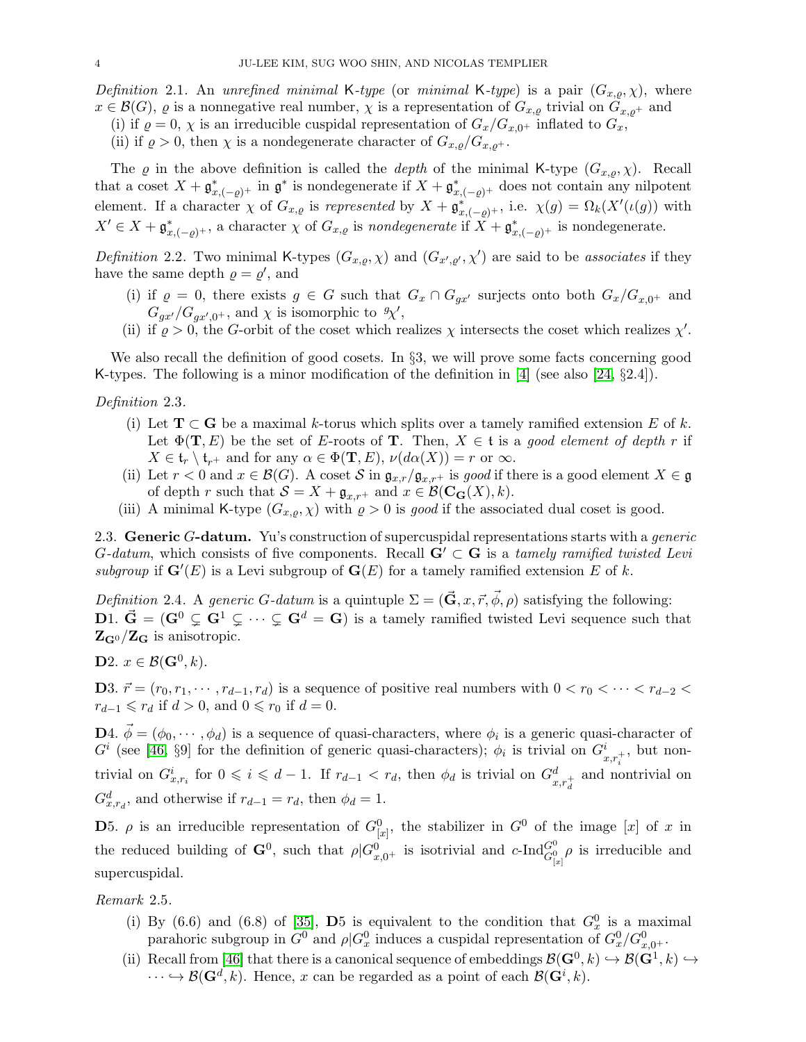*Definition* 2.1. An *unrefined minimal* $\mathsf{K}$*-type* (or *minimal* $\mathsf{K}$*-type*) is a pair $(G_{x,\varrho},\chi)$, where $x\in\mathcal{B}(G)$, $\varrho$ is a nonnegative real number, $\chi$ is a representation of $G_{x,\varrho}$ trivial on $G_{x,\varrho^+}$ and

(i) if $\varrho=0$, $\chi$ is an irreducible cuspidal representation of $G_x/G_{x,0^+}$ inflated to $G_x$,

(ii) if $\varrho>0$, then $\chi$ is a nondegenerate character of $G_{x,\varrho}/G_{x,\varrho^+}$.

The $\varrho$ in the above definition is called the *depth* of the minimal $\mathsf{K}$-type $(G_{x,\varrho},\chi)$. Recall that a coset $X+\mathfrak{g}^*_{x,(-\varrho)^+}$ in $\mathfrak{g}^*$ is nondegenerate if $X+\mathfrak{g}^*_{x,(-\varrho)^+}$ does not contain any nilpotent element. If a character $\chi$ of $G_{x,\varrho}$ is *represented* by $X+\mathfrak{g}^*_{x,(-\varrho)^+}$, i.e. $\chi(g)=\Omega_k(X'(\iota(g)))$ with $X'\in X+\mathfrak{g}^*_{x,(-\varrho)^+}$, a character $\chi$ of $G_{x,\varrho}$ is *nondegenerate* if $X+\mathfrak{g}^*_{x,(-\varrho)^+}$ is nondegenerate.

*Definition* 2.2. Two minimal $\mathsf{K}$-types $(G_{x,\varrho},\chi)$ and $(G_{x',\varrho'},\chi')$ are said to be *associates* if they have the same depth $\varrho=\varrho'$, and

(i) if $\varrho=0$, there exists $g\in G$ such that $G_x\cap G_{gx'}$ surjects onto both $G_x/G_{x,0^+}$ and $G_{gx'}/G_{gx',0^+}$, and $\chi$ is isomorphic to ${}^g\chi'$,

(ii) if $\varrho>0$, the $G$-orbit of the coset which realizes $\chi$ intersects the coset which realizes $\chi'$.

We also recall the definition of good cosets. In §3, we will prove some facts concerning good $\mathsf{K}$-types. The following is a minor modification of the definition in [4] (see also [24, §2.4]).

*Definition* 2.3.

(i) Let $\mathbf{T}\subset\mathbf{G}$ be a maximal $k$-torus which splits over a tamely ramified extension $E$ of $k$. Let $\Phi(\mathbf{T},E)$ be the set of $E$-roots of $\mathbf{T}$. Then, $X\in\mathfrak{t}$ is a *good element of depth* $r$ if $X\in\mathfrak{t}_r\setminus\mathfrak{t}_{r^+}$ and for any $\alpha\in\Phi(\mathbf{T},E)$, $\nu(d\alpha(X))=r$ or $\infty$.

(ii) Let $r<0$ and $x\in\mathcal{B}(G)$. A coset $\mathcal{S}$ in $\mathfrak{g}_{x,r}/\mathfrak{g}_{x,r^+}$ is *good* if there is a good element $X\in\mathfrak{g}$ of depth $r$ such that $\mathcal{S}=X+\mathfrak{g}_{x,r^+}$ and $x\in\mathcal{B}(\mathbf{C_G}(X),k)$.

(iii) A minimal $\mathsf{K}$-type $(G_{x,\varrho},\chi)$ with $\varrho>0$ is *good* if the associated dual coset is good.

## 2.3. Generic $G$-datum.

Yu's construction of supercuspidal representations starts with a *generic* $G$*-datum*, which consists of five components. Recall $\mathbf{G}'\subset\mathbf{G}$ is a *tamely ramified twisted Levi subgroup* if $\mathbf{G}'(E)$ is a Levi subgroup of $\mathbf{G}(E)$ for a tamely ramified extension $E$ of $k$.

*Definition* 2.4. A *generic* $G$*-datum* is a quintuple $\Sigma=(\vec{\mathbf{G}},x,\vec{r},\vec{\phi},\rho)$ satisfying the following:

**D**1. $\vec{\mathbf{G}}=(\mathbf{G}^0\subsetneq\mathbf{G}^1\subsetneq\cdots\subsetneq\mathbf{G}^d=\mathbf{G})$ is a tamely ramified twisted Levi sequence such that $\mathbf{Z}_{\mathbf{G}^0}/\mathbf{Z}_{\mathbf{G}}$ is anisotropic.

**D**2. $x\in\mathcal{B}(\mathbf{G}^0,k)$.

**D**3. $\vec{r}=(r_0,r_1,\cdots,r_{d-1},r_d)$ is a sequence of positive real numbers with $0<r_0<\cdots<r_{d-2}<r_{d-1}\leqslant r_d$ if $d>0$, and $0\leqslant r_0$ if $d=0$.

**D**4. $\vec{\phi}=(\phi_0,\cdots,\phi_d)$ is a sequence of quasi-characters, where $\phi_i$ is a generic quasi-character of $G^i$ (see [46, §9] for the definition of generic quasi-characters); $\phi_i$ is trivial on $G^i_{x,r_i^+}$, but nontrivial on $G^i_{x,r_i}$ for $0\leqslant i\leqslant d-1$. If $r_{d-1}<r_d$, then $\phi_d$ is trivial on $G^d_{x,r_d^+}$ and nontrivial on $G^d_{x,r_d}$, and otherwise if $r_{d-1}=r_d$, then $\phi_d=1$.

**D**5. $\rho$ is an irreducible representation of $G^0_{[x]}$, the stabilizer in $G^0$ of the image $[x]$ of $x$ in the reduced building of $\mathbf{G}^0$, such that $\rho|G^0_{x,0^+}$ is isotrivial and $c\text{-Ind}_{G^0_{[x]}}^{G^0}\rho$ is irreducible and supercuspidal.

*Remark* 2.5.

(i) By (6.6) and (6.8) of [35], **D**5 is equivalent to the condition that $G^0_x$ is a maximal parahoric subgroup in $G^0$ and $\rho|G^0_x$ induces a cuspidal representation of $G^0_x/G^0_{x,0^+}$.

(ii) Recall from [46] that there is a canonical sequence of embeddings $\mathcal{B}(\mathbf{G}^0,k)\hookrightarrow\mathcal{B}(\mathbf{G}^1,k)\hookrightarrow\cdots\hookrightarrow\mathcal{B}(\mathbf{G}^d,k)$. Hence, $x$ can be regarded as a point of each $\mathcal{B}(\mathbf{G}^i,k)$.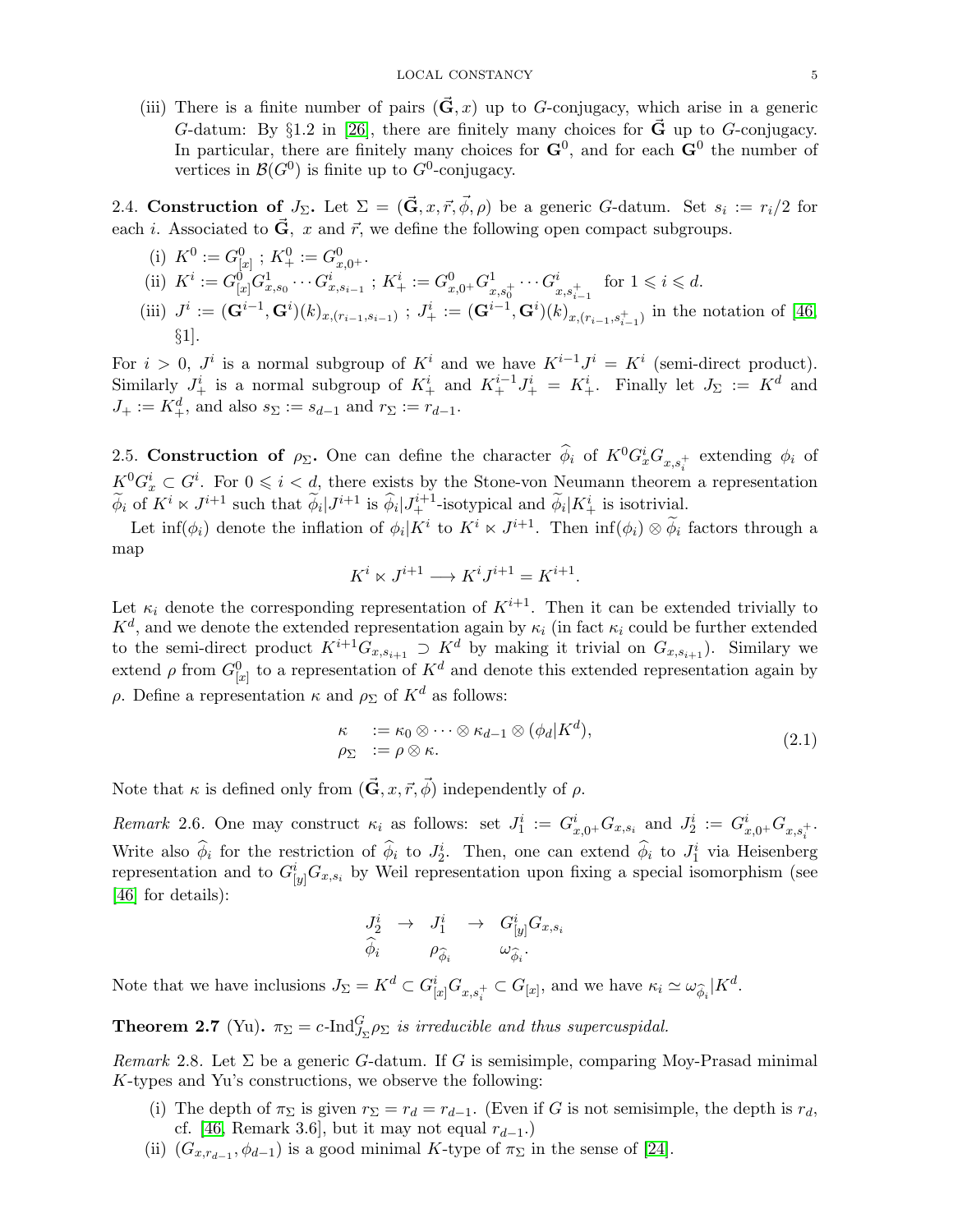(iii) There is a finite number of pairs $(\vec{\mathbf{G}}, x)$ up to $G$-conjugacy, which arise in a generic $G$-datum: By §1.2 in [26], there are finitely many choices for $\vec{\mathbf{G}}$ up to $G$-conjugacy. In particular, there are finitely many choices for $\mathbf{G}^0$, and for each $\mathbf{G}^0$ the number of vertices in $\mathcal{B}(G^0)$ is finite up to $G^0$-conjugacy.

2.4. **Construction of $J_\Sigma$.** Let $\Sigma = (\vec{\mathbf{G}}, x, \vec{r}, \vec{\phi}, \rho)$ be a generic $G$-datum. Set $s_i := r_i/2$ for each $i$. Associated to $\vec{\mathbf{G}}$, $x$ and $\vec{r}$, we define the following open compact subgroups.

(i) $K^0 := G^0_{[x]}$ ; $K^0_+ := G^0_{x,0^+}$.

(ii) $K^i := G^0_{[x]} G^1_{x,s_0} \cdots G^i_{x,s_{i-1}}$ ; $K^i_+ := G^0_{x,0^+} G^1_{x,s_0^+} \cdots G^i_{x,s_{i-1}^+}$ for $1 \leqslant i \leqslant d$.

(iii) $J^i := (\mathbf{G}^{i-1}, \mathbf{G}^i)(k)_{x,(r_{i-1},s_{i-1})}$ ; $J^i_+ := (\mathbf{G}^{i-1}, \mathbf{G}^i)(k)_{x,(r_{i-1},s^+_{i-1})}$ in the notation of [46, §1].

For $i > 0$, $J^i$ is a normal subgroup of $K^i$ and we have $K^{i-1}J^i = K^i$ (semi-direct product). Similarly $J^i_+$ is a normal subgroup of $K^i_+$ and $K^{i-1}_+ J^i_+ = K^i_+$. Finally let $J_\Sigma := K^d$ and $J_+ := K^d_+$, and also $s_\Sigma := s_{d-1}$ and $r_\Sigma := r_{d-1}$.

2.5. **Construction of $\rho_\Sigma$.** One can define the character $\widehat{\phi}_i$ of $K^0 G^i_x G_{x,s_i^+}$ extending $\phi_i$ of $K^0 G^i_x \subset G^i$. For $0 \leqslant i < d$, there exists by the Stone-von Neumann theorem a representation $\widetilde{\phi}_i$ of $K^i \ltimes J^{i+1}$ such that $\widetilde{\phi}_i | J^{i+1}$ is $\widehat{\phi}_i | J^{i+1}_+$-isotypical and $\widetilde{\phi}_i | K^i_+$ is isotrivial.

Let $\inf(\phi_i)$ denote the inflation of $\phi_i | K^i$ to $K^i \ltimes J^{i+1}$. Then $\inf(\phi_i) \otimes \widetilde{\phi}_i$ factors through a map

$$K^i \ltimes J^{i+1} \longrightarrow K^i J^{i+1} = K^{i+1}.$$

Let $\kappa_i$ denote the corresponding representation of $K^{i+1}$. Then it can be extended trivially to $K^d$, and we denote the extended representation again by $\kappa_i$ (in fact $\kappa_i$ could be further extended to the semi-direct product $K^{i+1} G_{x,s_{i+1}} \supset K^d$ by making it trivial on $G_{x,s_{i+1}}$). Similary we extend $\rho$ from $G^0_{[x]}$ to a representation of $K^d$ and denote this extended representation again by $\rho$. Define a representation $\kappa$ and $\rho_\Sigma$ of $K^d$ as follows:

$$\begin{array}{ll} \kappa & := \kappa_0 \otimes \cdots \otimes \kappa_{d-1} \otimes (\phi_d | K^d), \\ \rho_\Sigma & := \rho \otimes \kappa. \end{array} \tag{2.1}$$

Note that $\kappa$ is defined only from $(\vec{\mathbf{G}}, x, \vec{r}, \vec{\phi})$ independently of $\rho$.

*Remark* 2.6. One may construct $\kappa_i$ as follows: set $J^i_1 := G^i_{x,0^+} G_{x,s_i}$ and $J^i_2 := G^i_{x,0^+} G_{x,s_i^+}$. Write also $\widehat{\phi}_i$ for the restriction of $\widehat{\phi}_i$ to $J^i_2$. Then, one can extend $\widehat{\phi}_i$ to $J^i_1$ via Heisenberg representation and to $G^i_{[y]} G_{x,s_i}$ by Weil representation upon fixing a special isomorphism (see [46] for details):

$$\begin{array}{ccccc} J^i_2 & \to & J^i_1 & \to & G^i_{[y]} G_{x,s_i} \\ \widehat{\phi}_i & & \rho_{\widehat{\phi}_i} & & \omega_{\widehat{\phi}_i}. \end{array}$$

Note that we have inclusions $J_\Sigma = K^d \subset G^i_{[x]} G_{x,s_i^+} \subset G_{[x]}$, and we have $\kappa_i \simeq \omega_{\widehat{\phi}_i} | K^d$.

**Theorem 2.7** (Yu)**.** *$\pi_\Sigma = c\text{-}\mathrm{Ind}^G_{J_\Sigma} \rho_\Sigma$ is irreducible and thus supercuspidal.*

*Remark* 2.8. Let $\Sigma$ be a generic $G$-datum. If $G$ is semisimple, comparing Moy-Prasad minimal $K$-types and Yu's constructions, we observe the following:

(i) The depth of $\pi_\Sigma$ is given $r_\Sigma = r_d = r_{d-1}$. (Even if $G$ is not semisimple, the depth is $r_d$, cf. [46, Remark 3.6], but it may not equal $r_{d-1}$.)

(ii) $(G_{x,r_{d-1}}, \phi_{d-1})$ is a good minimal $K$-type of $\pi_\Sigma$ in the sense of [24].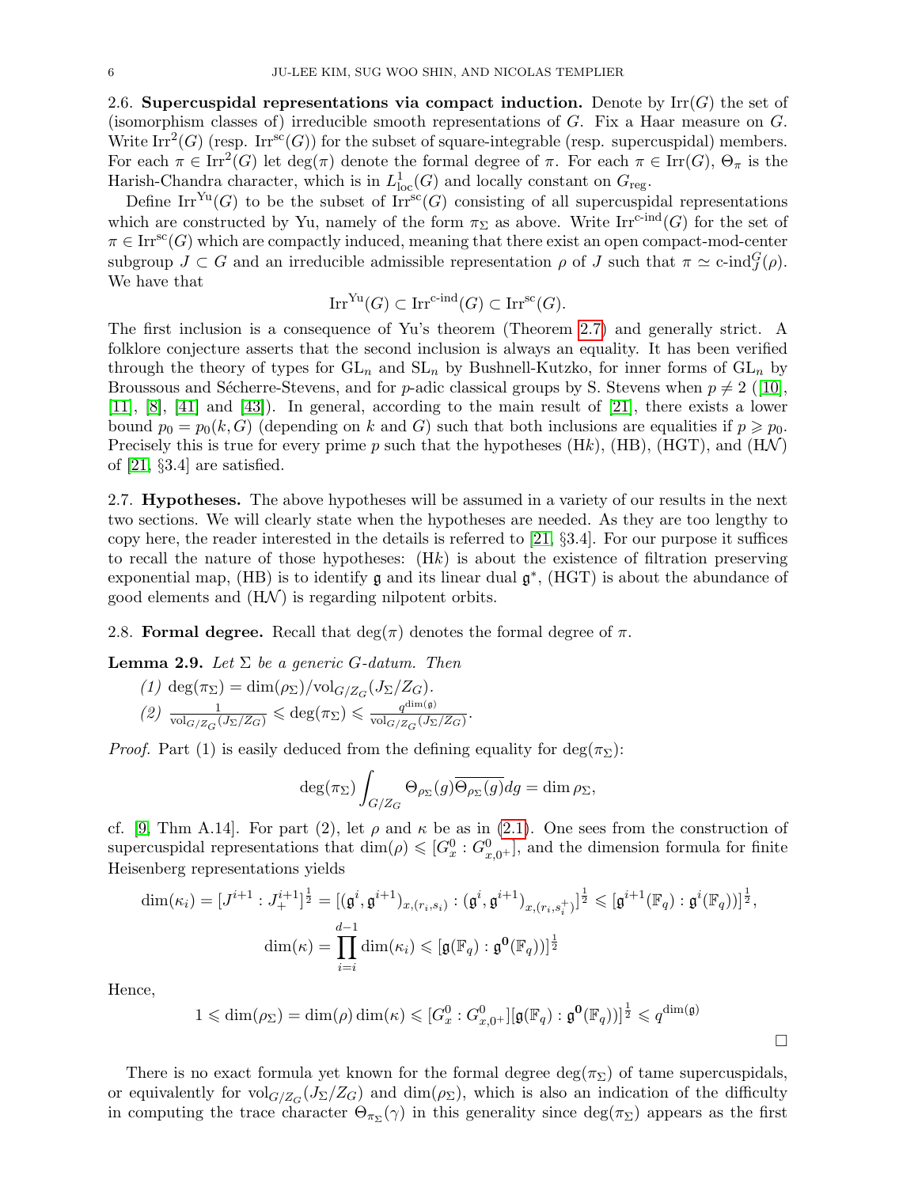2.6. **Supercuspidal representations via compact induction.** Denote by $\mathrm{Irr}(G)$ the set of (isomorphism classes of) irreducible smooth representations of $G$. Fix a Haar measure on $G$. Write $\mathrm{Irr}^2(G)$ (resp. $\mathrm{Irr}^{\mathrm{sc}}(G)$) for the subset of square-integrable (resp. supercuspidal) members. For each $\pi \in \mathrm{Irr}^2(G)$ let $\deg(\pi)$ denote the formal degree of $\pi$. For each $\pi \in \mathrm{Irr}(G)$, $\Theta_\pi$ is the Harish-Chandra character, which is in $L^1_{\mathrm{loc}}(G)$ and locally constant on $G_{\mathrm{reg}}$.

Define $\mathrm{Irr}^{\mathrm{Yu}}(G)$ to be the subset of $\mathrm{Irr}^{\mathrm{sc}}(G)$ consisting of all supercuspidal representations which are constructed by Yu, namely of the form $\pi_\Sigma$ as above. Write $\mathrm{Irr}^{\text{c-ind}}(G)$ for the set of $\pi \in \mathrm{Irr}^{\mathrm{sc}}(G)$ which are compactly induced, meaning that there exist an open compact-mod-center subgroup $J \subset G$ and an irreducible admissible representation $\rho$ of $J$ such that $\pi \simeq \text{c-ind}_J^G(\rho)$. We have that

$$\mathrm{Irr}^{\mathrm{Yu}}(G) \subset \mathrm{Irr}^{\text{c-ind}}(G) \subset \mathrm{Irr}^{\mathrm{sc}}(G).$$

The first inclusion is a consequence of Yu's theorem (Theorem 2.7) and generally strict. A folklore conjecture asserts that the second inclusion is always an equality. It has been verified through the theory of types for $\mathrm{GL}_n$ and $\mathrm{SL}_n$ by Bushnell-Kutzko, for inner forms of $\mathrm{GL}_n$ by Broussous and Sécherre-Stevens, and for $p$-adic classical groups by S. Stevens when $p \neq 2$ ([10], [11], [8], [41] and [43]). In general, according to the main result of [21], there exists a lower bound $p_0 = p_0(k, G)$ (depending on $k$ and $G$) such that both inclusions are equalities if $p \geqslant p_0$. Precisely this is true for every prime $p$ such that the hypotheses (H$k$), (HB), (HGT), and (H$\mathcal{N}$) of [21, §3.4] are satisfied.

2.7. **Hypotheses.** The above hypotheses will be assumed in a variety of our results in the next two sections. We will clearly state when the hypotheses are needed. As they are too lengthy to copy here, the reader interested in the details is referred to [21, §3.4]. For our purpose it suffices to recall the nature of those hypotheses: (H$k$) is about the existence of filtration preserving exponential map, (HB) is to identify $\mathfrak{g}$ and its linear dual $\mathfrak{g}^*$, (HGT) is about the abundance of good elements and (H$\mathcal{N}$) is regarding nilpotent orbits.

2.8. **Formal degree.** Recall that $\deg(\pi)$ denotes the formal degree of $\pi$.

**Lemma 2.9.** *Let $\Sigma$ be a generic $G$-datum. Then*

*(1)* $\deg(\pi_\Sigma) = \dim(\rho_\Sigma)/\mathrm{vol}_{G/Z_G}(J_\Sigma/Z_G)$.

*(2)* $\frac{1}{\mathrm{vol}_{G/Z_G}(J_\Sigma/Z_G)} \leqslant \deg(\pi_\Sigma) \leqslant \frac{q^{\dim(\mathfrak{g})}}{\mathrm{vol}_{G/Z_G}(J_\Sigma/Z_G)}$.

*Proof.* Part (1) is easily deduced from the defining equality for $\deg(\pi_\Sigma)$:

$$\deg(\pi_\Sigma)\int_{G/Z_G} \Theta_{\rho_\Sigma}(g)\overline{\Theta_{\rho_\Sigma}(g)}dg = \dim \rho_\Sigma,$$

cf. [9, Thm A.14]. For part (2), let $\rho$ and $\kappa$ be as in (2.1). One sees from the construction of supercuspidal representations that $\dim(\rho) \leqslant [G^0_x : G^0_{x,0^+}]$, and the dimension formula for finite Heisenberg representations yields

$$\dim(\kappa_i) = [J^{i+1} : J^{i+1}_+]^{\frac{1}{2}} = [(\mathfrak{g}^i, \mathfrak{g}^{i+1})_{x,(r_i,s_i)} : (\mathfrak{g}^i, \mathfrak{g}^{i+1})_{x,(r_i,s_i^+)}]^{\frac{1}{2}} \leqslant [\mathfrak{g}^{i+1}(\mathbb{F}_q) : \mathfrak{g}^i(\mathbb{F}_q))]^{\frac{1}{2}},$$

$$\dim(\kappa) = \prod_{i=i}^{d-1} \dim(\kappa_i) \leqslant [\mathfrak{g}(\mathbb{F}_q) : \mathfrak{g}^{\mathbf{0}}(\mathbb{F}_q))]^{\frac{1}{2}}$$

Hence,

$$1 \leqslant \dim(\rho_\Sigma) = \dim(\rho)\dim(\kappa) \leqslant [G^0_x : G^0_{x,0+}][\mathfrak{g}(\mathbb{F}_q) : \mathfrak{g}^{\mathbf{0}}(\mathbb{F}_q))]^{\frac{1}{2}} \leqslant q^{\dim(\mathfrak{g})}$$

$\square$

There is no exact formula yet known for the formal degree $\deg(\pi_\Sigma)$ of tame supercuspidals, or equivalently for $\mathrm{vol}_{G/Z_G}(J_\Sigma/Z_G)$ and $\dim(\rho_\Sigma)$, which is also an indication of the difficulty in computing the trace character $\Theta_{\pi_\Sigma}(\gamma)$ in this generality since $\deg(\pi_\Sigma)$ appears as the first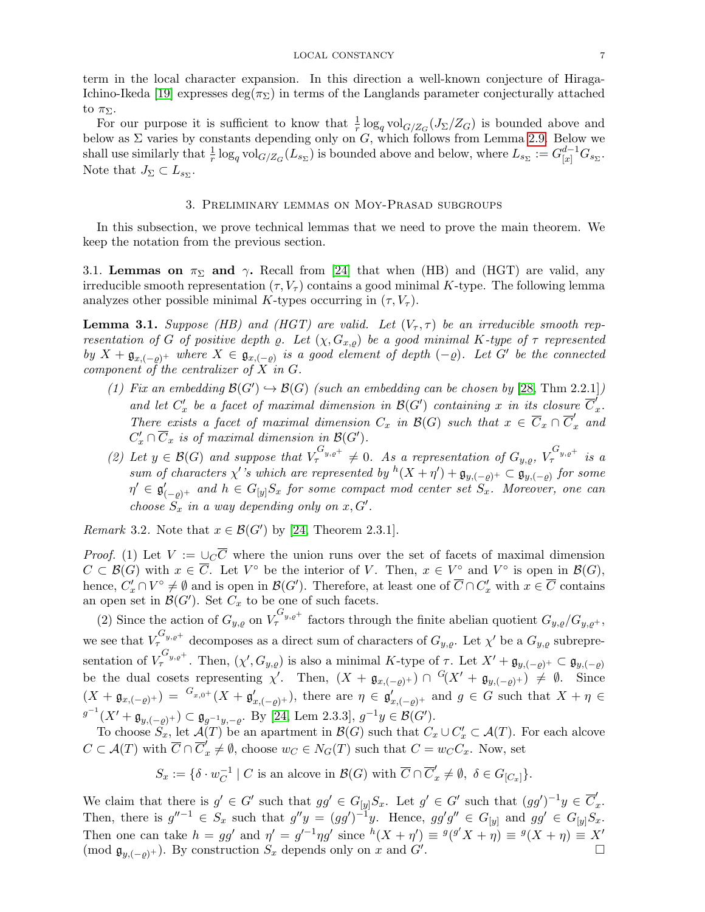term in the local character expansion. In this direction a well-known conjecture of Hiraga-Ichino-Ikeda [19] expresses $\deg(\pi_\Sigma)$ in terms of the Langlands parameter conjecturally attached to $\pi_\Sigma$.

For our purpose it is sufficient to know that $\frac{1}{r}\log_q \mathrm{vol}_{G/Z_G}(J_\Sigma/Z_G)$ is bounded above and below as $\Sigma$ varies by constants depending only on $G$, which follows from Lemma 2.9. Below we shall use similarly that $\frac{1}{r}\log_q \mathrm{vol}_{G/Z_G}(L_{s_\Sigma})$ is bounded above and below, where $L_{s_\Sigma} := G^{d-1}_{[x]} G_{s_\Sigma}$. Note that $J_\Sigma \subset L_{s_\Sigma}$.

## 3. Preliminary lemmas on Moy-Prasad subgroups

In this subsection, we prove technical lemmas that we need to prove the main theorem. We keep the notation from the previous section.

### 3.1. Lemmas on $\pi_\Sigma$ and $\gamma$.

Recall from [24] that when (HB) and (HGT) are valid, any irreducible smooth representation $(\tau, V_\tau)$ contains a good minimal $K$-type. The following lemma analyzes other possible minimal $K$-types occurring in $(\tau, V_\tau)$.

**Lemma 3.1.** *Suppose (HB) and (HGT) are valid. Let $(V_\tau, \tau)$ be an irreducible smooth representation of $G$ of positive depth $\varrho$. Let $(\chi, G_{x,\varrho})$ be a good minimal $K$-type of $\tau$ represented by $X + \mathfrak{g}_{x,(-\varrho)^+}$ where $X \in \mathfrak{g}_{x,(-\varrho)}$ is a good element of depth $(-\varrho)$. Let $G'$ be the connected component of the centralizer of $X$ in $G$.*

1. *Fix an embedding $\mathcal{B}(G') \hookrightarrow \mathcal{B}(G)$ (such an embedding can be chosen by [28, Thm 2.2.1]) and let $C'_x$ be a facet of maximal dimension in $\mathcal{B}(G')$ containing $x$ in its closure $\overline{C}'_x$. There exists a facet of maximal dimension $C_x$ in $\mathcal{B}(G)$ such that $x \in \overline{C}_x \cap \overline{C}'_x$ and $C'_x \cap \overline{C}_x$ is of maximal dimension in $\mathcal{B}(G')$.*
2. *Let $y \in \mathcal{B}(G)$ and suppose that $V_\tau^{G_{y,\varrho^+}} \neq 0$. As a representation of $G_{y,\varrho}$, $V_\tau^{G_{y,\varrho^+}}$ is a sum of characters $\chi'$'s which are represented by ${}^h(X+\eta') + \mathfrak{g}_{y,(-\varrho)^+} \subset \mathfrak{g}_{y,(-\varrho)}$ for some $\eta' \in \mathfrak{g}'_{(-\varrho)^+}$ and $h \in G_{[y]} S_x$ for some compact mod center set $S_x$. Moreover, one can choose $S_x$ in a way depending only on $x, G'$.*

*Remark* 3.2. Note that $x \in \mathcal{B}(G')$ by [24, Theorem 2.3.1].

*Proof.* (1) Let $V := \cup_C \overline{C}$ where the union runs over the set of facets of maximal dimension $C \subset \mathcal{B}(G)$ with $x \in \overline{C}$. Let $V^\circ$ be the interior of $V$. Then, $x \in V^\circ$ and $V^\circ$ is open in $\mathcal{B}(G)$, hence, $C'_x \cap V^\circ \neq \emptyset$ and is open in $\mathcal{B}(G')$. Therefore, at least one of $\overline{C} \cap C'_x$ with $x \in \overline{C}$ contains an open set in $\mathcal{B}(G')$. Set $C_x$ to be one of such facets.

(2) Since the action of $G_{y,\varrho}$ on $V_\tau^{G_{y,\varrho^+}}$ factors through the finite abelian quotient $G_{y,\varrho}/G_{y,\varrho^+}$, we see that $V_\tau^{G_{y,\varrho^+}}$ decomposes as a direct sum of characters of $G_{y,\varrho}$. Let $\chi'$ be a $G_{y,\varrho}$ subrepresentation of $V_\tau^{G_{y,\varrho^+}}$. Then, $(\chi', G_{y,\varrho})$ is also a minimal $K$-type of $\tau$. Let $X' + \mathfrak{g}_{y,(-\varrho)^+} \subset \mathfrak{g}_{y,(-\varrho)}$ be the dual cosets representing $\chi'$. Then, $(X + \mathfrak{g}_{x,(-\varrho)^+}) \cap {}^G(X' + \mathfrak{g}_{y,(-\varrho)^+}) \neq \emptyset$. Since $(X + \mathfrak{g}_{x,(-\varrho)^+}) = {}^{G_{x,0^+}}(X + \mathfrak{g}'_{x,(-\varrho)^+})$, there are $\eta \in \mathfrak{g}'_{x,(-\varrho)^+}$ and $g \in G$ such that $X + \eta \in {}^{g^{-1}}(X' + \mathfrak{g}_{y,(-\varrho)^+}) \subset \mathfrak{g}_{g^{-1}y,-\varrho}$. By [24, Lem 2.3.3], $g^{-1}y \in \mathcal{B}(G')$.

To choose $S_x$, let $\mathcal{A}(T)$ be an apartment in $\mathcal{B}(G)$ such that $C_x \cup C'_x \subset \mathcal{A}(T)$. For each alcove $C \subset \mathcal{A}(T)$ with $\overline{C} \cap \overline{C}'_x \neq \emptyset$, choose $w_C \in N_G(T)$ such that $C = w_C C_x$. Now, set

$$S_x := \{\delta \cdot w_C^{-1} \mid C \text{ is an alcove in } \mathcal{B}(G) \text{ with } \overline{C} \cap \overline{C}'_x \neq \emptyset,\ \delta \in G_{[C_x]}\}.$$

We claim that there is $g' \in G'$ such that $gg' \in G_{[y]} S_x$. Let $g' \in G'$ such that $(gg')^{-1} y \in \overline{C}'_x$. Then, there is $g''^{-1} \in S_x$ such that $g'' y = (gg')^{-1} y$. Hence, $gg'g'' \in G_{[y]}$ and $gg' \in G_{[y]} S_x$. Then one can take $h = gg'$ and $\eta' = g'^{-1}\eta g'$ since ${}^h(X+\eta') \equiv {}^g({}^{g'}X + \eta) \equiv {}^g(X+\eta) \equiv X'$ (mod $\mathfrak{g}_{y,(-\varrho)^+}$). By construction $S_x$ depends only on $x$ and $G'$. $\square$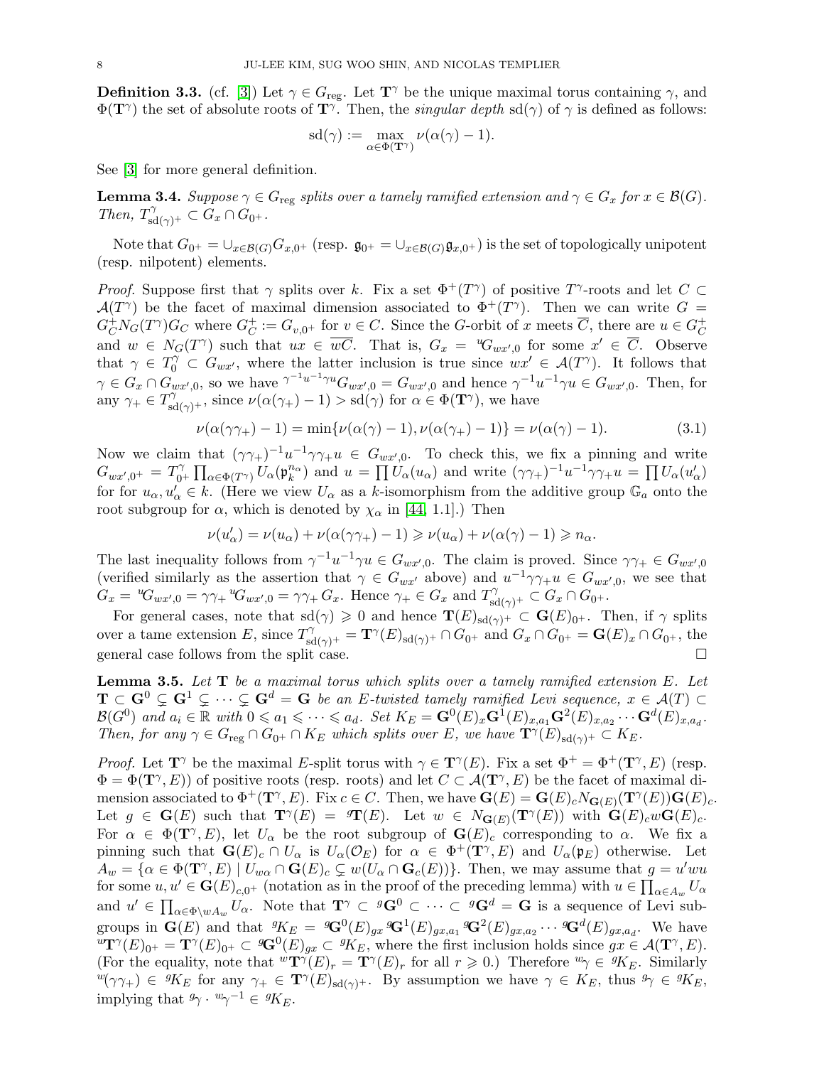**Definition 3.3.** (cf. [3]) Let $\gamma \in G_{\mathrm{reg}}$. Let $\mathbf{T}^\gamma$ be the unique maximal torus containing $\gamma$, and $\Phi(\mathbf{T}^\gamma)$ the set of absolute roots of $\mathbf{T}^\gamma$. Then, the *singular depth* $\mathrm{sd}(\gamma)$ of $\gamma$ is defined as follows:

$$\mathrm{sd}(\gamma) := \max_{\alpha \in \Phi(\mathbf{T}^\gamma)} \nu(\alpha(\gamma) - 1).$$

See [3] for more general definition.

**Lemma 3.4.** *Suppose $\gamma \in G_{\mathrm{reg}}$ splits over a tamely ramified extension and $\gamma \in G_x$ for $x \in \mathcal{B}(G)$. Then, $T^\gamma_{\mathrm{sd}(\gamma)^+} \subset G_x \cap G_{0^+}$.*

Note that $G_{0^+} = \cup_{x \in \mathcal{B}(G)} G_{x,0^+}$ (resp. $\mathfrak{g}_{0^+} = \cup_{x \in \mathcal{B}(G)} \mathfrak{g}_{x,0^+}$) is the set of topologically unipotent (resp. nilpotent) elements.

*Proof.* Suppose first that $\gamma$ splits over $k$. Fix a set $\Phi^+(T^\gamma)$ of positive $T^\gamma$-roots and let $C \subset \mathcal{A}(T^\gamma)$ be the facet of maximal dimension associated to $\Phi^+(T^\gamma)$. Then we can write $G = G_C^+ N_G(T^\gamma) G_C$ where $G_C^+ := G_{v,0^+}$ for $v \in C$. Since the $G$-orbit of $x$ meets $\overline{C}$, there are $u \in G_C^+$ and $w \in N_G(T^\gamma)$ such that $ux \in \overline{wC}$. That is, $G_x = {}^u G_{wx',0}$ for some $x' \in \overline{C}$. Observe that $\gamma \in T_0^\gamma \subset G_{wx'}$, where the latter inclusion is true since $wx' \in \mathcal{A}(T^\gamma)$. It follows that $\gamma \in G_x \cap G_{wx',0}$, so we have ${}^{\gamma^{-1}u^{-1}\gamma u} G_{wx',0} = G_{wx',0}$ and hence $\gamma^{-1}u^{-1}\gamma u \in G_{wx',0}$. Then, for any $\gamma_+ \in T^\gamma_{\mathrm{sd}(\gamma)^+}$, since $\nu(\alpha(\gamma_+) - 1) > \mathrm{sd}(\gamma)$ for $\alpha \in \Phi(\mathbf{T}^\gamma)$, we have

$$\nu(\alpha(\gamma\gamma_+) - 1) = \min\{\nu(\alpha(\gamma) - 1), \nu(\alpha(\gamma_+) - 1)\} = \nu(\alpha(\gamma) - 1). \tag{3.1}$$

Now we claim that $(\gamma\gamma_+)^{-1}u^{-1}\gamma\gamma_+ u \in G_{wx',0}$. To check this, we fix a pinning and write $G_{wx',0^+} = T^\gamma_{0^+} \prod_{\alpha \in \Phi(T^\gamma)} U_\alpha(\mathfrak{p}_k^{n_\alpha})$ and $u = \prod U_\alpha(u_\alpha)$ and write $(\gamma\gamma_+)^{-1}u^{-1}\gamma\gamma_+ u = \prod U_\alpha(u'_\alpha)$ for for $u_\alpha, u'_\alpha \in k$. (Here we view $U_\alpha$ as a $k$-isomorphism from the additive group $\mathbb{G}_a$ onto the root subgroup for $\alpha$, which is denoted by $\chi_\alpha$ in [44, 1.1].) Then

$$\nu(u'_\alpha) = \nu(u_\alpha) + \nu(\alpha(\gamma\gamma_+) - 1) \geqslant \nu(u_\alpha) + \nu(\alpha(\gamma) - 1) \geqslant n_\alpha.$$

The last inequality follows from $\gamma^{-1}u^{-1}\gamma u \in G_{wx',0}$. The claim is proved. Since $\gamma\gamma_+ \in G_{wx',0}$ (verified similarly as the assertion that $\gamma \in G_{wx'}$ above) and $u^{-1}\gamma\gamma_+ u \in G_{wx',0}$, we see that $G_x = {}^u G_{wx',0} = {}^{\gamma\gamma_+ u} G_{wx',0} = {}^{\gamma\gamma_+} G_x$. Hence $\gamma_+ \in G_x$ and $T^\gamma_{\mathrm{sd}(\gamma)^+} \subset G_x \cap G_{0^+}$.

For general cases, note that $\mathrm{sd}(\gamma) \geqslant 0$ and hence $\mathbf{T}(E)_{\mathrm{sd}(\gamma)^+} \subset \mathbf{G}(E)_{0^+}$. Then, if $\gamma$ splits over a tame extension $E$, since $T^\gamma_{\mathrm{sd}(\gamma)^+} = \mathbf{T}^\gamma(E)_{\mathrm{sd}(\gamma)^+} \cap G_{0^+}$ and $G_x \cap G_{0^+} = \mathbf{G}(E)_x \cap G_{0^+}$, the general case follows from the split case. $\square$

**Lemma 3.5.** *Let $\mathbf{T}$ be a maximal torus which splits over a tamely ramified extension $E$. Let $\mathbf{T} \subset \mathbf{G}^0 \subsetneq \mathbf{G}^1 \subsetneq \cdots \subsetneq \mathbf{G}^d = \mathbf{G}$ be an $E$-twisted tamely ramified Levi sequence, $x \in \mathcal{A}(T) \subset \mathcal{B}(G^0)$ and $a_i \in \mathbb{R}$ with $0 \leqslant a_1 \leqslant \cdots \leqslant a_d$. Set $K_E = \mathbf{G}^0(E)_x \mathbf{G}^1(E)_{x,a_1} \mathbf{G}^2(E)_{x,a_2} \cdots \mathbf{G}^d(E)_{x,a_d}$. Then, for any $\gamma \in G_{\mathrm{reg}} \cap G_{0^+} \cap K_E$ which splits over $E$, we have $\mathbf{T}^\gamma(E)_{\mathrm{sd}(\gamma)^+} \subset K_E$.*

*Proof.* Let $\mathbf{T}^\gamma$ be the maximal $E$-split torus with $\gamma \in \mathbf{T}^\gamma(E)$. Fix a set $\Phi^+ = \Phi^+(\mathbf{T}^\gamma, E)$ (resp. $\Phi = \Phi(\mathbf{T}^\gamma, E)$) of positive roots (resp. roots) and let $C \subset \mathcal{A}(\mathbf{T}^\gamma, E)$ be the facet of maximal dimension associated to $\Phi^+(\mathbf{T}^\gamma, E)$. Fix $c \in C$. Then, we have $\mathbf{G}(E) = \mathbf{G}(E)_c N_{\mathbf{G}(E)}(\mathbf{T}^\gamma(E)) \mathbf{G}(E)_c$. Let $g \in \mathbf{G}(E)$ such that $\mathbf{T}^\gamma(E) = {}^g\mathbf{T}(E)$. Let $w \in N_{\mathbf{G}(E)}(\mathbf{T}^\gamma(E))$ with $\mathbf{G}(E)_c w \mathbf{G}(E)_c$. For $\alpha \in \Phi(\mathbf{T}^\gamma, E)$, let $U_\alpha$ be the root subgroup of $\mathbf{G}(E)_c$ corresponding to $\alpha$. We fix a pinning such that $\mathbf{G}(E)_c \cap U_\alpha$ is $U_\alpha(\mathcal{O}_E)$ for $\alpha \in \Phi^+(\mathbf{T}^\gamma, E)$ and $U_\alpha(\mathfrak{p}_E)$ otherwise. Let $A_w = \{\alpha \in \Phi(\mathbf{T}^\gamma, E) \mid U_{w\alpha} \cap \mathbf{G}(E)_c \subsetneq w(U_\alpha \cap \mathbf{G}_c(E))\}$. Then, we may assume that $g = u'wu$ for some $u, u' \in \mathbf{G}(E)_{c,0^+}$ (notation as in the proof of the preceding lemma) with $u \in \prod_{\alpha \in A_w} U_\alpha$ and $u' \in \prod_{\alpha \in \Phi \setminus wA_w} U_\alpha$. Note that $\mathbf{T}^\gamma \subset {}^g\mathbf{G}^0 \subset \cdots \subset {}^g\mathbf{G}^d = \mathbf{G}$ is a sequence of Levi subgroups in $\mathbf{G}(E)$ and that ${}^gK_E = {}^g\mathbf{G}^0(E)_{gx}\, {}^g\mathbf{G}^1(E)_{gx,a_1}\, {}^g\mathbf{G}^2(E)_{gx,a_2} \cdots {}^g\mathbf{G}^d(E)_{gx,a_d}$. We have ${}^w\mathbf{T}^\gamma(E)_{0^+} = \mathbf{T}^\gamma(E)_{0^+} \subset {}^g\mathbf{G}^0(E)_{gx} \subset {}^gK_E$, where the first inclusion holds since $gx \in \mathcal{A}(\mathbf{T}^\gamma, E)$. (For the equality, note that ${}^w\mathbf{T}^\gamma(E)_r = \mathbf{T}^\gamma(E)_r$ for all $r \geqslant 0$.) Therefore ${}^w\gamma \in {}^gK_E$. Similarly ${}^w(\gamma\gamma_+) \in {}^gK_E$ for any $\gamma_+ \in \mathbf{T}^\gamma(E)_{\mathrm{sd}(\gamma)^+}$. By assumption we have $\gamma \in K_E$, thus ${}^g\gamma \in {}^gK_E$, implying that ${}^g\gamma \cdot {}^w\gamma^{-1} \in {}^gK_E$.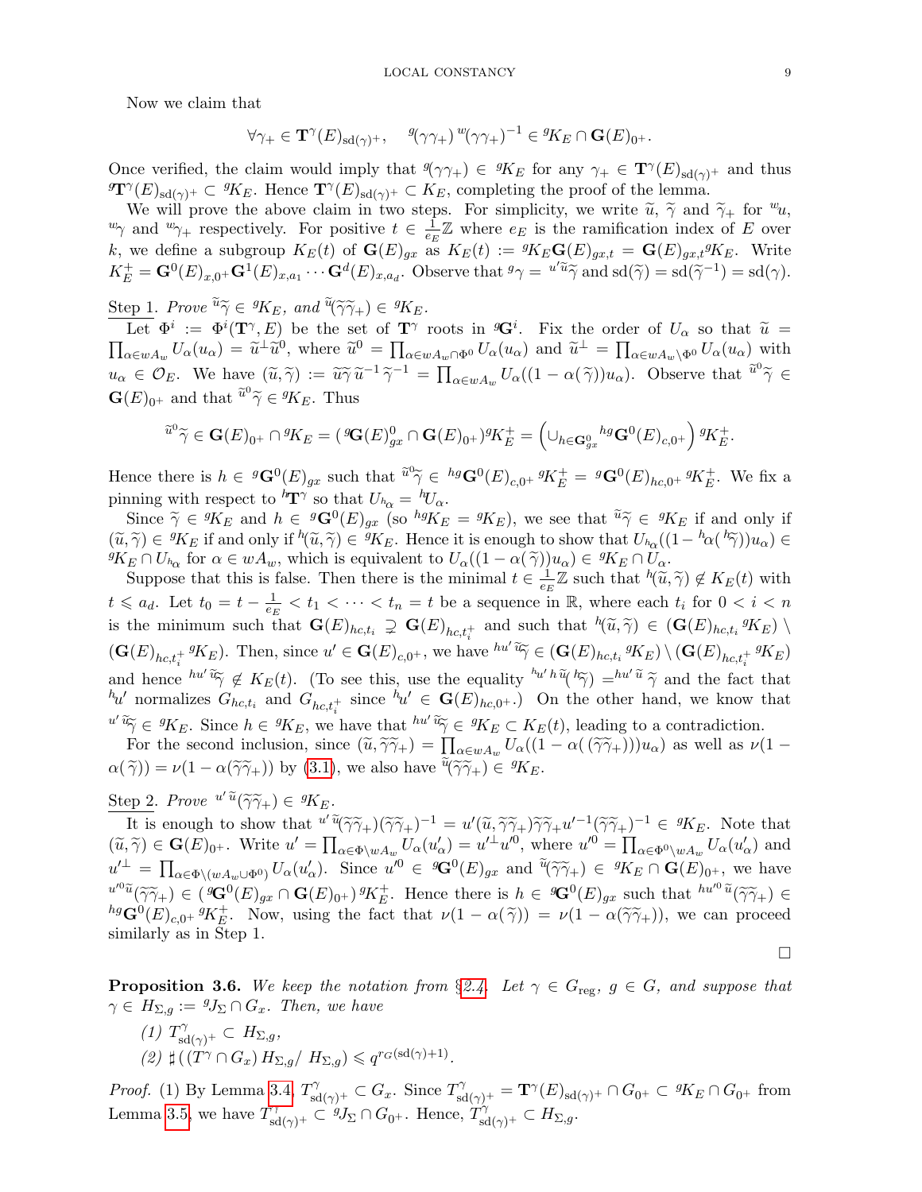Now we claim that

$$\forall \gamma_+ \in \mathbf{T}^\gamma(E)_{\mathrm{sd}(\gamma)^+}, \quad {}^g(\gamma\gamma_+)\,{}^w(\gamma\gamma_+)^{-1} \in {}^gK_E \cap \mathbf{G}(E)_{0^+}.$$

Once verified, the claim would imply that ${}^g(\gamma\gamma_+) \in {}^gK_E$ for any $\gamma_+ \in \mathbf{T}^\gamma(E)_{\mathrm{sd}(\gamma)^+}$ and thus ${}^g\mathbf{T}^\gamma(E)_{\mathrm{sd}(\gamma)^+} \subset {}^gK_E$. Hence $\mathbf{T}^\gamma(E)_{\mathrm{sd}(\gamma)^+} \subset K_E$, completing the proof of the lemma.

We will prove the above claim in two steps. For simplicity, we write $\widetilde{u}$, $\widetilde{\gamma}$ and $\widetilde{\gamma}_+$ for ${}^wu$, ${}^w\gamma$ and ${}^w\gamma_+$ respectively. For positive $t \in \frac{1}{e_E}\mathbb{Z}$ where $e_E$ is the ramification index of $E$ over $k$, we define a subgroup $K_E(t)$ of $\mathbf{G}(E)_{gx}$ as $K_E(t) := {}^gK_E\mathbf{G}(E)_{gx,t} = \mathbf{G}(E)_{gx,t}{}^gK_E$. Write $K_E^+ = \mathbf{G}^0(E)_{x,0^+}\mathbf{G}^1(E)_{x,a_1}\cdots\mathbf{G}^d(E)_{x,a_d}$. Observe that ${}^g\gamma = {}^{u'\widetilde{u}}\widetilde{\gamma}$ and $\mathrm{sd}(\widetilde{\gamma}) = \mathrm{sd}(\widetilde{\gamma}^{-1}) = \mathrm{sd}(\gamma)$.

<u>Step 1</u>. *Prove ${}^{\widetilde{u}}\widetilde{\gamma} \in {}^gK_E$, and ${}^{\widetilde{u}}(\widetilde{\gamma}\widetilde{\gamma}_+) \in {}^gK_E$.*

Let $\Phi^i := \Phi^i(\mathbf{T}^\gamma, E)$ be the set of $\mathbf{T}^\gamma$ roots in ${}^g\mathbf{G}^i$. Fix the order of $U_\alpha$ so that $\widetilde{u} = \prod_{\alpha\in wA_w} U_\alpha(u_\alpha) = \widetilde{u}^\perp\widetilde{u}^0$, where $\widetilde{u}^0 = \prod_{\alpha\in wA_w\cap\Phi^0} U_\alpha(u_\alpha)$ and $\widetilde{u}^\perp = \prod_{\alpha\in wA_w\setminus\Phi^0} U_\alpha(u_\alpha)$ with $u_\alpha \in \mathcal{O}_E$. We have $(\widetilde{u},\widetilde{\gamma}) := \widetilde{u}\widetilde{\gamma}\widetilde{u}^{-1}\widetilde{\gamma}^{-1} = \prod_{\alpha\in wA_w} U_\alpha((1-\alpha(\widetilde{\gamma}))u_\alpha)$. Observe that ${}^{\widetilde{u}^0}\widetilde{\gamma} \in \mathbf{G}(E)_{0^+}$ and that ${}^{\widetilde{u}^0}\widetilde{\gamma} \in {}^gK_E$. Thus

$${}^{\widetilde{u}^0}\widetilde{\gamma} \in \mathbf{G}(E)_{0^+} \cap {}^gK_E = ({}^g\mathbf{G}(E)^0_{gx} \cap \mathbf{G}(E)_{0^+}){}^gK_E^+ = \left(\cup_{h\in\mathbf{G}^0_{gx}} {}^{hg}\mathbf{G}^0(E)_{c,0^+}\right){}^gK_E^+.$$

Hence there is $h \in {}^g\mathbf{G}^0(E)_{gx}$ such that ${}^{\widetilde{u}^0}\widetilde{\gamma} \in {}^{hg}\mathbf{G}^0(E)_{c,0^+}\,{}^gK_E^+ = {}^g\mathbf{G}^0(E)_{hc,0^+}\,{}^gK_E^+$. We fix a pinning with respect to ${}^h\mathbf{T}^\gamma$ so that $U_{{}^h\alpha} = {}^hU_\alpha$.

Since $\widetilde{\gamma} \in {}^gK_E$ and $h \in {}^g\mathbf{G}^0(E)_{gx}$ (so ${}^{hg}K_E = {}^gK_E$), we see that ${}^{\widetilde{u}}\widetilde{\gamma} \in {}^gK_E$ if and only if $(\widetilde{u},\widetilde{\gamma}) \in {}^gK_E$ if and only if ${}^h(\widetilde{u},\widetilde{\gamma}) \in {}^gK_E$. Hence it is enough to show that $U_{{}^h\alpha}((1-{}^h\alpha({}^h\widetilde{\gamma}))u_\alpha) \in {}^gK_E \cap U_{{}^h\alpha}$ for $\alpha \in wA_w$, which is equivalent to $U_\alpha((1-\alpha(\widetilde{\gamma}))u_\alpha) \in {}^gK_E \cap U_\alpha$.

Suppose that this is false. Then there is the minimal $t \in \frac{1}{e_E}\mathbb{Z}$ such that ${}^h(\widetilde{u},\widetilde{\gamma}) \notin K_E(t)$ with $t \leqslant a_d$. Let $t_0 = t - \frac{1}{e_E} < t_1 < \cdots < t_n = t$ be a sequence in $\mathbb{R}$, where each $t_i$ for $0 < i < n$ is the minimum such that $\mathbf{G}(E)_{hc,t_i} \supsetneq \mathbf{G}(E)_{hc,t_i^+}$ and such that ${}^h(\widetilde{u},\widetilde{\gamma}) \in (\mathbf{G}(E)_{hc,t_i}{}^gK_E) \setminus (\mathbf{G}(E)_{hc,t_i^+}{}^gK_E)$. Then, since $u' \in \mathbf{G}(E)_{c,0^+}$, we have ${}^{hu'\widetilde{u}}\widetilde{\gamma} \in (\mathbf{G}(E)_{hc,t_i}{}^gK_E) \setminus (\mathbf{G}(E)_{hc,t_i^+}{}^gK_E)$ and hence ${}^{hu'\widetilde{u}}\widetilde{\gamma} \notin K_E(t)$. (To see this, use the equality ${}^{{}^hu'\,h\widetilde{u}}({}^h\widetilde{\gamma}) = {}^{hu'\,\widetilde{u}}\,\widetilde{\gamma}$ and the fact that ${}^hu'$ normalizes $G_{hc,t_i}$ and $G_{hc,t_i^+}$ since ${}^hu' \in \mathbf{G}(E)_{hc,0^+}$.) On the other hand, we know that ${}^{u'\widetilde{u}}\widetilde{\gamma} \in {}^gK_E$. Since $h \in {}^gK_E$, we have that ${}^{hu'\widetilde{u}}\widetilde{\gamma} \in {}^gK_E \subset K_E(t)$, leading to a contradiction.

For the second inclusion, since $(\widetilde{u},\widetilde{\gamma}\widetilde{\gamma}_+) = \prod_{\alpha\in wA_w} U_\alpha((1-\alpha((\widetilde{\gamma}\widetilde{\gamma}_+)))u_\alpha)$ as well as $\nu(1-\alpha(\widetilde{\gamma})) = \nu(1-\alpha(\widetilde{\gamma}\widetilde{\gamma}_+))$ by (3.1), we also have ${}^{\widetilde{u}}(\widetilde{\gamma}\widetilde{\gamma}_+) \in {}^gK_E$.

<u>Step 2</u>. *Prove ${}^{u'\widetilde{u}}(\widetilde{\gamma}\widetilde{\gamma}_+) \in {}^gK_E$.*

It is enough to show that ${}^{u'\widetilde{u}}(\widetilde{\gamma}\widetilde{\gamma}_+)(\widetilde{\gamma}\widetilde{\gamma}_+)^{-1} = u'(\widetilde{u},\widetilde{\gamma}\widetilde{\gamma}_+)\widetilde{\gamma}\widetilde{\gamma}_+u'^{-1}(\widetilde{\gamma}\widetilde{\gamma}_+)^{-1} \in {}^gK_E$. Note that $(\widetilde{u},\widetilde{\gamma}) \in \mathbf{G}(E)_{0^+}$. Write $u' = \prod_{\alpha\in\Phi\setminus wA_w} U_\alpha(u'_\alpha) = u'^\perp u'^0$, where $u'^0 = \prod_{\alpha\in\Phi^0\setminus wA_w} U_\alpha(u'_\alpha)$ and $u'^\perp = \prod_{\alpha\in\Phi\setminus(wA_w\cup\Phi^0)} U_\alpha(u'_\alpha)$. Since $u'^0 \in {}^g\mathbf{G}^0(E)_{gx}$ and ${}^{\widetilde{u}}(\widetilde{\gamma}\widetilde{\gamma}_+) \in {}^gK_E \cap \mathbf{G}(E)_{0^+}$, we have ${}^{u'^0\widetilde{u}}(\widetilde{\gamma}\widetilde{\gamma}_+) \in ({}^g\mathbf{G}^0(E)_{gx} \cap \mathbf{G}(E)_{0^+}){}^gK_E^+$. Hence there is $h \in {}^g\mathbf{G}^0(E)_{gx}$ such that ${}^{hu'^0\widetilde{u}}(\widetilde{\gamma}\widetilde{\gamma}_+) \in {}^{hg}\mathbf{G}^0(E)_{c,0^+}\,{}^gK_E^+$. Now, using the fact that $\nu(1-\alpha(\widetilde{\gamma})) = \nu(1-\alpha(\widetilde{\gamma}\widetilde{\gamma}_+))$, we can proceed similarly as in Step 1.

□

**Proposition 3.6.** *We keep the notation from §2.4. Let $\gamma \in G_{\mathrm{reg}}$, $g \in G$, and suppose that $\gamma \in H_{\Sigma,g} := {}^gJ_\Sigma \cap G_x$. Then, we have*

*(1) $T^\gamma_{\mathrm{sd}(\gamma)^+} \subset H_{\Sigma,g}$,*

*(2) $\sharp\left((T^\gamma \cap G_x)\,H_{\Sigma,g}/\,H_{\Sigma,g}\right) \leqslant q^{r_G(\mathrm{sd}(\gamma)+1)}$.*

*Proof.* (1) By Lemma 3.4, $T^\gamma_{\mathrm{sd}(\gamma)^+} \subset G_x$. Since $T^\gamma_{\mathrm{sd}(\gamma)^+} = \mathbf{T}^\gamma(E)_{\mathrm{sd}(\gamma)^+} \cap G_{0^+} \subset {}^gK_E \cap G_{0^+}$ from Lemma 3.5, we have $T^\gamma_{\mathrm{sd}(\gamma)^+} \subset {}^gJ_\Sigma \cap G_{0^+}$. Hence, $T^\gamma_{\mathrm{sd}(\gamma)^+} \subset H_{\Sigma,g}$.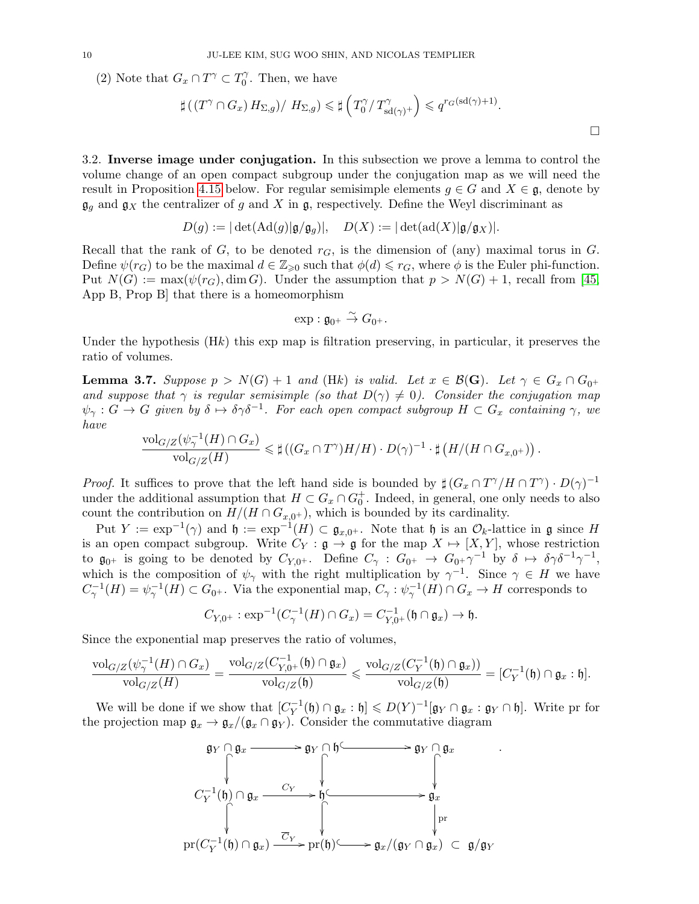(2) Note that $G_x \cap T^\gamma \subset T_0^\gamma$. Then, we have

$$\sharp\left(\left(T^\gamma \cap G_x\right) H_{\Sigma,g}\right) / \, H_{\Sigma,g}) \leqslant \sharp\left(T_0^\gamma / \, T^\gamma_{\mathrm{sd}(\gamma)^+}\right) \leqslant q^{r_G(\mathrm{sd}(\gamma)+1)}.$$

□

3.2. **Inverse image under conjugation.** In this subsection we prove a lemma to control the volume change of an open compact subgroup under the conjugation map as we will need the result in Proposition 4.15 below. For regular semisimple elements $g \in G$ and $X \in \mathfrak{g}$, denote by $\mathfrak{g}_g$ and $\mathfrak{g}_X$ the centralizer of $g$ and $X$ in $\mathfrak{g}$, respectively. Define the Weyl discriminant as

$$D(g) := |\det(\mathrm{Ad}(g)|\mathfrak{g}/\mathfrak{g}_g)|, \quad D(X) := |\det(\mathrm{ad}(X)|\mathfrak{g}/\mathfrak{g}_X)|.$$

Recall that the rank of $G$, to be denoted $r_G$, is the dimension of (any) maximal torus in $G$. Define $\psi(r_G)$ to be the maximal $d \in \mathbb{Z}_{\geqslant 0}$ such that $\phi(d) \leqslant r_G$, where $\phi$ is the Euler phi-function. Put $N(G) := \max(\psi(r_G), \dim G)$. Under the assumption that $p > N(G)+1$, recall from [45, App B, Prop B] that there is a homeomorphism

$$\exp : \mathfrak{g}_{0^+} \xrightarrow{\sim} G_{0^+}.$$

Under the hypothesis (H$k$) this exp map is filtration preserving, in particular, it preserves the ratio of volumes.

**Lemma 3.7.** *Suppose $p > N(G) + 1$ and (H$k$) is valid. Let $x \in \mathcal{B}(\mathbf{G})$. Let $\gamma \in G_x \cap G_{0^+}$ and suppose that $\gamma$ is regular semisimple (so that $D(\gamma) \neq 0$). Consider the conjugation map $\psi_\gamma : G \to G$ given by $\delta \mapsto \delta\gamma\delta^{-1}$. For each open compact subgroup $H \subset G_x$ containing $\gamma$, we have*

$$\frac{\mathrm{vol}_{G/Z}(\psi_\gamma^{-1}(H) \cap G_x)}{\mathrm{vol}_{G/Z}(H)} \leqslant \sharp\left((G_x \cap T^\gamma)H/H\right) \cdot D(\gamma)^{-1} \cdot \sharp\left(H/(H \cap G_{x,0^+})\right).$$

*Proof.* It suffices to prove that the left hand side is bounded by $\sharp\left(G_x \cap T^\gamma / H \cap T^\gamma\right) \cdot D(\gamma)^{-1}$ under the additional assumption that $H \subset G_x \cap G_0^+$. Indeed, in general, one only needs to also count the contribution on $H/(H \cap G_{x,0^+})$, which is bounded by its cardinality.

Put $Y := \exp^{-1}(\gamma)$ and $\mathfrak{h} := \exp^{-1}(H) \subset \mathfrak{g}_{x,0^+}$. Note that $\mathfrak{h}$ is an $\mathcal{O}_k$-lattice in $\mathfrak{g}$ since $H$ is an open compact subgroup. Write $C_Y : \mathfrak{g} \to \mathfrak{g}$ for the map $X \mapsto [X, Y]$, whose restriction to $\mathfrak{g}_{0^+}$ is going to be denoted by $C_{Y,0^+}$. Define $C_\gamma : G_{0^+} \to G_{0^+}\gamma^{-1}$ by $\delta \mapsto \delta\gamma\delta^{-1}\gamma^{-1}$, which is the composition of $\psi_\gamma$ with the right multiplication by $\gamma^{-1}$. Since $\gamma \in H$ we have $C_\gamma^{-1}(H) = \psi_\gamma^{-1}(H) \subset G_{0^+}$. Via the exponential map, $C_\gamma : \psi_\gamma^{-1}(H) \cap G_x \to H$ corresponds to

$$C_{Y,0^+} : \exp^{-1}(C_\gamma^{-1}(H) \cap G_x) = C_{Y,0^+}^{-1}(\mathfrak{h} \cap \mathfrak{g}_x) \to \mathfrak{h}.$$

Since the exponential map preserves the ratio of volumes,

$$\frac{\mathrm{vol}_{G/Z}(\psi_\gamma^{-1}(H) \cap G_x)}{\mathrm{vol}_{G/Z}(H)} = \frac{\mathrm{vol}_{G/Z}(C_{Y,0^+}^{-1}(\mathfrak{h}) \cap \mathfrak{g}_x)}{\mathrm{vol}_{G/Z}(\mathfrak{h})} \leqslant \frac{\mathrm{vol}_{G/Z}(C_Y^{-1}(\mathfrak{h}) \cap \mathfrak{g}_x))}{\mathrm{vol}_{G/Z}(\mathfrak{h})} = [C_Y^{-1}(\mathfrak{h}) \cap \mathfrak{g}_x : \mathfrak{h}].$$

We will be done if we show that $[C_Y^{-1}(\mathfrak{h}) \cap \mathfrak{g}_x : \mathfrak{h}] \leqslant D(Y)^{-1}[\mathfrak{g}_Y \cap \mathfrak{g}_x : \mathfrak{g}_Y \cap \mathfrak{h}]$. Write pr for the projection map $\mathfrak{g}_x \to \mathfrak{g}_x/(\mathfrak{g}_x \cap \mathfrak{g}_Y)$. Consider the commutative diagram

$$\begin{array}{ccccc}
\mathfrak{g}_Y \cap \mathfrak{g}_x & \longrightarrow & \mathfrak{g}_Y \cap \mathfrak{h} & \hookrightarrow & \mathfrak{g}_Y \cap \mathfrak{g}_x \\
\downarrow & & \downarrow & & \downarrow \\
C_Y^{-1}(\mathfrak{h}) \cap \mathfrak{g}_x & \xrightarrow{C_Y} & \mathfrak{h} & \hookrightarrow & \mathfrak{g}_x \\
\downarrow & & \downarrow & & \downarrow \mathrm{pr} \\
\mathrm{pr}(C_Y^{-1}(\mathfrak{h}) \cap \mathfrak{g}_x) & \xrightarrow{\overline{C}_Y} & \mathrm{pr}(\mathfrak{h}) & \hookrightarrow & \mathfrak{g}_x/(\mathfrak{g}_Y \cap \mathfrak{g}_x) \subset \mathfrak{g}/\mathfrak{g}_Y
\end{array}$$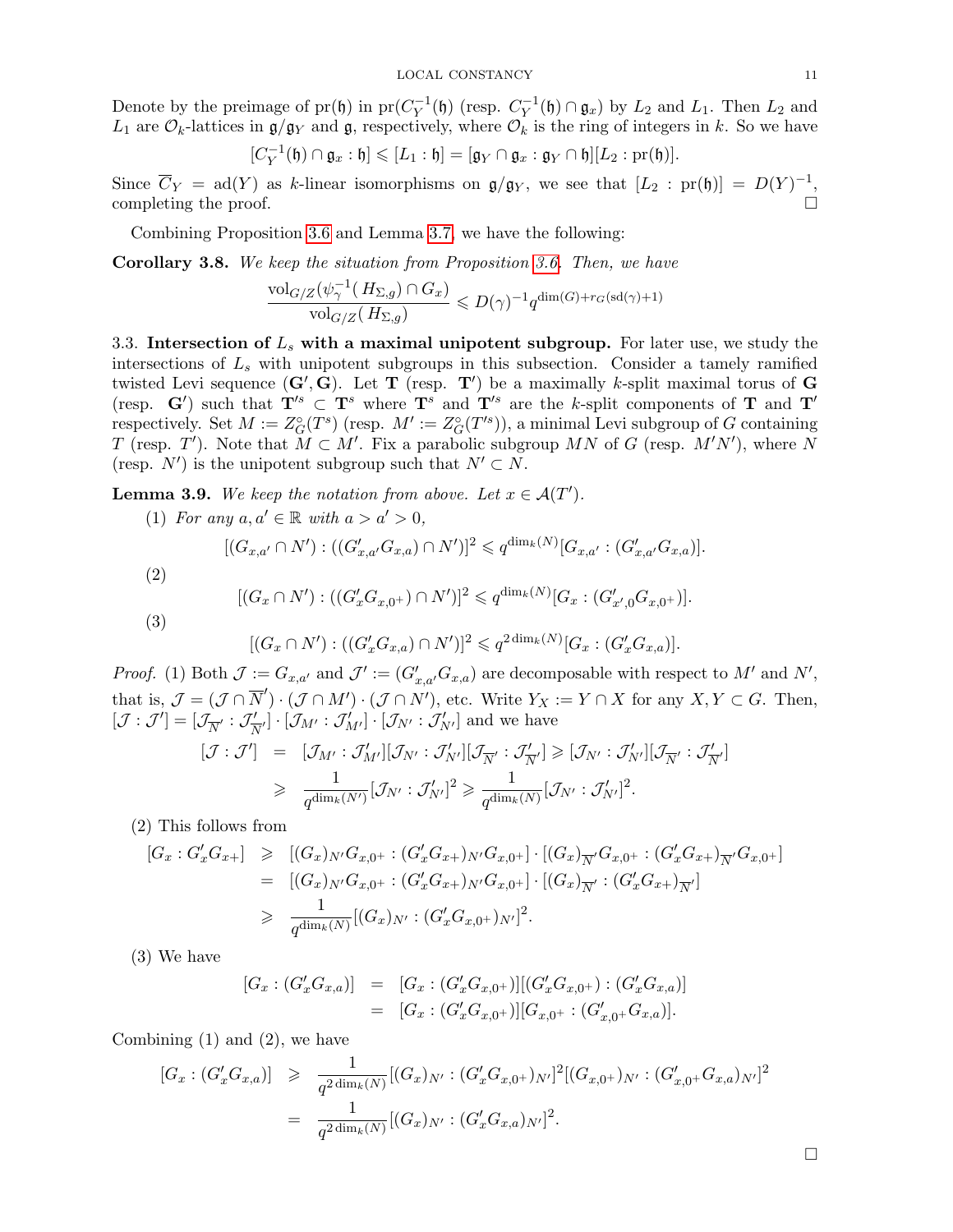Denote by the preimage of $\mathrm{pr}(\mathfrak{h})$ in $\mathrm{pr}(C_Y^{-1}(\mathfrak{h})$ (resp. $C_Y^{-1}(\mathfrak{h}) \cap \mathfrak{g}_x$) by $L_2$ and $L_1$. Then $L_2$ and $L_1$ are $\mathcal{O}_k$-lattices in $\mathfrak{g}/\mathfrak{g}_Y$ and $\mathfrak{g}$, respectively, where $\mathcal{O}_k$ is the ring of integers in $k$. So we have

$$[C_Y^{-1}(\mathfrak{h}) \cap \mathfrak{g}_x : \mathfrak{h}] \leqslant [L_1 : \mathfrak{h}] = [\mathfrak{g}_Y \cap \mathfrak{g}_x : \mathfrak{g}_Y \cap \mathfrak{h}][L_2 : \mathrm{pr}(\mathfrak{h})].$$

Since $\overline{C}_Y = \mathrm{ad}(Y)$ as $k$-linear isomorphisms on $\mathfrak{g}/\mathfrak{g}_Y$, we see that $[L_2 : \mathrm{pr}(\mathfrak{h})] = D(Y)^{-1}$, completing the proof. $\square$

Combining Proposition 3.6 and Lemma 3.7, we have the following:

**Corollary 3.8.** *We keep the situation from Proposition 3.6. Then, we have*

$$\frac{\mathrm{vol}_{G/Z}(\psi_\gamma^{-1}(H_{\Sigma,g}) \cap G_x)}{\mathrm{vol}_{G/Z}(H_{\Sigma,g})} \leqslant D(\gamma)^{-1} q^{\dim(G)+r_G(\mathrm{sd}(\gamma)+1)}$$

3.3. **Intersection of $L_s$ with a maximal unipotent subgroup.** For later use, we study the intersections of $L_s$ with unipotent subgroups in this subsection. Consider a tamely ramified twisted Levi sequence $(\mathbf{G}', \mathbf{G})$. Let $\mathbf{T}$ (resp. $\mathbf{T}'$) be a maximally $k$-split maximal torus of $\mathbf{G}$ (resp. $\mathbf{G}'$) such that $\mathbf{T}'^s \subset \mathbf{T}^s$ where $\mathbf{T}^s$ and $\mathbf{T}'^s$ are the $k$-split components of $\mathbf{T}$ and $\mathbf{T}'$ respectively. Set $M := Z_G^\circ(T^s)$ (resp. $M' := Z_G^\circ(T'^s)$), a minimal Levi subgroup of $G$ containing $T$ (resp. $T'$). Note that $M \subset M'$. Fix a parabolic subgroup $MN$ of $G$ (resp. $M'N'$), where $N$ (resp. $N'$) is the unipotent subgroup such that $N' \subset N$.

**Lemma 3.9.** *We keep the notation from above. Let $x \in \mathcal{A}(T')$.*

(1) *For any $a, a' \in \mathbb{R}$ with $a > a' > 0$,*

$$[(G_{x,a'} \cap N') : ((G'_{x,a'}G_{x,a}) \cap N')]^2 \leqslant q^{\dim_k(N)}[G_{x,a'} : (G'_{x,a'}G_{x,a})].$$

(2)

$$[(G_x \cap N') : ((G'_x G_{x,0^+}) \cap N')]^2 \leqslant q^{\dim_k(N)}[G_x : (G'_{x',0}G_{x,0^+})].$$

(3)

$$[(G_x \cap N') : ((G'_x G_{x,a}) \cap N')]^2 \leqslant q^{2\dim_k(N)}[G_x : (G'_x G_{x,a})].$$

*Proof.* (1) Both $\mathcal{J} := G_{x,a'}$ and $\mathcal{J}' := (G'_{x,a'}G_{x,a})$ are decomposable with respect to $M'$ and $N'$, that is, $\mathcal{J} = (\mathcal{J} \cap \overline{N}') \cdot (\mathcal{J} \cap M') \cdot (\mathcal{J} \cap N')$, etc. Write $Y_X := Y \cap X$ for any $X, Y \subset G$. Then, $[\mathcal{J} : \mathcal{J}'] = [\mathcal{J}_{\overline{N}'} : \mathcal{J}'_{\overline{N}'}] \cdot [\mathcal{J}_{M'} : \mathcal{J}'_{M'}] \cdot [\mathcal{J}_{N'} : \mathcal{J}'_{N'}]$ and we have

$$\begin{aligned}
[\mathcal{J} : \mathcal{J}'] &= [\mathcal{J}_{M'} : \mathcal{J}'_{M'}][\mathcal{J}_{N'} : \mathcal{J}'_{N'}][\mathcal{J}_{\overline{N}'} : \mathcal{J}'_{\overline{N}'}] \geqslant [\mathcal{J}_{N'} : \mathcal{J}'_{N'}][\mathcal{J}_{\overline{N}'} : \mathcal{J}'_{\overline{N}'}] \\
&\geqslant \frac{1}{q^{\dim_k(N')}}[\mathcal{J}_{N'} : \mathcal{J}'_{N'}]^2 \geqslant \frac{1}{q^{\dim_k(N)}}[\mathcal{J}_{N'} : \mathcal{J}'_{N'}]^2.
\end{aligned}$$

(2) This follows from

$$\begin{aligned}
[G_x : G'_x G_{x+}] &\geqslant [(G_x)_{N'}G_{x,0^+} : (G'_x G_{x+})_{N'}G_{x,0^+}] \cdot [(G_x)_{\overline{N}'}G_{x,0^+} : (G'_x G_{x+})_{\overline{N}'}G_{x,0^+}] \\
&= [(G_x)_{N'}G_{x,0^+} : (G'_x G_{x+})_{N'}G_{x,0^+}] \cdot [(G_x)_{\overline{N}'} : (G'_x G_{x+})_{\overline{N}'}] \\
&\geqslant \frac{1}{q^{\dim_k(N)}}[(G_x)_{N'} : (G'_x G_{x,0^+})_{N'}]^2.
\end{aligned}$$

(3) We have

$$\begin{aligned}
[G_x : (G'_x G_{x,a})] &= [G_x : (G'_x G_{x,0^+})][(G'_x G_{x,0^+}) : (G'_x G_{x,a})] \\
&= [G_x : (G'_x G_{x,0^+})][G_{x,0^+} : (G'_{x,0^+}G_{x,a})].
\end{aligned}$$

Combining (1) and (2), we have

$$\begin{aligned}
[G_x : (G'_x G_{x,a})] &\geqslant \frac{1}{q^{2\dim_k(N)}}[(G_x)_{N'} : (G'_x G_{x,0^+})_{N'}]^2[(G_{x,0^+})_{N'} : (G'_{x,0^+}G_{x,a})_{N'}]^2 \\
&= \frac{1}{q^{2\dim_k(N)}}[(G_x)_{N'} : (G'_x G_{x,a})_{N'}]^2.
\end{aligned}$$

$\square$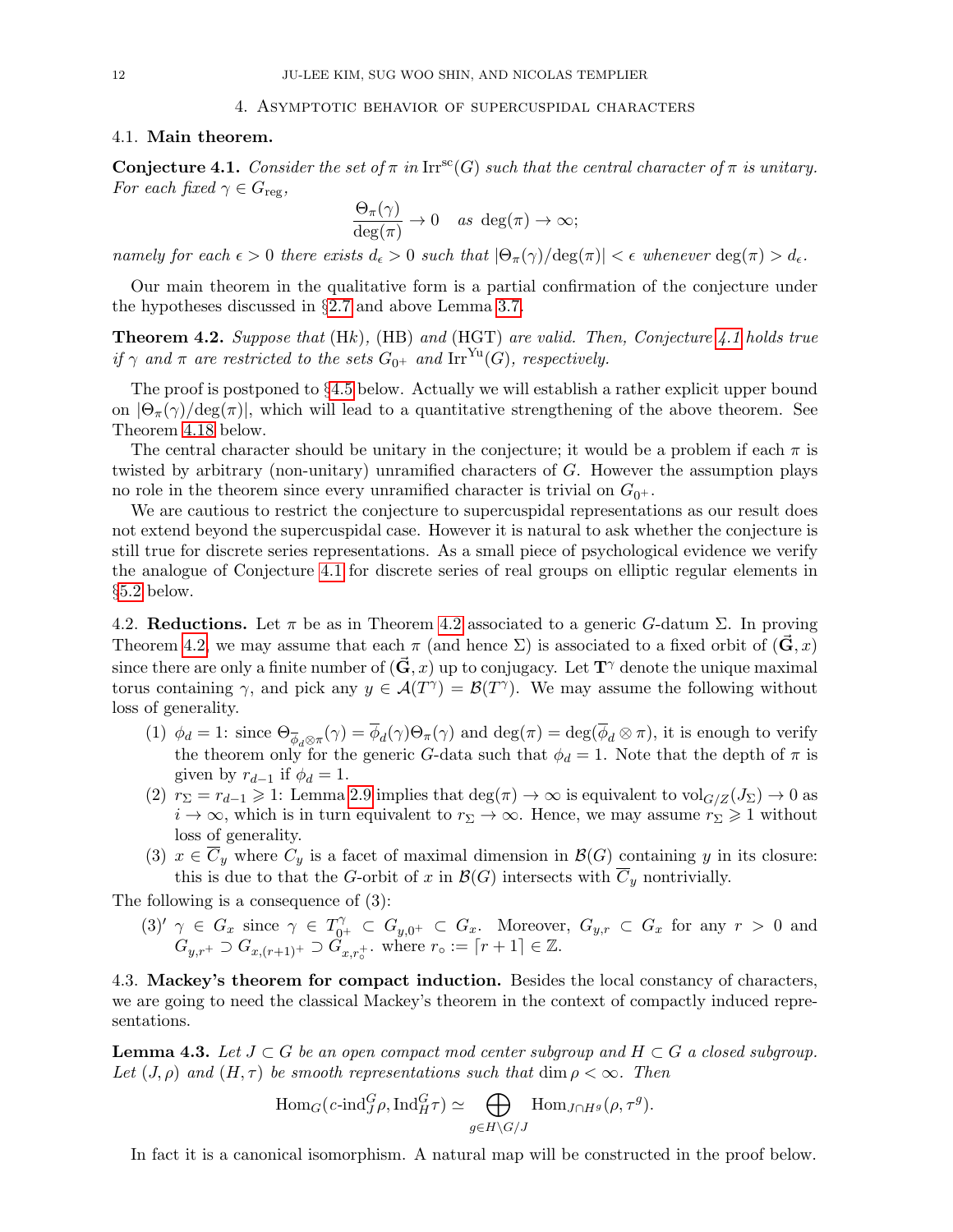## 4. Asymptotic behavior of supercuspidal characters

### 4.1. Main theorem.

**Conjecture 4.1.** *Consider the set of $\pi$ in $\mathrm{Irr}^{\mathrm{sc}}(G)$ such that the central character of $\pi$ is unitary. For each fixed $\gamma \in G_{\mathrm{reg}}$,*

$$\frac{\Theta_\pi(\gamma)}{\deg(\pi)} \to 0 \quad \text{as } \deg(\pi) \to \infty;$$

*namely for each $\epsilon > 0$ there exists $d_\epsilon > 0$ such that $|\Theta_\pi(\gamma)/\deg(\pi)| < \epsilon$ whenever $\deg(\pi) > d_\epsilon$.*

Our main theorem in the qualitative form is a partial confirmation of the conjecture under the hypotheses discussed in §2.7 and above Lemma 3.7.

**Theorem 4.2.** *Suppose that* (Hk), (HB) *and* (HGT) *are valid. Then, Conjecture 4.1 holds true if $\gamma$ and $\pi$ are restricted to the sets $G_{0^+}$ and $\mathrm{Irr}^{\mathrm{Yu}}(G)$, respectively.*

The proof is postponed to §4.5 below. Actually we will establish a rather explicit upper bound on $|\Theta_\pi(\gamma)/\deg(\pi)|$, which will lead to a quantitative strengthening of the above theorem. See Theorem 4.18 below.

The central character should be unitary in the conjecture; it would be a problem if each $\pi$ is twisted by arbitrary (non-unitary) unramified characters of $G$. However the assumption plays no role in the theorem since every unramified character is trivial on $G_{0^+}$.

We are cautious to restrict the conjecture to supercuspidal representations as our result does not extend beyond the supercuspidal case. However it is natural to ask whether the conjecture is still true for discrete series representations. As a small piece of psychological evidence we verify the analogue of Conjecture 4.1 for discrete series of real groups on elliptic regular elements in §5.2 below.

### 4.2. Reductions.

Let $\pi$ be as in Theorem 4.2 associated to a generic $G$-datum $\Sigma$. In proving Theorem 4.2, we may assume that each $\pi$ (and hence $\Sigma$) is associated to a fixed orbit of $(\vec{\mathbf{G}}, x)$ since there are only a finite number of $(\vec{\mathbf{G}}, x)$ up to conjugacy. Let $\mathbf{T}^\gamma$ denote the unique maximal torus containing $\gamma$, and pick any $y \in \mathcal{A}(T^\gamma) = \mathcal{B}(T^\gamma)$. We may assume the following without loss of generality.

1. $\phi_d = 1$: since $\Theta_{\overline{\phi}_d \otimes \pi}(\gamma) = \overline{\phi}_d(\gamma)\Theta_\pi(\gamma)$ and $\deg(\pi) = \deg(\overline{\phi}_d \otimes \pi)$, it is enough to verify the theorem only for the generic $G$-data such that $\phi_d = 1$. Note that the depth of $\pi$ is given by $r_{d-1}$ if $\phi_d = 1$.
2. $r_\Sigma = r_{d-1} \geqslant 1$: Lemma 2.9 implies that $\deg(\pi) \to \infty$ is equivalent to $\mathrm{vol}_{G/Z}(J_\Sigma) \to 0$ as $i \to \infty$, which is in turn equivalent to $r_\Sigma \to \infty$. Hence, we may assume $r_\Sigma \geqslant 1$ without loss of generality.
3. $x \in \overline{C}_y$ where $C_y$ is a facet of maximal dimension in $\mathcal{B}(G)$ containing $y$ in its closure: this is due to that the $G$-orbit of $x$ in $\mathcal{B}(G)$ intersects with $\overline{C}_y$ nontrivially.

The following is a consequence of (3):

(3)′ $\gamma \in G_x$ since $\gamma \in T^\gamma_{0^+} \subset G_{y,0^+} \subset G_x$. Moreover, $G_{y,r} \subset G_x$ for any $r > 0$ and $G_{y,r^+} \supset G_{x,(r+1)^+} \supset G_{x,r_\circ^+}$. where $r_\circ := \lceil r+1 \rceil \in \mathbb{Z}$.

### 4.3. Mackey's theorem for compact induction.

Besides the local constancy of characters, we are going to need the classical Mackey's theorem in the context of compactly induced representations.

**Lemma 4.3.** *Let $J \subset G$ be an open compact mod center subgroup and $H \subset G$ a closed subgroup. Let $(J, \rho)$ and $(H, \tau)$ be smooth representations such that $\dim \rho < \infty$. Then*

$$\mathrm{Hom}_G(c\text{-}\mathrm{ind}_J^G \rho, \mathrm{Ind}_H^G \tau) \simeq \bigoplus_{g \in H\backslash G/J} \mathrm{Hom}_{J \cap H^g}(\rho, \tau^g).$$

In fact it is a canonical isomorphism. A natural map will be constructed in the proof below.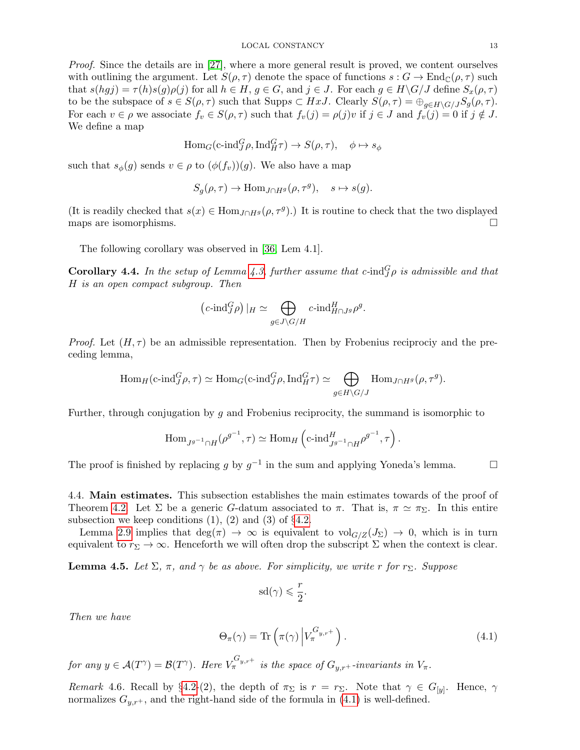*Proof.* Since the details are in [27], where a more general result is proved, we content ourselves with outlining the argument. Let $S(\rho,\tau)$ denote the space of functions $s : G \to \mathrm{End}_{\mathbb{C}}(\rho,\tau)$ such that $s(hgj) = \tau(h)s(g)\rho(j)$ for all $h \in H$, $g \in G$, and $j \in J$. For each $g \in H\backslash G/J$ define $S_x(\rho,\tau)$ to be the subspace of $s \in S(\rho,\tau)$ such that Supp$s \subset HxJ$. Clearly $S(\rho,\tau) = \oplus_{g\in H\backslash G/J} S_g(\rho,\tau)$. For each $v \in \rho$ we associate $f_v \in S(\rho,\tau)$ such that $f_v(j) = \rho(j)v$ if $j \in J$ and $f_v(j) = 0$ if $j \notin J$. We define a map

$$\mathrm{Hom}_G(\text{c-ind}_J^G \rho, \mathrm{Ind}_H^G \tau) \to S(\rho,\tau), \quad \phi \mapsto s_\phi$$

such that $s_\phi(g)$ sends $v \in \rho$ to $(\phi(f_v))(g)$. We also have a map

$$S_g(\rho,\tau) \to \mathrm{Hom}_{J\cap H^g}(\rho,\tau^g), \quad s \mapsto s(g).$$

(It is readily checked that $s(x) \in \mathrm{Hom}_{J\cap H^g}(\rho,\tau^g)$.) It is routine to check that the two displayed maps are isomorphisms. $\square$

The following corollary was observed in [36, Lem 4.1].

**Corollary 4.4.** *In the setup of Lemma 4.3, further assume that c-*$\mathrm{ind}_J^G\rho$ *is admissible and that* $H$ *is an open compact subgroup. Then*

$$\left(\text{c-ind}_J^G\rho\right)|_H \simeq \bigoplus_{g\in J\backslash G/H} \text{c-ind}_{H\cap J^g}^H \rho^g.$$

*Proof.* Let $(H,\tau)$ be an admissible representation. Then by Frobenius reciprociy and the preceding lemma,

$$\mathrm{Hom}_H(\text{c-ind}_J^G\rho,\tau) \simeq \mathrm{Hom}_G(\text{c-ind}_J^G\rho, \mathrm{Ind}_H^G\tau) \simeq \bigoplus_{g\in H\backslash G/J} \mathrm{Hom}_{J\cap H^g}(\rho,\tau^g).$$

Further, through conjugation by $g$ and Frobenius reciprocity, the summand is isomorphic to

$$\mathrm{Hom}_{J^{g^{-1}}\cap H}(\rho^{g^{-1}},\tau) \simeq \mathrm{Hom}_H\left(\text{c-ind}_{J^{g^{-1}}\cap H}^H \rho^{g^{-1}},\tau\right).$$

The proof is finished by replacing $g$ by $g^{-1}$ in the sum and applying Yoneda's lemma. $\square$

4.4. **Main estimates.** This subsection establishes the main estimates towards of the proof of Theorem 4.2. Let $\Sigma$ be a generic $G$-datum associated to $\pi$. That is, $\pi \simeq \pi_\Sigma$. In this entire subsection we keep conditions (1), (2) and (3) of §4.2.

Lemma 2.9 implies that $\deg(\pi) \to \infty$ is equivalent to $\mathrm{vol}_{G/Z}(J_\Sigma) \to 0$, which is in turn equivalent to $r_\Sigma \to \infty$. Henceforth we will often drop the subscript $\Sigma$ when the context is clear.

**Lemma 4.5.** *Let* $\Sigma$, $\pi$, *and* $\gamma$ *be as above. For simplicity, we write* $r$ *for* $r_\Sigma$. *Suppose*

$$\mathrm{sd}(\gamma) \leqslant \frac{r}{2}.$$

*Then we have*

$$\Theta_\pi(\gamma) = \mathrm{Tr}\left(\pi(\gamma)\middle|V_\pi^{G_{y,r^+}}\right). \tag{4.1}$$

*for any* $y \in \mathcal{A}(T^\gamma) = \mathcal{B}(T^\gamma)$. *Here* $V_\pi^{G_{y,r^+}}$ *is the space of* $G_{y,r^+}$*-invariants in* $V_\pi$.

*Remark* 4.6. Recall by §4.2-(2), the depth of $\pi_\Sigma$ is $r = r_\Sigma$. Note that $\gamma \in G_{[y]}$. Hence, $\gamma$ normalizes $G_{y,r^+}$, and the right-hand side of the formula in (4.1) is well-defined.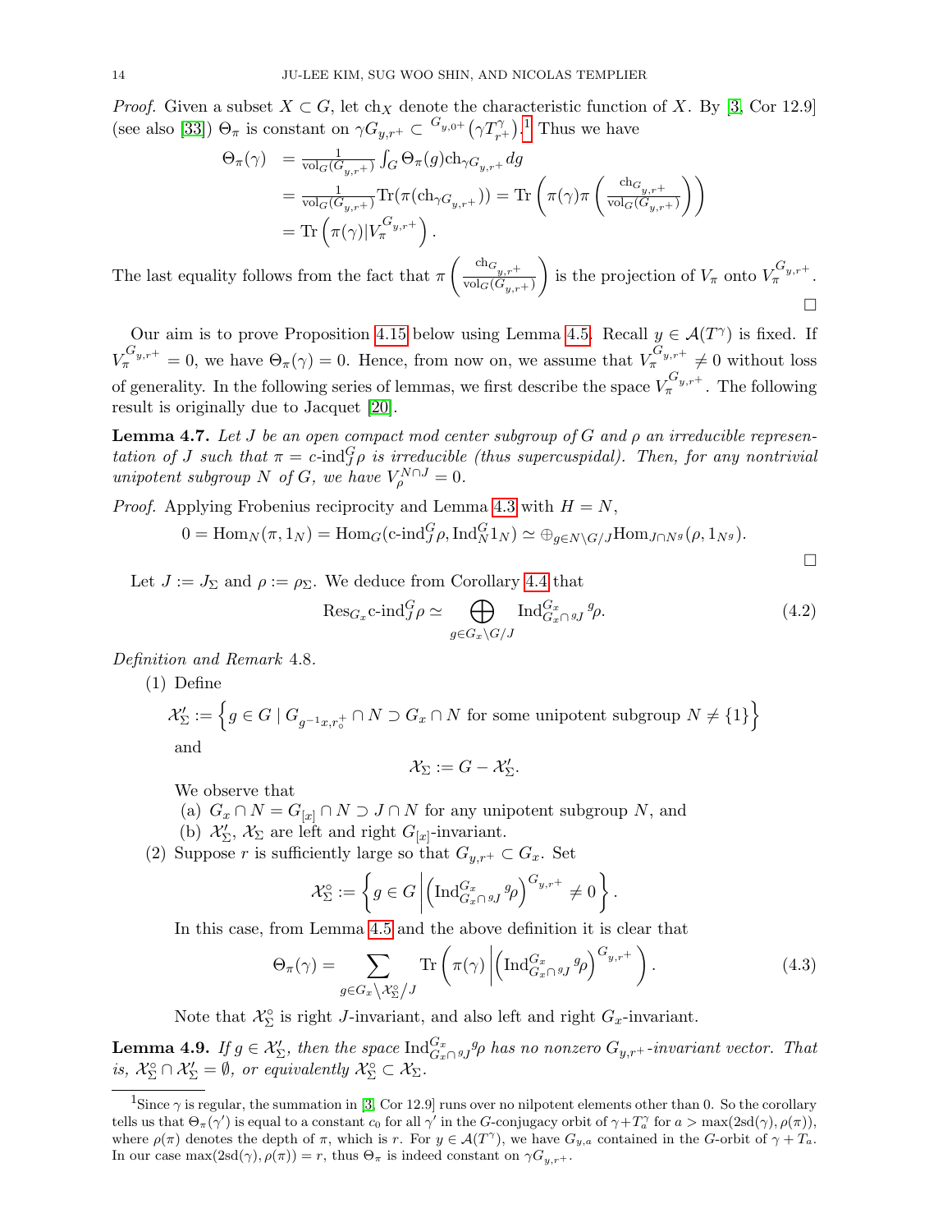*Proof.* Given a subset $X \subset G$, let $\mathrm{ch}_X$ denote the characteristic function of $X$. By [3, Cor 12.9] (see also [33]) $\Theta_\pi$ is constant on $\gamma G_{y,r^+} \subset {}^{G_{y,0+}}(\gamma T^\gamma_{r^+})$.[1] Thus we have

$$\begin{aligned}
\Theta_\pi(\gamma) &= \frac{1}{\mathrm{vol}_G(G_{y,r^+})} \int_G \Theta_\pi(g) \mathrm{ch}_{\gamma G_{y,r^+}} dg \\
&= \frac{1}{\mathrm{vol}_G(G_{y,r^+})} \mathrm{Tr}(\pi(\mathrm{ch}_{\gamma G_{y,r^+}})) = \mathrm{Tr}\left(\pi(\gamma)\pi\left(\frac{\mathrm{ch}_{G_{y,r^+}}}{\mathrm{vol}_G(G_{y,r^+})}\right)\right) \\
&= \mathrm{Tr}\left(\pi(\gamma)|V_\pi^{G_{y,r^+}}\right).
\end{aligned}$$

The last equality follows from the fact that $\pi\left(\frac{\mathrm{ch}_{G_{y,r^+}}}{\mathrm{vol}_G(G_{y,r^+})}\right)$ is the projection of $V_\pi$ onto $V_\pi^{G_{y,r^+}}$. $\square$

Our aim is to prove Proposition 4.15 below using Lemma 4.5. Recall $y \in \mathcal{A}(T^\gamma)$ is fixed. If $V_\pi^{G_{y,r^+}} = 0$, we have $\Theta_\pi(\gamma) = 0$. Hence, from now on, we assume that $V_\pi^{G_{y,r^+}} \neq 0$ without loss of generality. In the following series of lemmas, we first describe the space $V_\pi^{G_{y,r^+}}$. The following result is originally due to Jacquet [20].

**Lemma 4.7.** *Let $J$ be an open compact mod center subgroup of $G$ and $\rho$ an irreducible representation of $J$ such that $\pi = c\text{-}\mathrm{ind}_J^G \rho$ is irreducible (thus supercuspidal). Then, for any nontrivial unipotent subgroup $N$ of $G$, we have $V_\rho^{N\cap J} = 0$.*

*Proof.* Applying Frobenius reciprocity and Lemma 4.3 with $H = N$,

$$0 = \mathrm{Hom}_N(\pi, 1_N) = \mathrm{Hom}_G(c\text{-}\mathrm{ind}_J^G \rho, \mathrm{Ind}_N^G 1_N) \simeq \oplus_{g \in N\backslash G/J} \mathrm{Hom}_{J\cap N^g}(\rho, 1_{N^g}).$$

$\square$

Let $J := J_\Sigma$ and $\rho := \rho_\Sigma$. We deduce from Corollary 4.4 that

$$\mathrm{Res}_{G_x} c\text{-}\mathrm{ind}_J^G \rho \simeq \bigoplus_{g \in G_x\backslash G/J} \mathrm{Ind}_{G_x \cap {}^gJ}^{G_x} {}^g\rho. \tag{4.2}$$

*Definition and Remark* 4.8.

(1) Define

$$\mathcal{X}'_\Sigma := \left\{ g \in G \mid G_{g^{-1}x, r_\circ^+} \cap N \supset G_x \cap N \text{ for some unipotent subgroup } N \neq \{1\} \right\}$$

and

$$\mathcal{X}_\Sigma := G - \mathcal{X}'_\Sigma.$$

We observe that

(a) $G_x \cap N = G_{[x]} \cap N \supset J \cap N$ for any unipotent subgroup $N$, and

(b) $\mathcal{X}'_\Sigma$, $\mathcal{X}_\Sigma$ are left and right $G_{[x]}$-invariant.

(2) Suppose $r$ is sufficiently large so that $G_{y,r^+} \subset G_x$. Set

$$\mathcal{X}^\circ_\Sigma := \left\{ g \in G \,\middle|\, \left(\mathrm{Ind}_{G_x \cap {}^gJ}^{G_x} {}^g\rho\right)^{G_{y,r^+}} \neq 0 \right\}.$$

In this case, from Lemma 4.5 and the above definition it is clear that

$$\Theta_\pi(\gamma) = \sum_{g \in G_x \backslash \mathcal{X}^\circ_\Sigma / J} \mathrm{Tr}\left(\pi(\gamma) \,\middle|\, \left(\mathrm{Ind}_{G_x \cap {}^gJ}^{G_x} {}^g\rho\right)^{G_{y,r^+}}\right). \tag{4.3}$$

Note that $\mathcal{X}^\circ_\Sigma$ is right $J$-invariant, and also left and right $G_x$-invariant.

**Lemma 4.9.** *If $g \in \mathcal{X}'_\Sigma$, then the space $\mathrm{Ind}_{G_x \cap {}^gJ}^{G_x} {}^g\rho$ has no nonzero $G_{y,r^+}$-invariant vector. That is, $\mathcal{X}^\circ_\Sigma \cap \mathcal{X}'_\Sigma = \emptyset$, or equivalently $\mathcal{X}^\circ_\Sigma \subset \mathcal{X}_\Sigma$.*

---

[1] Since $\gamma$ is regular, the summation in [3, Cor 12.9] runs over no nilpotent elements other than 0. So the corollary tells us that $\Theta_\pi(\gamma')$ is equal to a constant $c_0$ for all $\gamma'$ in the $G$-conjugacy orbit of $\gamma + T_a^\gamma$ for $a > \max(2\mathrm{sd}(\gamma), \rho(\pi))$, where $\rho(\pi)$ denotes the depth of $\pi$, which is $r$. For $y \in \mathcal{A}(T^\gamma)$, we have $G_{y,a}$ contained in the $G$-orbit of $\gamma + T_a$. In our case $\max(2\mathrm{sd}(\gamma), \rho(\pi)) = r$, thus $\Theta_\pi$ is indeed constant on $\gamma G_{y,r^+}$.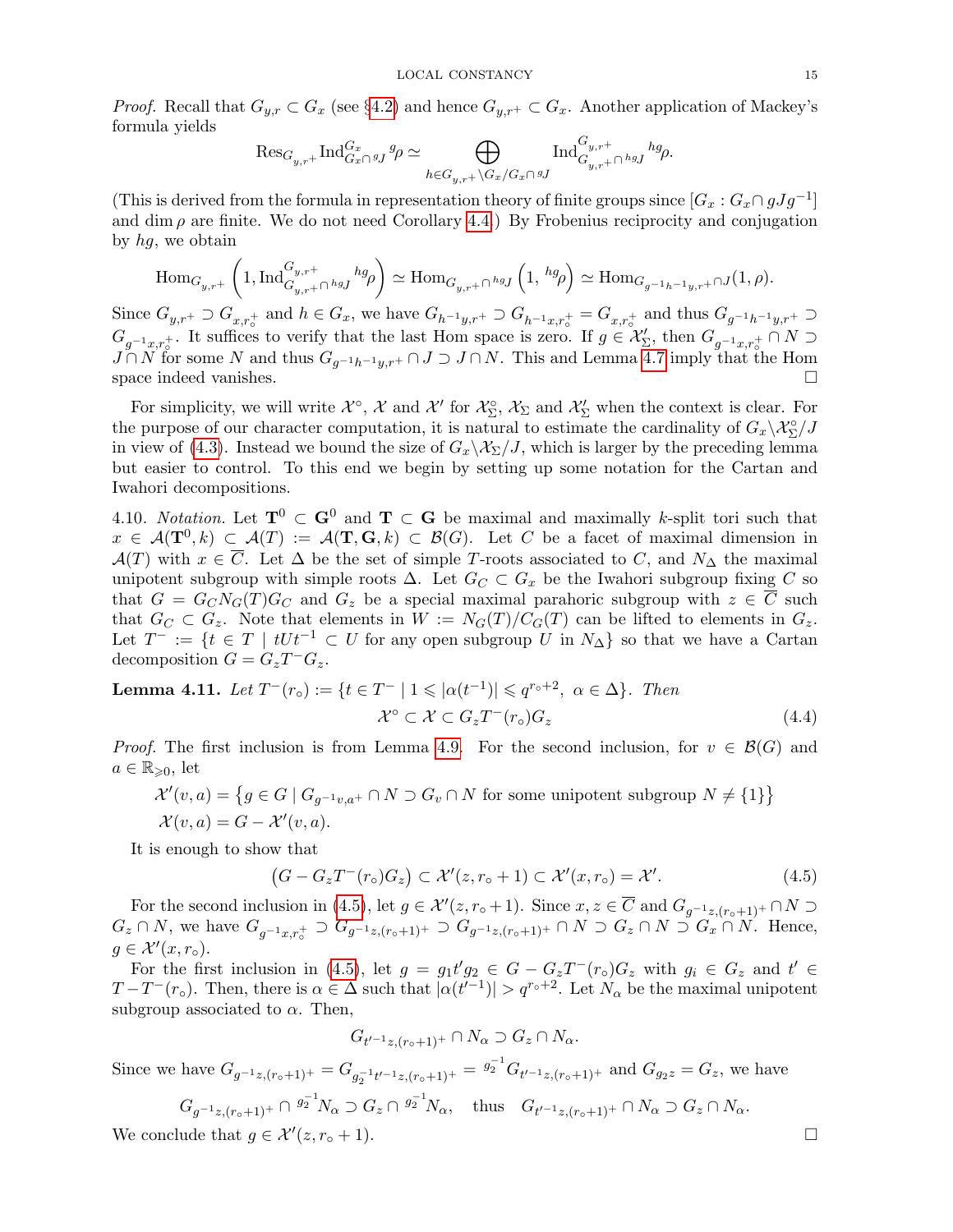*Proof.* Recall that $G_{y,r} \subset G_x$ (see §4.2) and hence $G_{y,r^+} \subset G_x$. Another application of Mackey's formula yields

$$\mathrm{Res}_{G_{y,r^+}} \mathrm{Ind}_{G_x \cap {}^g J}^{G_x} {}^g\rho \simeq \bigoplus_{h \in G_{y,r^+} \backslash G_x / G_x \cap {}^g J} \mathrm{Ind}_{G_{y,r^+} \cap {}^{hg}J}^{G_{y,r^+}} {}^{hg}\rho.$$

(This is derived from the formula in representation theory of finite groups since $[G_x : G_x \cap gJg^{-1}]$ and $\dim \rho$ are finite. We do not need Corollary 4.4.) By Frobenius reciprocity and conjugation by $hg$, we obtain

$$\mathrm{Hom}_{G_{y,r^+}} \left(1, \mathrm{Ind}_{G_{y,r^+} \cap {}^{hg}J}^{G_{y,r^+}} {}^{hg}\rho\right) \simeq \mathrm{Hom}_{G_{y,r^+} \cap {}^{hg}J} \left(1, {}^{hg}\rho\right) \simeq \mathrm{Hom}_{G_{g^{-1}h^{-1}y,r^+} \cap J}(1, \rho).$$

Since $G_{y,r^+} \supset G_{x,r_\circ^+}$ and $h \in G_x$, we have $G_{h^{-1}y,r^+} \supset G_{h^{-1}x,r_\circ^+} = G_{x,r_\circ^+}$ and thus $G_{g^{-1}h^{-1}y,r^+} \supset G_{g^{-1}x,r_\circ^+}$. It suffices to verify that the last Hom space is zero. If $g \in \mathcal{X}'_\Sigma$, then $G_{g^{-1}x,r_\circ^+} \cap N \supset J \cap N$ for some $N$ and thus $G_{g^{-1}h^{-1}y,r^+} \cap J \supset J \cap N$. This and Lemma 4.7 imply that the Hom space indeed vanishes. $\square$

For simplicity, we will write $\mathcal{X}^\circ$, $\mathcal{X}$ and $\mathcal{X}'$ for $\mathcal{X}^\circ_\Sigma$, $\mathcal{X}_\Sigma$ and $\mathcal{X}'_\Sigma$ when the context is clear. For the purpose of our character computation, it is natural to estimate the cardinality of $G_x \backslash \mathcal{X}^\circ_\Sigma / J$ in view of (4.3). Instead we bound the size of $G_x \backslash \mathcal{X}_\Sigma / J$, which is larger by the preceding lemma but easier to control. To this end we begin by setting up some notation for the Cartan and Iwahori decompositions.

4.10. *Notation.* Let $\mathbf{T}^0 \subset \mathbf{G}^0$ and $\mathbf{T} \subset \mathbf{G}$ be maximal and maximally $k$-split tori such that $x \in \mathcal{A}(\mathbf{T}^0, k) \subset \mathcal{A}(T) := \mathcal{A}(\mathbf{T}, \mathbf{G}, k) \subset \mathcal{B}(G)$. Let $C$ be a facet of maximal dimension in $\mathcal{A}(T)$ with $x \in \overline{C}$. Let $\Delta$ be the set of simple $T$-roots associated to $C$, and $N_\Delta$ the maximal unipotent subgroup with simple roots $\Delta$. Let $G_C \subset G_x$ be the Iwahori subgroup fixing $C$ so that $G = G_C N_G(T) G_C$ and $G_z$ be a special maximal parahoric subgroup with $z \in \overline{C}$ such that $G_C \subset G_z$. Note that elements in $W := N_G(T)/C_G(T)$ can be lifted to elements in $G_z$. Let $T^- := \{t \in T \mid tUt^{-1} \subset U \text{ for any open subgroup } U \text{ in } N_\Delta\}$ so that we have a Cartan decomposition $G = G_z T^- G_z$.

**Lemma 4.11.** *Let $T^-(r_\circ) := \{t \in T^- \mid 1 \leqslant |\alpha(t^{-1})| \leqslant q^{r_\circ+2},\ \alpha \in \Delta\}$. Then*

$$\mathcal{X}^\circ \subset \mathcal{X} \subset G_z T^-(r_\circ) G_z \tag{4.4}$$

*Proof.* The first inclusion is from Lemma 4.9. For the second inclusion, for $v \in \mathcal{B}(G)$ and $a \in \mathbb{R}_{\geqslant 0}$, let

$$\mathcal{X}'(v, a) = \left\{g \in G \mid G_{g^{-1}v,a^+} \cap N \supset G_v \cap N \text{ for some unipotent subgroup } N \neq \{1\}\right\}$$
$$\mathcal{X}(v, a) = G - \mathcal{X}'(v, a).$$

It is enough to show that

$$\left(G - G_z T^-(r_\circ) G_z\right) \subset \mathcal{X}'(z, r_\circ + 1) \subset \mathcal{X}'(x, r_\circ) = \mathcal{X}'. \tag{4.5}$$

For the second inclusion in (4.5), let $g \in \mathcal{X}'(z, r_\circ + 1)$. Since $x, z \in \overline{C}$ and $G_{g^{-1}z,(r_\circ+1)^+} \cap N \supset G_z \cap N$, we have $G_{g^{-1}x,r_\circ^+} \supset G_{g^{-1}z,(r_\circ+1)^+} \supset G_{g^{-1}z,(r_\circ+1)^+} \cap N \supset G_z \cap N \supset G_x \cap N$. Hence, $g \in \mathcal{X}'(x, r_\circ)$.

For the first inclusion in (4.5), let $g = g_1 t' g_2 \in G - G_z T^-(r_\circ) G_z$ with $g_i \in G_z$ and $t' \in T - T^-(r_\circ)$. Then, there is $\alpha \in \Delta$ such that $|\alpha(t'^{-1})| > q^{r_\circ+2}$. Let $N_\alpha$ be the maximal unipotent subgroup associated to $\alpha$. Then,

$$G_{t'^{-1}z,(r_\circ+1)^+} \cap N_\alpha \supset G_z \cap N_\alpha.$$

Since we have $G_{g^{-1}z,(r_\circ+1)^+} = G_{g_2^{-1}t'^{-1}z,(r_\circ+1)^+} = {}^{g_2^{-1}}G_{t'^{-1}z,(r_\circ+1)^+}$ and $G_{g_2 z} = G_z$, we have

$$G_{g^{-1}z,(r_\circ+1)^+} \cap {}^{g_2^{-1}}N_\alpha \supset G_z \cap {}^{g_2^{-1}}N_\alpha, \quad \text{thus} \quad G_{t'^{-1}z,(r_\circ+1)^+} \cap N_\alpha \supset G_z \cap N_\alpha.$$

We conclude that $g \in \mathcal{X}'(z, r_\circ + 1)$. $\square$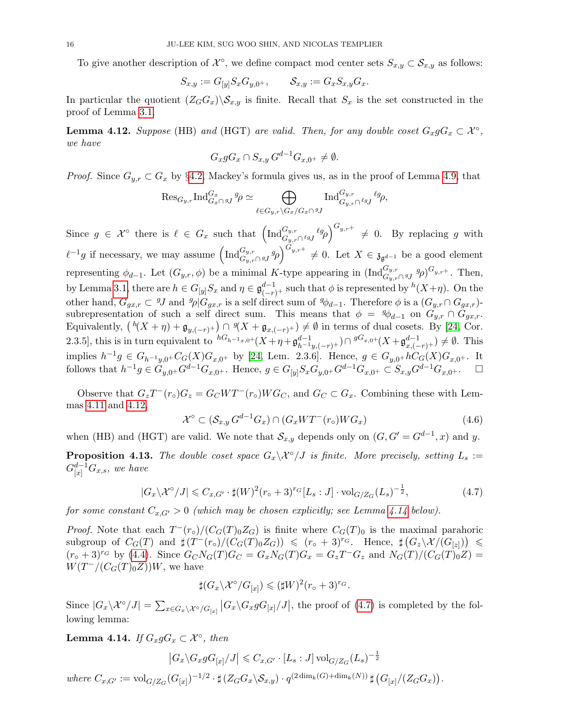To give another description of $\mathcal{X}^\circ$, we define compact mod center sets $S_{x,y} \subset \mathcal{S}_{x,y}$ as follows:

$$S_{x,y} := G_{[y]} S_x G_{y,0^+}, \qquad \mathcal{S}_{x,y} := G_x S_{x,y} G_x.$$

In particular the quotient $(Z_G G_x)\backslash \mathcal{S}_{x,y}$ is finite. Recall that $S_x$ is the set constructed in the proof of Lemma 3.1.

**Lemma 4.12.** *Suppose* (HB) *and* (HGT) *are valid. Then, for any double coset $G_x g G_x \subset \mathcal{X}^\circ$, we have*

$$G_x g G_x \cap S_{x,y}\, G^{d-1} G_{x,0^+} \neq \emptyset.$$

*Proof.* Since $G_{y,r} \subset G_x$ by §4.2, Mackey's formula gives us, as in the proof of Lemma 4.9, that

$$\mathrm{Res}_{G_{y,r}} \mathrm{Ind}_{G_x \cap {}^g J}^{G_x} {}^g\rho \simeq \bigoplus_{\ell \in G_{y,r}\backslash G_x / G_x \cap {}^g J} \mathrm{Ind}_{G_{y,r}\cap {}^{\ell g}J}^{G_{y,r}} {}^{\ell g}\rho,$$

Since $g \in \mathcal{X}^\circ$ there is $\ell \in G_x$ such that $\left(\mathrm{Ind}_{G_{y,r}\cap {}^{\ell g}J}^{G_{y,r}} {}^{\ell g}\rho\right)^{G_{y,r^+}} \neq 0$. By replacing $g$ with $\ell^{-1}g$ if necessary, we may assume $\left(\mathrm{Ind}_{G_{y,r}\cap {}^{g}J}^{G_{y,r}} {}^{g}\rho\right)^{G_{y,r^+}} \neq 0$. Let $X \in \mathfrak{z}_{\mathfrak{g}^{d-1}}$ be a good element representing $\phi_{d-1}$. Let $(G_{y,r}, \phi)$ be a minimal $K$-type appearing in $(\mathrm{Ind}_{G_{y,r}\cap {}^{g}J}^{G_{y,r}} {}^{g}\rho)^{G_{y,r^+}}$. Then, by Lemma 3.1, there are $h \in G_{[y]}S_x$ and $\eta \in \mathfrak{g}^{d-1}_{(-r)^+}$ such that $\phi$ is represented by ${}^h(X+\eta)$. On the other hand, $G_{gx,r} \subset {}^gJ$ and ${}^g\rho|G_{gx,r}$ is a self direct sum of ${}^g\phi_{d-1}$. Therefore $\phi$ is a $(G_{y,r}\cap G_{gx,r})$-subrepresentation of such a self direct sum. This means that $\phi = {}^g\phi_{d-1}$ on $G_{y,r}\cap G_{gx,r}$. Equivalently, $\left({}^h(X+\eta) + \mathfrak{g}_{y,(-r)^+}\right) \cap {}^g(X + \mathfrak{g}_{x,(-r)^+}) \neq \emptyset$ in terms of dual cosets. By [24, Cor. 2.3.5], this is in turn equivalent to ${}^{hG_{h^{-1}x,0^+}}(X+\eta+\mathfrak{g}^{d-1}_{h^{-1}y,(-r)^+}) \cap {}^{gG_{x,0^+}}(X+\mathfrak{g}^{d-1}_{x,(-r)^+}) \neq \emptyset$. This implies $h^{-1}g \in G_{h^{-1}y,0^+}C_G(X)G_{x,0^+}$ by [24, Lem. 2.3.6]. Hence, $g \in G_{y,0^+}hC_G(X)G_{x,0^+}$. It follows that $h^{-1}g \in G_{y,0^+}G^{d-1}G_{x,0^+}$. Hence, $g \in G_{[y]}S_xG_{y,0^+}G^{d-1}G_{x,0^+} \subset S_{x,y}G^{d-1}G_{x,0^+}$. $\square$

Observe that $G_zT^-(r_\circ)G_z = G_CWT^-(r_\circ)WG_C$, and $G_C \subset G_x$. Combining these with Lemmas 4.11 and 4.12,

$$\mathcal{X}^\circ \subset (\mathcal{S}_{x,y}\, G^{d-1}G_x) \cap (G_xWT^-(r_\circ)WG_x) \tag{4.6}$$

when (HB) and (HGT) are valid. We note that $\mathcal{S}_{x,y}$ depends only on $(G, G' = G^{d-1}, x)$ and $y$.

**Proposition 4.13.** *The double coset space $G_x\backslash\mathcal{X}^\circ/J$ is finite. More precisely, setting $L_s := G^{d-1}_{[x]}G_{x,s}$, we have*

$$|G_x\backslash\mathcal{X}^\circ/J| \leqslant C_{x,G'} \cdot \sharp(W)^2(r_\circ+3)^{r_G}[L_s : J]\cdot \mathrm{vol}_{G/Z_G}(L_s)^{-\frac{1}{2}}, \tag{4.7}$$

*for some constant $C_{x,G'} > 0$ (which may be chosen explicitly; see Lemma 4.14 below).*

*Proof.* Note that each $T^-(r_\circ)/(C_G(T)_0Z_G)$ is finite where $C_G(T)_0$ is the maximal parahoric subgroup of $C_G(T)$ and $\sharp(T^-(r_\circ)/(C_G(T)_0Z_G)) \leqslant (r_\circ+3)^{r_G}$. Hence, $\sharp\left(G_z\backslash\mathcal{X}/(G_{[z]})\right) \leqslant (r_\circ+3)^{r_G}$ by (4.4). Since $G_CN_G(T)G_C = G_xN_G(T)G_x = G_zT^-G_z$ and $N_G(T)/(C_G(T)_0Z) = W(T^-/(C_G(T)_0Z))W$, we have

$$\sharp(G_x\backslash\mathcal{X}^\circ/G_{[x]}) \leqslant (\sharp W)^2(r_\circ+3)^{r_G}.$$

Since $|G_x\backslash\mathcal{X}^\circ/J| = \sum_{x\in G_x\backslash\mathcal{X}^\circ/G_{[x]}}\left|G_x\backslash G_xgG_{[x]}/J\right|$, the proof of (4.7) is completed by the following lemma:

**Lemma 4.14.** *If $G_xgG_x \subset \mathcal{X}^\circ$, then*

$$\left|G_x\backslash G_xgG_{[x]}/J\right| \leqslant C_{x,G'}\cdot[L_s : J]\,\mathrm{vol}_{G/Z_G}(L_s)^{-\frac{1}{2}}$$

*where $C_{x,G'} := \mathrm{vol}_{G/Z_G}(G_{[x]})^{-1/2}\cdot\sharp\left(Z_GG_x\backslash\mathcal{S}_{x,y}\right)\cdot q^{(2\dim_k(G)+\dim_k(N))}\,\sharp\left(G_{[x]}/(Z_GG_x)\right)$.*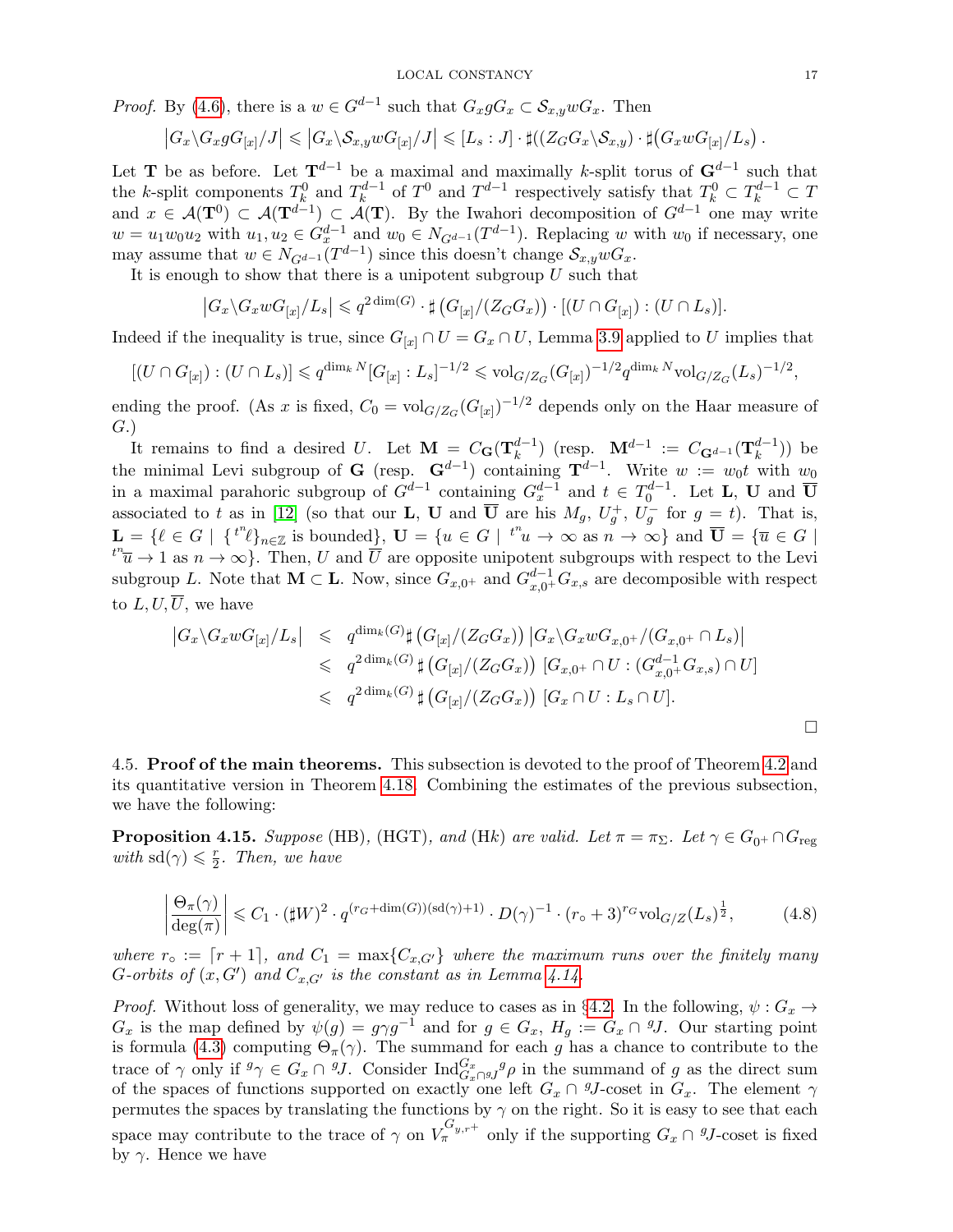*Proof.* By (4.6), there is a $w \in G^{d-1}$ such that $G_x g G_x \subset \mathcal{S}_{x,y} w G_x$. Then

$$\left|G_x \backslash G_x g G_{[x]}/J\right| \leqslant \left|G_x \backslash \mathcal{S}_{x,y} w G_{[x]}/J\right| \leqslant [L_s : J] \cdot \sharp((Z_G G_x \backslash \mathcal{S}_{x,y}) \cdot \sharp\big(G_x w G_{[x]}/L_s\big)\,.$$

Let $\mathbf{T}$ be as before. Let $\mathbf{T}^{d-1}$ be a maximal and maximally $k$-split torus of $\mathbf{G}^{d-1}$ such that the $k$-split components $T_k^0$ and $T_k^{d-1}$ of $T^0$ and $T^{d-1}$ respectively satisfy that $T_k^0 \subset T_k^{d-1} \subset T$ and $x \in \mathcal{A}(\mathbf{T}^0) \subset \mathcal{A}(\mathbf{T}^{d-1}) \subset \mathcal{A}(\mathbf{T})$. By the Iwahori decomposition of $G^{d-1}$ one may write $w = u_1 w_0 u_2$ with $u_1, u_2 \in G_x^{d-1}$ and $w_0 \in N_{G^{d-1}}(T^{d-1})$. Replacing $w$ with $w_0$ if necessary, one may assume that $w \in N_{G^{d-1}}(T^{d-1})$ since this doesn't change $\mathcal{S}_{x,y} w G_x$.

It is enough to show that there is a unipotent subgroup $U$ such that

$$\left|G_x \backslash G_x w G_{[x]}/L_s\right| \leqslant q^{2\dim(G)} \cdot \sharp\left(G_{[x]}/(Z_G G_x)\right) \cdot [(U \cap G_{[x]}) : (U \cap L_s)].$$

Indeed if the inequality is true, since $G_{[x]} \cap U = G_x \cap U$, Lemma 3.9 applied to $U$ implies that

$$[(U \cap G_{[x]}) : (U \cap L_s)] \leqslant q^{\dim_k N}[G_{[x]} : L_s]^{-1/2} \leqslant \mathrm{vol}_{G/Z_G}(G_{[x]})^{-1/2} q^{\dim_k N} \mathrm{vol}_{G/Z_G}(L_s)^{-1/2},$$

ending the proof. (As $x$ is fixed, $C_0 = \mathrm{vol}_{G/Z_G}(G_{[x]})^{-1/2}$ depends only on the Haar measure of $G$.)

It remains to find a desired $U$. Let $\mathbf{M} = C_{\mathbf{G}}(\mathbf{T}_k^{d-1})$ (resp. $\mathbf{M}^{d-1} := C_{\mathbf{G}^{d-1}}(\mathbf{T}_k^{d-1})$) be the minimal Levi subgroup of $\mathbf{G}$ (resp. $\mathbf{G}^{d-1}$) containing $\mathbf{T}^{d-1}$. Write $w := w_0 t$ with $w_0$ in a maximal parahoric subgroup of $G^{d-1}$ containing $G_x^{d-1}$ and $t \in T_0^{d-1}$. Let $\mathbf{L}$, $\mathbf{U}$ and $\overline{\mathbf{U}}$ associated to $t$ as in [12] (so that our $\mathbf{L}$, $\mathbf{U}$ and $\overline{\mathbf{U}}$ are his $M_g$, $U_g^+$, $U_g^-$ for $g = t$). That is, $\mathbf{L} = \{\ell \in G \mid \{{}^{t^n}\ell\}_{n\in\mathbb{Z}} \text{ is bounded}\}$, $\mathbf{U} = \{u \in G \mid {}^{t^n}u \to \infty \text{ as } n \to \infty\}$ and $\overline{\mathbf{U}} = \{\overline{u} \in G \mid {}^{t^n}\overline{u} \to 1 \text{ as } n \to \infty\}$. Then, $U$ and $\overline{U}$ are opposite unipotent subgroups with respect to the Levi subgroup $L$. Note that $\mathbf{M} \subset \mathbf{L}$. Now, since $G_{x,0^+}$ and $G_{x,0^+}^{d-1} G_{x,s}$ are decomposible with respect to $L, U, \overline{U}$, we have

$$\begin{aligned}
\left|G_x \backslash G_x w G_{[x]}/L_s\right| &\leqslant q^{\dim_k(G)} \sharp\left(G_{[x]}/(Z_G G_x)\right) \left|G_x \backslash G_x w G_{x,0^+}/(G_{x,0^+} \cap L_s)\right| \\
&\leqslant q^{2\dim_k(G)}\, \sharp\left(G_{[x]}/(Z_G G_x)\right)\, [G_{x,0^+} \cap U : (G_{x,0^+}^{d-1} G_{x,s}) \cap U] \\
&\leqslant q^{2\dim_k(G)}\, \sharp\left(G_{[x]}/(Z_G G_x)\right)\, [G_x \cap U : L_s \cap U].
\end{aligned}$$

$\square$

## 4.5. Proof of the main theorems.

This subsection is devoted to the proof of Theorem 4.2 and its quantitative version in Theorem 4.18. Combining the estimates of the previous subsection, we have the following:

**Proposition 4.15.** *Suppose* (HB), (HGT), *and* (H$k$) *are valid. Let $\pi = \pi_\Sigma$. Let $\gamma \in G_{0^+} \cap G_{\mathrm{reg}}$ with $\mathrm{sd}(\gamma) \leqslant \frac{r}{2}$. Then, we have*

$$\left|\frac{\Theta_\pi(\gamma)}{\deg(\pi)}\right| \leqslant C_1 \cdot (\sharp W)^2 \cdot q^{(r_G + \dim(G))(\mathrm{sd}(\gamma)+1)} \cdot D(\gamma)^{-1} \cdot (r_\circ + 3)^{r_G} \mathrm{vol}_{G/Z}(L_s)^{\frac{1}{2}}, \tag{4.8}$$

*where $r_\circ := \lceil r + 1 \rceil$, and $C_1 = \max\{C_{x,G'}\}$ where the maximum runs over the finitely many $G$-orbits of $(x, G')$ and $C_{x,G'}$ is the constant as in Lemma 4.14.*

*Proof.* Without loss of generality, we may reduce to cases as in §4.2. In the following, $\psi : G_x \to G_x$ is the map defined by $\psi(g) = g\gamma g^{-1}$ and for $g \in G_x$, $H_g := G_x \cap {}^gJ$. Our starting point is formula (4.3) computing $\Theta_\pi(\gamma)$. The summand for each $g$ has a chance to contribute to the trace of $\gamma$ only if ${}^g\gamma \in G_x \cap {}^gJ$. Consider $\mathrm{Ind}_{G_x \cap {}^gJ}^{G_x} {}^g\rho$ in the summand of $g$ as the direct sum of the spaces of functions supported on exactly one left $G_x \cap {}^gJ$-coset in $G_x$. The element $\gamma$ permutes the spaces by translating the functions by $\gamma$ on the right. So it is easy to see that each space may contribute to the trace of $\gamma$ on $V_\pi^{G_{y,r^+}}$ only if the supporting $G_x \cap {}^gJ$-coset is fixed by $\gamma$. Hence we have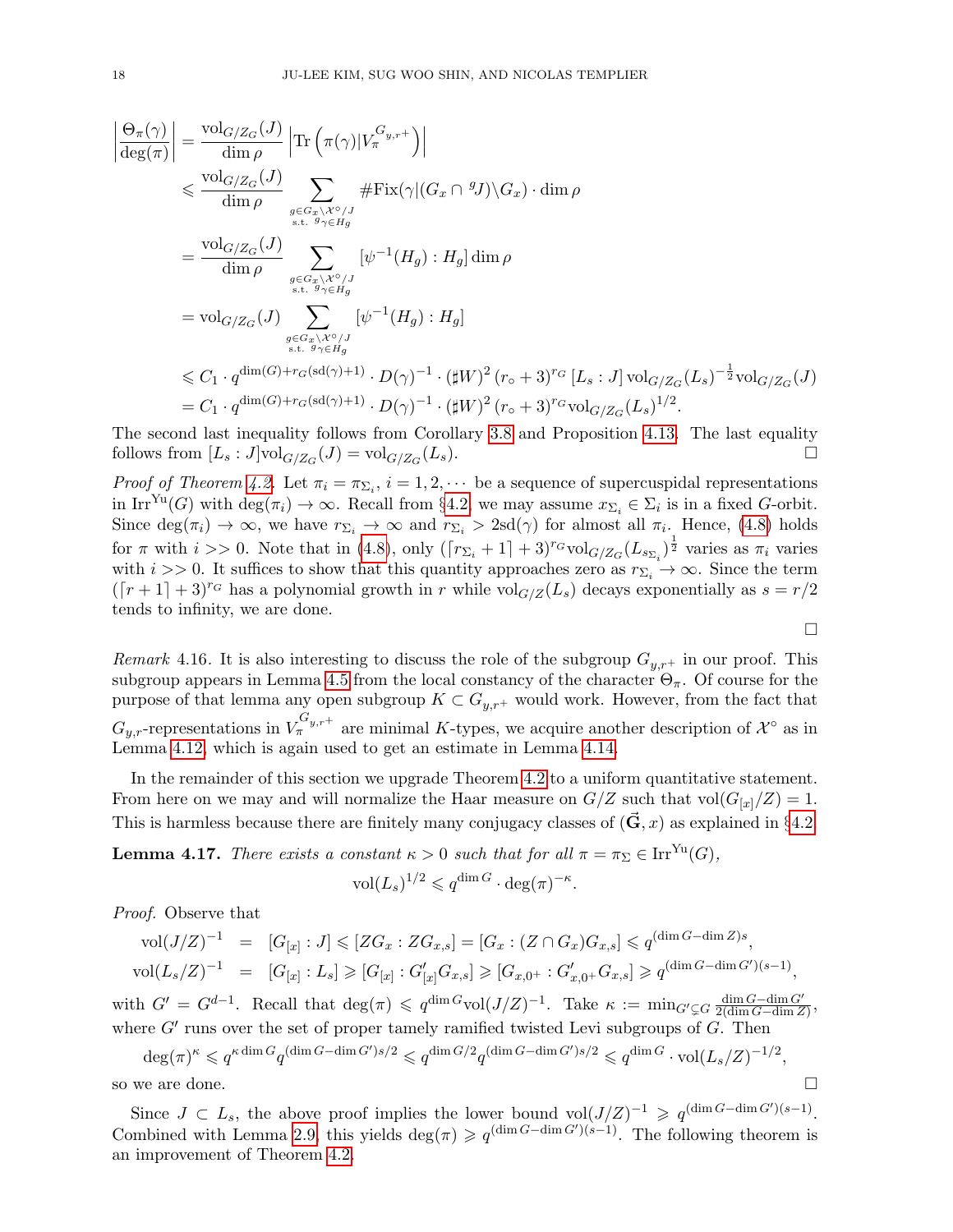$$
\begin{aligned}
\left|\frac{\Theta_\pi(\gamma)}{\deg(\pi)}\right| &= \frac{\mathrm{vol}_{G/Z_G}(J)}{\dim\rho}\left|\mathrm{Tr}\left(\pi(\gamma)|V_\pi^{G_{y,r^+}}\right)\right| \\
&\leqslant \frac{\mathrm{vol}_{G/Z_G}(J)}{\dim\rho}\sum_{\substack{g\in G_x\backslash\mathcal{X}^\circ/J\\ \text{s.t. } {}^g\gamma\in H_g}} \#\mathrm{Fix}(\gamma|(G_x\cap {}^gJ)\backslash G_x)\cdot\dim\rho \\
&= \frac{\mathrm{vol}_{G/Z_G}(J)}{\dim\rho}\sum_{\substack{g\in G_x\backslash\mathcal{X}^\circ/J\\ \text{s.t. } {}^g\gamma\in H_g}} [\psi^{-1}(H_g):H_g]\dim\rho \\
&= \mathrm{vol}_{G/Z_G}(J)\sum_{\substack{g\in G_x\backslash\mathcal{X}^\circ/J\\ \text{s.t. } {}^g\gamma\in H_g}} [\psi^{-1}(H_g):H_g] \\
&\leqslant C_1\cdot q^{\dim(G)+r_G(\mathrm{sd}(\gamma)+1)}\cdot D(\gamma)^{-1}\cdot(\sharp W)^2\,(r_\circ+3)^{r_G}\,[L_s:J]\,\mathrm{vol}_{G/Z_G}(L_s)^{-\frac{1}{2}}\mathrm{vol}_{G/Z_G}(J) \\
&= C_1\cdot q^{\dim(G)+r_G(\mathrm{sd}(\gamma)+1)}\cdot D(\gamma)^{-1}\cdot(\sharp W)^2\,(r_\circ+3)^{r_G}\mathrm{vol}_{G/Z_G}(L_s)^{1/2}.
\end{aligned}
$$

The second last inequality follows from Corollary 3.8 and Proposition 4.13. The last equality follows from $[L_s:J]\mathrm{vol}_{G/Z_G}(J)=\mathrm{vol}_{G/Z_G}(L_s)$. □

*Proof of Theorem 4.2.* Let $\pi_i=\pi_{\Sigma_i}$, $i=1,2,\cdots$ be a sequence of supercuspidal representations in $\mathrm{Irr}^{\mathrm{Yu}}(G)$ with $\deg(\pi_i)\to\infty$. Recall from §4.2 we may assume $x_{\Sigma_i}\in\Sigma_i$ is in a fixed $G$-orbit. Since $\deg(\pi_i)\to\infty$, we have $r_{\Sigma_i}\to\infty$ and $r_{\Sigma_i}>2\mathrm{sd}(\gamma)$ for almost all $\pi_i$. Hence, (4.8) holds for $\pi$ with $i>>0$. Note that in (4.8), only $(\lceil r_{\Sigma_i}+1\rceil+3)^{r_G}\mathrm{vol}_{G/Z_G}(L_{s_{\Sigma_i}})^{\frac{1}{2}}$ varies as $\pi_i$ varies with $i>>0$. It suffices to show that this quantity approaches zero as $r_{\Sigma_i}\to\infty$. Since the term $(\lceil r+1\rceil+3)^{r_G}$ has a polynomial growth in $r$ while $\mathrm{vol}_{G/Z}(L_s)$ decays exponentially as $s=r/2$ tends to infinity, we are done.

□

*Remark* 4.16. It is also interesting to discuss the role of the subgroup $G_{y,r^+}$ in our proof. This subgroup appears in Lemma 4.5 from the local constancy of the character $\Theta_\pi$. Of course for the purpose of that lemma any open subgroup $K\subset G_{y,r^+}$ would work. However, from the fact that $G_{y,r}$-representations in $V_\pi^{G_{y,r^+}}$ are minimal $K$-types, we acquire another description of $\mathcal{X}^\circ$ as in Lemma 4.12, which is again used to get an estimate in Lemma 4.14.

In the remainder of this section we upgrade Theorem 4.2 to a uniform quantitative statement. From here on we may and will normalize the Haar measure on $G/Z$ such that $\mathrm{vol}(G_{[x]}/Z)=1$. This is harmless because there are finitely many conjugacy classes of $(\vec{\mathbf{G}},x)$ as explained in §4.2.

**Lemma 4.17.** *There exists a constant $\kappa>0$ such that for all $\pi=\pi_\Sigma\in\mathrm{Irr}^{\mathrm{Yu}}(G)$,*

$$\mathrm{vol}(L_s)^{1/2}\leqslant q^{\dim G}\cdot\deg(\pi)^{-\kappa}.$$

*Proof.* Observe that

$$
\begin{aligned}
\mathrm{vol}(J/Z)^{-1} &= [G_{[x]}:J]\leqslant[ZG_x:ZG_{x,s}]=[G_x:(Z\cap G_x)G_{x,s}]\leqslant q^{(\dim G-\dim Z)s}, \\
\mathrm{vol}(L_s/Z)^{-1} &= [G_{[x]}:L_s]\geqslant[G_{[x]}:G'_{[x]}G_{x,s}]\geqslant[G_{x,0^+}:G'_{x,0^+}G_{x,s}]\geqslant q^{(\dim G-\dim G')(s-1)},
\end{aligned}
$$

with $G'=G^{d-1}$. Recall that $\deg(\pi)\leqslant q^{\dim G}\mathrm{vol}(J/Z)^{-1}$. Take $\kappa:=\min_{G'\subsetneq G}\frac{\dim G-\dim G'}{2(\dim G-\dim Z)}$, where $G'$ runs over the set of proper tamely ramified twisted Levi subgroups of $G$. Then

$$\deg(\pi)^\kappa\leqslant q^{\kappa\dim G}q^{(\dim G-\dim G')s/2}\leqslant q^{\dim G/2}q^{(\dim G-\dim G')s/2}\leqslant q^{\dim G}\cdot\mathrm{vol}(L_s/Z)^{-1/2},$$

so we are done. □

Since $J\subset L_s$, the above proof implies the lower bound $\mathrm{vol}(J/Z)^{-1}\geqslant q^{(\dim G-\dim G')(s-1)}$. Combined with Lemma 2.9, this yields $\deg(\pi)\geqslant q^{(\dim G-\dim G')(s-1)}$. The following theorem is an improvement of Theorem 4.2.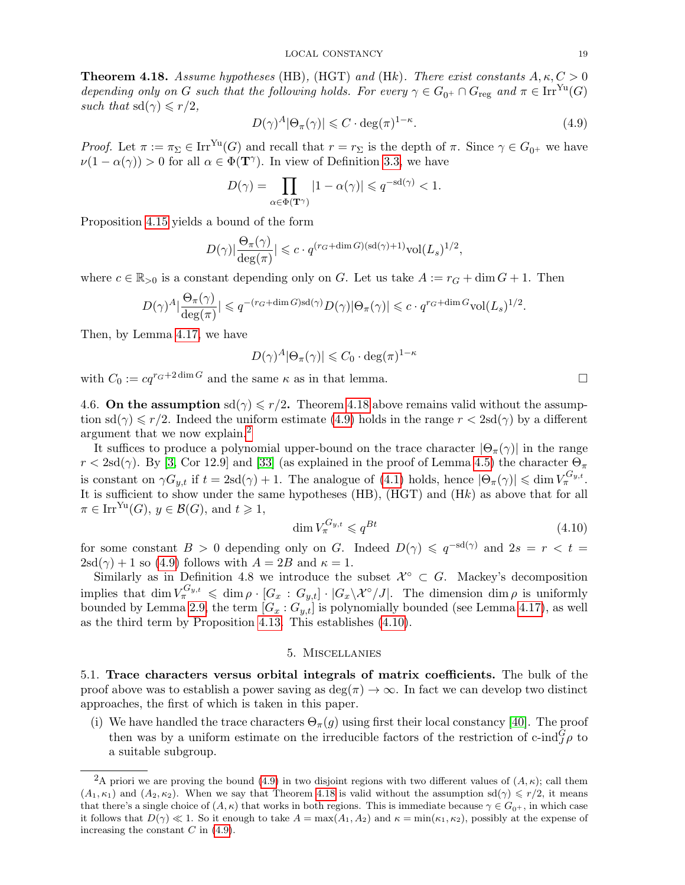**Theorem 4.18.** *Assume hypotheses* (HB), (HGT) *and* (H$k$). *There exist constants $A, \kappa, C > 0$ depending only on $G$ such that the following holds. For every $\gamma \in G_{0^+} \cap G_{\mathrm{reg}}$ and $\pi \in \mathrm{Irr}^{\mathrm{Yu}}(G)$ such that $\mathrm{sd}(\gamma) \leqslant r/2$,*

$$D(\gamma)^A |\Theta_\pi(\gamma)| \leqslant C \cdot \deg(\pi)^{1-\kappa}. \tag{4.9}$$

*Proof.* Let $\pi := \pi_\Sigma \in \mathrm{Irr}^{\mathrm{Yu}}(G)$ and recall that $r = r_\Sigma$ is the depth of $\pi$. Since $\gamma \in G_{0^+}$ we have $\nu(1 - \alpha(\gamma)) > 0$ for all $\alpha \in \Phi(\mathbf{T}^\gamma)$. In view of Definition 3.3, we have

$$D(\gamma) = \prod_{\alpha \in \Phi(\mathbf{T}^\gamma)} |1 - \alpha(\gamma)| \leqslant q^{-\mathrm{sd}(\gamma)} < 1.$$

Proposition 4.15 yields a bound of the form

$$D(\gamma) \Big|\frac{\Theta_\pi(\gamma)}{\deg(\pi)}\Big| \leqslant c \cdot q^{(r_G + \dim G)(\mathrm{sd}(\gamma)+1)} \mathrm{vol}(L_s)^{1/2},$$

where $c \in \mathbb{R}_{>0}$ is a constant depending only on $G$. Let us take $A := r_G + \dim G + 1$. Then

$$D(\gamma)^A \Big|\frac{\Theta_\pi(\gamma)}{\deg(\pi)}\Big| \leqslant q^{-(r_G + \dim G)\mathrm{sd}(\gamma)} D(\gamma) |\Theta_\pi(\gamma)| \leqslant c \cdot q^{r_G + \dim G} \mathrm{vol}(L_s)^{1/2}.$$

Then, by Lemma 4.17, we have

$$D(\gamma)^A |\Theta_\pi(\gamma)| \leqslant C_0 \cdot \deg(\pi)^{1-\kappa}$$

with $C_0 := c q^{r_G + 2\dim G}$ and the same $\kappa$ as in that lemma. $\square$

4.6. **On the assumption** $\mathrm{sd}(\gamma) \leqslant r/2$**.** Theorem 4.18 above remains valid without the assumption $\mathrm{sd}(\gamma) \leqslant r/2$. Indeed the uniform estimate (4.9) holds in the range $r < 2\mathrm{sd}(\gamma)$ by a different argument that we now explain.[2]

It suffices to produce a polynomial upper-bound on the trace character $|\Theta_\pi(\gamma)|$ in the range $r < 2\mathrm{sd}(\gamma)$. By [3, Cor 12.9] and [33] (as explained in the proof of Lemma 4.5) the character $\Theta_\pi$ is constant on $\gamma G_{y,t}$ if $t = 2\mathrm{sd}(\gamma) + 1$. The analogue of (4.1) holds, hence $|\Theta_\pi(\gamma)| \leqslant \dim V_\pi^{G_{y,t}}$. It is sufficient to show under the same hypotheses (HB), (HGT) and (H$k$) as above that for all $\pi \in \mathrm{Irr}^{\mathrm{Yu}}(G)$, $y \in \mathcal{B}(G)$, and $t \geqslant 1$,

$$\dim V_\pi^{G_{y,t}} \leqslant q^{Bt} \tag{4.10}$$

for some constant $B > 0$ depending only on $G$. Indeed $D(\gamma) \leqslant q^{-\mathrm{sd}(\gamma)}$ and $2s = r < t = 2\mathrm{sd}(\gamma) + 1$ so (4.9) follows with $A = 2B$ and $\kappa = 1$.

Similarly as in Definition 4.8 we introduce the subset $\mathcal{X}^\circ \subset G$. Mackey's decomposition implies that $\dim V_\pi^{G_{y,t}} \leqslant \dim \rho \cdot [G_x : G_{y,t}] \cdot |G_x \backslash \mathcal{X}^\circ / J|$. The dimension $\dim \rho$ is uniformly bounded by Lemma 2.9, the term $[G_x : G_{y,t}]$ is polynomially bounded (see Lemma 4.17), as well as the third term by Proposition 4.13. This establishes (4.10).

## 5. Miscellanies

5.1. **Trace characters versus orbital integrals of matrix coefficients.** The bulk of the proof above was to establish a power saving as $\deg(\pi) \to \infty$. In fact we can develop two distinct approaches, the first of which is taken in this paper.

(i) We have handled the trace characters $\Theta_\pi(g)$ using first their local constancy [40]. The proof then was by a uniform estimate on the irreducible factors of the restriction of $\text{c-ind}_J^G \rho$ to a suitable subgroup.

---

[2] A priori we are proving the bound (4.9) in two disjoint regions with two different values of $(A, \kappa)$; call them $(A_1, \kappa_1)$ and $(A_2, \kappa_2)$. When we say that Theorem 4.18 is valid without the assumption $\mathrm{sd}(\gamma) \leqslant r/2$, it means that there's a single choice of $(A, \kappa)$ that works in both regions. This is immediate because $\gamma \in G_{0^+}$, in which case it follows that $D(\gamma) \ll 1$. So it enough to take $A = \max(A_1, A_2)$ and $\kappa = \min(\kappa_1, \kappa_2)$, possibly at the expense of increasing the constant $C$ in (4.9).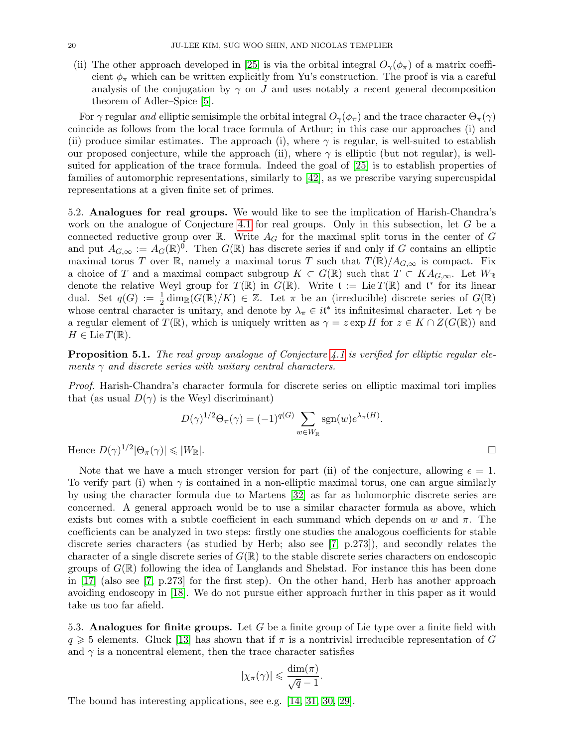(ii) The other approach developed in [25] is via the orbital integral $O_\gamma(\phi_\pi)$ of a matrix coefficient $\phi_\pi$ which can be written explicitly from Yu's construction. The proof is via a careful analysis of the conjugation by $\gamma$ on $J$ and uses notably a recent general decomposition theorem of Adler–Spice [5].

For $\gamma$ regular *and* elliptic semisimple the orbital integral $O_\gamma(\phi_\pi)$ and the trace character $\Theta_\pi(\gamma)$ coincide as follows from the local trace formula of Arthur; in this case our approaches (i) and (ii) produce similar estimates. The approach (i), where $\gamma$ is regular, is well-suited to establish our proposed conjecture, while the approach (ii), where $\gamma$ is elliptic (but not regular), is well-suited for application of the trace formula. Indeed the goal of [25] is to establish properties of families of automorphic representations, similarly to [42], as we prescribe varying supercuspidal representations at a given finite set of primes.

## 5.2. Analogues for real groups.

We would like to see the implication of Harish-Chandra's work on the analogue of Conjecture 4.1 for real groups. Only in this subsection, let $G$ be a connected reductive group over $\mathbb{R}$. Write $A_G$ for the maximal split torus in the center of $G$ and put $A_{G,\infty} := A_G(\mathbb{R})^0$. Then $G(\mathbb{R})$ has discrete series if and only if $G$ contains an elliptic maximal torus $T$ over $\mathbb{R}$, namely a maximal torus $T$ such that $T(\mathbb{R})/A_{G,\infty}$ is compact. Fix a choice of $T$ and a maximal compact subgroup $K \subset G(\mathbb{R})$ such that $T \subset KA_{G,\infty}$. Let $W_\mathbb{R}$ denote the relative Weyl group for $T(\mathbb{R})$ in $G(\mathbb{R})$. Write $\mathfrak{t} := \operatorname{Lie} T(\mathbb{R})$ and $\mathfrak{t}^*$ for its linear dual. Set $q(G) := \frac{1}{2}\dim_\mathbb{R}(G(\mathbb{R})/K) \in \mathbb{Z}$. Let $\pi$ be an (irreducible) discrete series of $G(\mathbb{R})$ whose central character is unitary, and denote by $\lambda_\pi \in i\mathfrak{t}^*$ its infinitesimal character. Let $\gamma$ be a regular element of $T(\mathbb{R})$, which is uniquely written as $\gamma = z \exp H$ for $z \in K \cap Z(G(\mathbb{R}))$ and $H \in \operatorname{Lie} T(\mathbb{R})$.

**Proposition 5.1.** *The real group analogue of Conjecture 4.1 is verified for elliptic regular elements $\gamma$ and discrete series with unitary central characters.*

*Proof.* Harish-Chandra's character formula for discrete series on elliptic maximal tori implies that (as usual $D(\gamma)$ is the Weyl discriminant)

$$D(\gamma)^{1/2}\Theta_\pi(\gamma) = (-1)^{q(G)} \sum_{w \in W_\mathbb{R}} \operatorname{sgn}(w) e^{\lambda_\pi(H)}.$$

Hence $D(\gamma)^{1/2}|\Theta_\pi(\gamma)| \leqslant |W_\mathbb{R}|$. □

Note that we have a much stronger version for part (ii) of the conjecture, allowing $\epsilon = 1$. To verify part (i) when $\gamma$ is contained in a non-elliptic maximal torus, one can argue similarly by using the character formula due to Martens [32] as far as holomorphic discrete series are concerned. A general approach would be to use a similar character formula as above, which exists but comes with a subtle coefficient in each summand which depends on $w$ and $\pi$. The coefficients can be analyzed in two steps: firstly one studies the analogous coefficients for stable discrete series characters (as studied by Herb; also see [7, p.273]), and secondly relates the character of a single discrete series of $G(\mathbb{R})$ to the stable discrete series characters on endoscopic groups of $G(\mathbb{R})$ following the idea of Langlands and Shelstad. For instance this has been done in [17] (also see [7, p.273] for the first step). On the other hand, Herb has another approach avoiding endoscopy in [18]. We do not pursue either approach further in this paper as it would take us too far afield.

## 5.3. Analogues for finite groups.

Let $G$ be a finite group of Lie type over a finite field with $q \geqslant 5$ elements. Gluck [13] has shown that if $\pi$ is a nontrivial irreducible representation of $G$ and $\gamma$ is a noncentral element, then the trace character satisfies

$$|\chi_\pi(\gamma)| \leqslant \frac{\dim(\pi)}{\sqrt{q}-1}.$$

The bound has interesting applications, see e.g. [14, 31, 30, 29].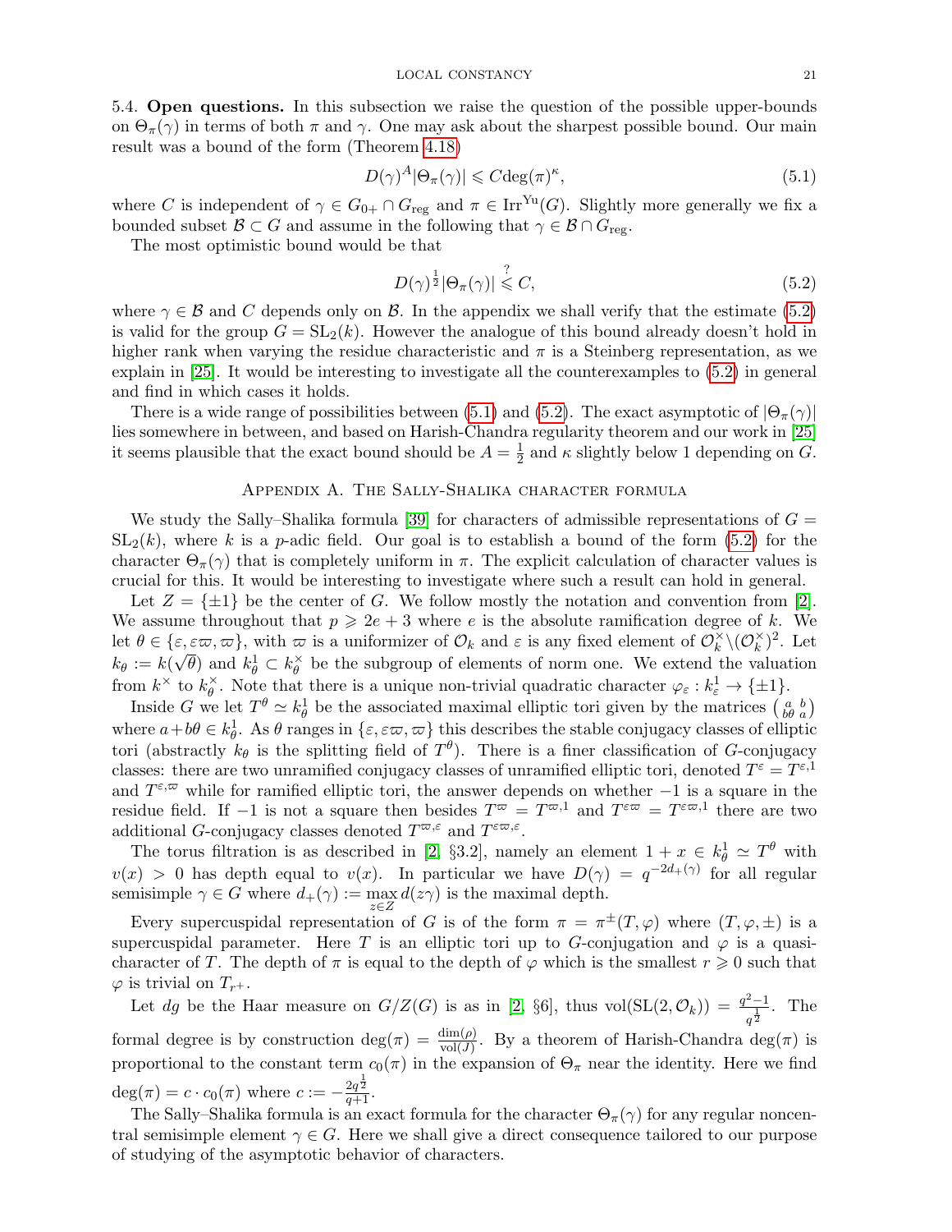5.4. **Open questions.** In this subsection we raise the question of the possible upper-bounds on $\Theta_\pi(\gamma)$ in terms of both $\pi$ and $\gamma$. One may ask about the sharpest possible bound. Our main result was a bound of the form (Theorem 4.18)

$$D(\gamma)^A |\Theta_\pi(\gamma)| \leqslant C \deg(\pi)^\kappa, \tag{5.1}$$

where $C$ is independent of $\gamma \in G_{0+} \cap G_{\mathrm{reg}}$ and $\pi \in \mathrm{Irr}^{\mathrm{Yu}}(G)$. Slightly more generally we fix a bounded subset $\mathcal{B} \subset G$ and assume in the following that $\gamma \in \mathcal{B} \cap G_{\mathrm{reg}}$.

The most optimistic bound would be that

$$D(\gamma)^{\frac{1}{2}} |\Theta_\pi(\gamma)| \overset{?}{\leqslant} C, \tag{5.2}$$

where $\gamma \in \mathcal{B}$ and $C$ depends only on $\mathcal{B}$. In the appendix we shall verify that the estimate (5.2) is valid for the group $G = \mathrm{SL}_2(k)$. However the analogue of this bound already doesn't hold in higher rank when varying the residue characteristic and $\pi$ is a Steinberg representation, as we explain in [25]. It would be interesting to investigate all the counterexamples to (5.2) in general and find in which cases it holds.

There is a wide range of possibilities between (5.1) and (5.2). The exact asymptotic of $|\Theta_\pi(\gamma)|$ lies somewhere in between, and based on Harish-Chandra regularity theorem and our work in [25] it seems plausible that the exact bound should be $A = \frac{1}{2}$ and $\kappa$ slightly below 1 depending on $G$.

## Appendix A. The Sally-Shalika character formula

We study the Sally–Shalika formula [39] for characters of admissible representations of $G = \mathrm{SL}_2(k)$, where $k$ is a $p$-adic field. Our goal is to establish a bound of the form (5.2) for the character $\Theta_\pi(\gamma)$ that is completely uniform in $\pi$. The explicit calculation of character values is crucial for this. It would be interesting to investigate where such a result can hold in general.

Let $Z = \{\pm 1\}$ be the center of $G$. We follow mostly the notation and convention from [2]. We assume throughout that $p \geqslant 2e + 3$ where $e$ is the absolute ramification degree of $k$. We let $\theta \in \{\varepsilon, \varepsilon\varpi, \varpi\}$, with $\varpi$ is a uniformizer of $\mathcal{O}_k$ and $\varepsilon$ is any fixed element of $\mathcal{O}_k^\times \backslash (\mathcal{O}_k^\times)^2$. Let $k_\theta := k(\sqrt{\theta})$ and $k_\theta^1 \subset k_\theta^\times$ be the subgroup of elements of norm one. We extend the valuation from $k^\times$ to $k_\theta^\times$. Note that there is a unique non-trivial quadratic character $\varphi_\varepsilon : k_\varepsilon^1 \to \{\pm 1\}$.

Inside $G$ we let $T^\theta \simeq k_\theta^1$ be the associated maximal elliptic tori given by the matrices $\left(\begin{smallmatrix} a & b \\ b\theta & a \end{smallmatrix}\right)$ where $a + b\theta \in k_\theta^1$. As $\theta$ ranges in $\{\varepsilon, \varepsilon\varpi, \varpi\}$ this describes the stable conjugacy classes of elliptic tori (abstractly $k_\theta$ is the splitting field of $T^\theta$). There is a finer classification of $G$-conjugacy classes: there are two unramified conjugacy classes of unramified elliptic tori, denoted $T^\varepsilon = T^{\varepsilon,1}$ and $T^{\varepsilon,\varpi}$ while for ramified elliptic tori, the answer depends on whether $-1$ is a square in the residue field. If $-1$ is not a square then besides $T^\varpi = T^{\varpi,1}$ and $T^{\varepsilon\varpi} = T^{\varepsilon\varpi,1}$ there are two additional $G$-conjugacy classes denoted $T^{\varpi,\varepsilon}$ and $T^{\varepsilon\varpi,\varepsilon}$.

The torus filtration is as described in [2, §3.2], namely an element $1 + x \in k_\theta^1 \simeq T^\theta$ with $v(x) > 0$ has depth equal to $v(x)$. In particular we have $D(\gamma) = q^{-2d_+(\gamma)}$ for all regular semisimple $\gamma \in G$ where $d_+(\gamma) := \max_{z \in Z} d(z\gamma)$ is the maximal depth.

Every supercuspidal representation of $G$ is of the form $\pi = \pi^\pm(T, \varphi)$ where $(T, \varphi, \pm)$ is a supercuspidal parameter. Here $T$ is an elliptic tori up to $G$-conjugation and $\varphi$ is a quasi-character of $T$. The depth of $\pi$ is equal to the depth of $\varphi$ which is the smallest $r \geqslant 0$ such that $\varphi$ is trivial on $T_{r+}$.

Let $dg$ be the Haar measure on $G/Z(G)$ is as in [2, §6], thus $\mathrm{vol}(\mathrm{SL}(2, \mathcal{O}_k)) = \frac{q^2-1}{q^{\frac{1}{2}}}$. The formal degree is by construction $\deg(\pi) = \frac{\dim(\rho)}{\mathrm{vol}(J)}$. By a theorem of Harish-Chandra $\deg(\pi)$ is proportional to the constant term $c_0(\pi)$ in the expansion of $\Theta_\pi$ near the identity. Here we find $\deg(\pi) = c \cdot c_0(\pi)$ where $c := -\frac{2q^{\frac{1}{2}}}{q+1}$.

The Sally–Shalika formula is an exact formula for the character $\Theta_\pi(\gamma)$ for any regular noncentral semisimple element $\gamma \in G$. Here we shall give a direct consequence tailored to our purpose of studying of the asymptotic behavior of characters.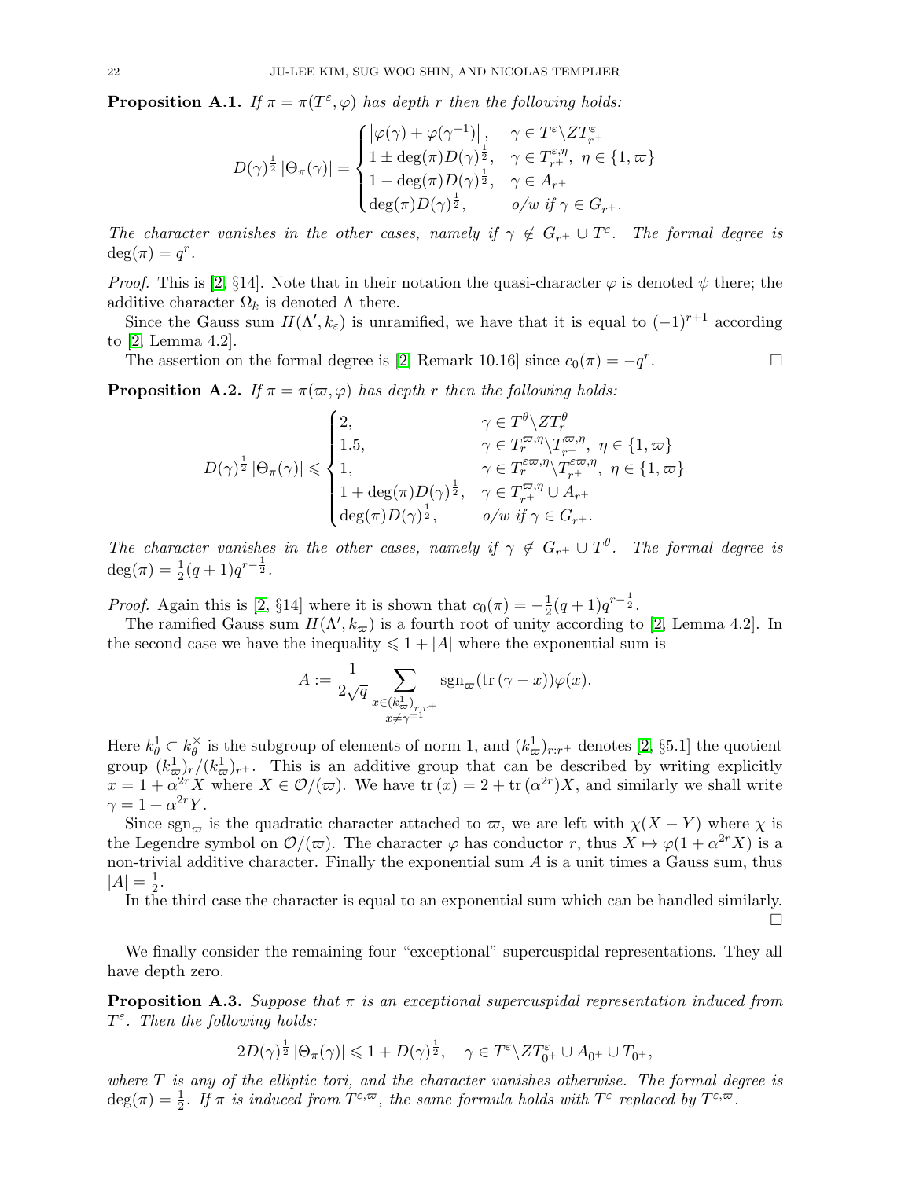**Proposition A.1.** *If $\pi = \pi(T^\varepsilon, \varphi)$ has depth $r$ then the following holds:*

$$D(\gamma)^{\frac{1}{2}} |\Theta_\pi(\gamma)| = \begin{cases} |\varphi(\gamma) + \varphi(\gamma^{-1})|, & \gamma \in T^\varepsilon \backslash Z T^\varepsilon_{r^+} \\ 1 \pm \deg(\pi) D(\gamma)^{\frac{1}{2}}, & \gamma \in T^{\varepsilon,\eta}_{r^+},\ \eta \in \{1, \varpi\} \\ 1 - \deg(\pi) D(\gamma)^{\frac{1}{2}}, & \gamma \in A_{r^+} \\ \deg(\pi) D(\gamma)^{\frac{1}{2}}, & o/w \text{ if } \gamma \in G_{r^+}. \end{cases}$$

*The character vanishes in the other cases, namely if $\gamma \notin G_{r^+} \cup T^\varepsilon$. The formal degree is $\deg(\pi) = q^r$.*

*Proof.* This is [2, §14]. Note that in their notation the quasi-character $\varphi$ is denoted $\psi$ there; the additive character $\Omega_k$ is denoted $\Lambda$ there.

Since the Gauss sum $H(\Lambda', k_\varepsilon)$ is unramified, we have that it is equal to $(-1)^{r+1}$ according to [2, Lemma 4.2].

The assertion on the formal degree is [2, Remark 10.16] since $c_0(\pi) = -q^r$. □

**Proposition A.2.** *If $\pi = \pi(\varpi, \varphi)$ has depth $r$ then the following holds:*

$$D(\gamma)^{\frac{1}{2}} |\Theta_\pi(\gamma)| \leqslant \begin{cases} 2, & \gamma \in T^\theta \backslash Z T^\theta_r \\ 1.5, & \gamma \in T^{\varpi,\eta}_r \backslash T^{\varpi,\eta}_{r^+},\ \eta \in \{1, \varpi\} \\ 1, & \gamma \in T^{\varepsilon\varpi,\eta}_r \backslash T^{\varepsilon\varpi,\eta}_{r^+},\ \eta \in \{1, \varpi\} \\ 1 + \deg(\pi) D(\gamma)^{\frac{1}{2}}, & \gamma \in T^{\varpi,\eta}_{r^+} \cup A_{r^+} \\ \deg(\pi) D(\gamma)^{\frac{1}{2}}, & o/w \text{ if } \gamma \in G_{r^+}. \end{cases}$$

*The character vanishes in the other cases, namely if $\gamma \notin G_{r^+} \cup T^\theta$. The formal degree is $\deg(\pi) = \frac{1}{2}(q+1)q^{r-\frac{1}{2}}$.*

*Proof.* Again this is [2, §14] where it is shown that $c_0(\pi) = -\frac{1}{2}(q+1)q^{r-\frac{1}{2}}$.

The ramified Gauss sum $H(\Lambda', k_\varpi)$ is a fourth root of unity according to [2, Lemma 4.2]. In the second case we have the inequality $\leqslant 1 + |A|$ where the exponential sum is

$$A := \frac{1}{2\sqrt{q}} \sum_{\substack{x \in (k^1_\varpi)_{r:r^+} \\ x \neq \gamma^{\pm 1}}} \operatorname{sgn}_\varpi(\operatorname{tr}(\gamma - x)) \varphi(x).$$

Here $k^1_\theta \subset k^\times_\theta$ is the subgroup of elements of norm 1, and $(k^1_\varpi)_{r:r^+}$ denotes [2, §5.1] the quotient group $(k^1_\varpi)_r/(k^1_\varpi)_{r^+}$. This is an additive group that can be described by writing explicitly $x = 1 + \alpha^{2r} X$ where $X \in \mathcal{O}/(\varpi)$. We have $\operatorname{tr}(x) = 2 + \operatorname{tr}(\alpha^{2r})X$, and similarly we shall write $\gamma = 1 + \alpha^{2r} Y$.

Since $\operatorname{sgn}_\varpi$ is the quadratic character attached to $\varpi$, we are left with $\chi(X - Y)$ where $\chi$ is the Legendre symbol on $\mathcal{O}/(\varpi)$. The character $\varphi$ has conductor $r$, thus $X \mapsto \varphi(1 + \alpha^{2r} X)$ is a non-trivial additive character. Finally the exponential sum $A$ is a unit times a Gauss sum, thus $|A| = \frac{1}{2}$.

In the third case the character is equal to an exponential sum which can be handled similarly. □

We finally consider the remaining four "exceptional" supercuspidal representations. They all have depth zero.

**Proposition A.3.** *Suppose that $\pi$ is an exceptional supercuspidal representation induced from $T^\varepsilon$. Then the following holds:*

$$2D(\gamma)^{\frac{1}{2}} |\Theta_\pi(\gamma)| \leqslant 1 + D(\gamma)^{\frac{1}{2}}, \quad \gamma \in T^\varepsilon \backslash Z T^\varepsilon_{0^+} \cup A_{0^+} \cup T_{0^+},$$

*where $T$ is any of the elliptic tori, and the character vanishes otherwise. The formal degree is $\deg(\pi) = \frac{1}{2}$. If $\pi$ is induced from $T^{\varepsilon,\varpi}$, the same formula holds with $T^\varepsilon$ replaced by $T^{\varepsilon,\varpi}$.*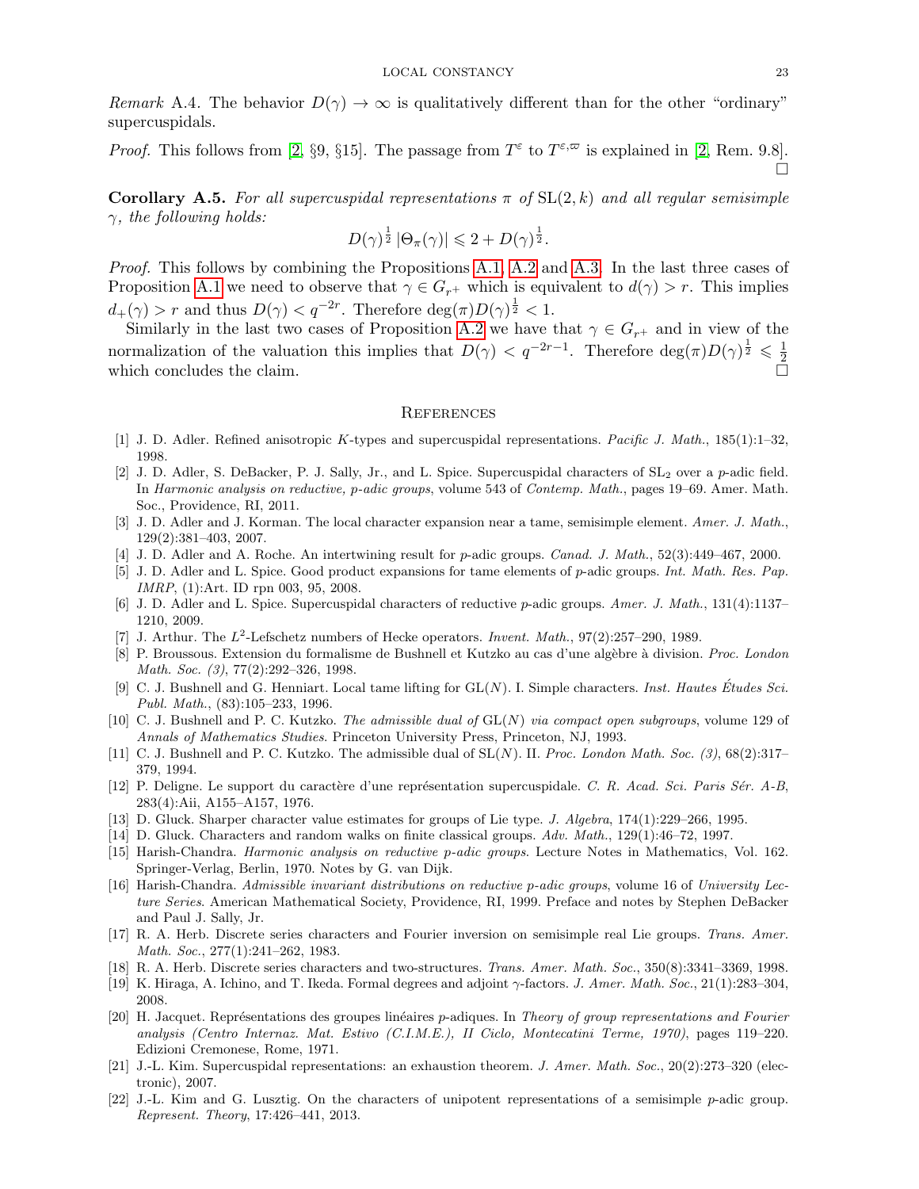*Remark* A.4. The behavior $D(\gamma) \to \infty$ is qualitatively different than for the other "ordinary" supercuspidals.

*Proof.* This follows from [2, §9, §15]. The passage from $T^{\varepsilon}$ to $T^{\varepsilon,\varpi}$ is explained in [2, Rem. 9.8]. □

**Corollary A.5.** *For all supercuspidal representations $\pi$ of $\mathrm{SL}(2,k)$ and all regular semisimple $\gamma$, the following holds:*

$$D(\gamma)^{\frac{1}{2}}\,|\Theta_\pi(\gamma)| \leqslant 2 + D(\gamma)^{\frac{1}{2}}.$$

*Proof.* This follows by combining the Propositions A.1, A.2 and A.3. In the last three cases of Proposition A.1 we need to observe that $\gamma \in G_{r^+}$ which is equivalent to $d(\gamma) > r$. This implies $d_+(\gamma) > r$ and thus $D(\gamma) < q^{-2r}$. Therefore $\deg(\pi) D(\gamma)^{\frac{1}{2}} < 1$.

Similarly in the last two cases of Proposition A.2 we have that $\gamma \in G_{r^+}$ and in view of the normalization of the valuation this implies that $D(\gamma) < q^{-2r-1}$. Therefore $\deg(\pi) D(\gamma)^{\frac{1}{2}} \leqslant \frac{1}{2}$ which concludes the claim. □

## References

[1] J. D. Adler. Refined anisotropic $K$-types and supercuspidal representations. *Pacific J. Math.*, 185(1):1–32, 1998.

[2] J. D. Adler, S. DeBacker, P. J. Sally, Jr., and L. Spice. Supercuspidal characters of $\mathrm{SL}_2$ over a $p$-adic field. In *Harmonic analysis on reductive, p-adic groups*, volume 543 of *Contemp. Math.*, pages 19–69. Amer. Math. Soc., Providence, RI, 2011.

[3] J. D. Adler and J. Korman. The local character expansion near a tame, semisimple element. *Amer. J. Math.*, 129(2):381–403, 2007.

[4] J. D. Adler and A. Roche. An intertwining result for $p$-adic groups. *Canad. J. Math.*, 52(3):449–467, 2000.

[5] J. D. Adler and L. Spice. Good product expansions for tame elements of $p$-adic groups. *Int. Math. Res. Pap. IMRP*, (1):Art. ID rpn 003, 95, 2008.

[6] J. D. Adler and L. Spice. Supercuspidal characters of reductive $p$-adic groups. *Amer. J. Math.*, 131(4):1137–1210, 2009.

[7] J. Arthur. The $L^2$-Lefschetz numbers of Hecke operators. *Invent. Math.*, 97(2):257–290, 1989.

[8] P. Broussous. Extension du formalisme de Bushnell et Kutzko au cas d'une algèbre à division. *Proc. London Math. Soc. (3)*, 77(2):292–326, 1998.

[9] C. J. Bushnell and G. Henniart. Local tame lifting for $\mathrm{GL}(N)$. I. Simple characters. *Inst. Hautes Études Sci. Publ. Math.*, (83):105–233, 1996.

[10] C. J. Bushnell and P. C. Kutzko. *The admissible dual of* $\mathrm{GL}(N)$ *via compact open subgroups*, volume 129 of *Annals of Mathematics Studies*. Princeton University Press, Princeton, NJ, 1993.

[11] C. J. Bushnell and P. C. Kutzko. The admissible dual of $\mathrm{SL}(N)$. II. *Proc. London Math. Soc. (3)*, 68(2):317–379, 1994.

[12] P. Deligne. Le support du caractère d'une représentation supercuspidale. *C. R. Acad. Sci. Paris Sér. A-B*, 283(4):Aii, A155–A157, 1976.

[13] D. Gluck. Sharper character value estimates for groups of Lie type. *J. Algebra*, 174(1):229–266, 1995.

[14] D. Gluck. Characters and random walks on finite classical groups. *Adv. Math.*, 129(1):46–72, 1997.

[15] Harish-Chandra. *Harmonic analysis on reductive p-adic groups*. Lecture Notes in Mathematics, Vol. 162. Springer-Verlag, Berlin, 1970. Notes by G. van Dijk.

[16] Harish-Chandra. *Admissible invariant distributions on reductive p-adic groups*, volume 16 of *University Lecture Series*. American Mathematical Society, Providence, RI, 1999. Preface and notes by Stephen DeBacker and Paul J. Sally, Jr.

[17] R. A. Herb. Discrete series characters and Fourier inversion on semisimple real Lie groups. *Trans. Amer. Math. Soc.*, 277(1):241–262, 1983.

[18] R. A. Herb. Discrete series characters and two-structures. *Trans. Amer. Math. Soc.*, 350(8):3341–3369, 1998.

[19] K. Hiraga, A. Ichino, and T. Ikeda. Formal degrees and adjoint $\gamma$-factors. *J. Amer. Math. Soc.*, 21(1):283–304, 2008.

[20] H. Jacquet. Représentations des groupes linéaires $p$-adiques. In *Theory of group representations and Fourier analysis (Centro Internaz. Mat. Estivo (C.I.M.E.), II Ciclo, Montecatini Terme, 1970)*, pages 119–220. Edizioni Cremonese, Rome, 1971.

[21] J.-L. Kim. Supercuspidal representations: an exhaustion theorem. *J. Amer. Math. Soc.*, 20(2):273–320 (electronic), 2007.

[22] J.-L. Kim and G. Lusztig. On the characters of unipotent representations of a semisimple $p$-adic group. *Represent. Theory*, 17:426–441, 2013.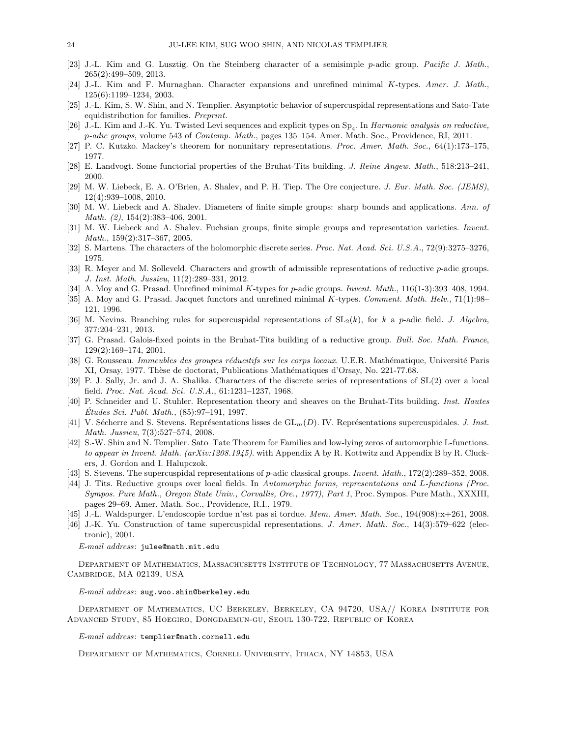[23] J.-L. Kim and G. Lusztig. On the Steinberg character of a semisimple $p$-adic group. *Pacific J. Math.*, 265(2):499–509, 2013.

[24] J.-L. Kim and F. Murnaghan. Character expansions and unrefined minimal $K$-types. *Amer. J. Math.*, 125(6):1199–1234, 2003.

[25] J.-L. Kim, S. W. Shin, and N. Templier. Asymptotic behavior of supercuspidal representations and Sato-Tate equidistribution for families. *Preprint.*

[26] J.-L. Kim and J.-K. Yu. Twisted Levi sequences and explicit types on $\mathrm{Sp}_4$. In *Harmonic analysis on reductive, p-adic groups*, volume 543 of *Contemp. Math.*, pages 135–154. Amer. Math. Soc., Providence, RI, 2011.

[27] P. C. Kutzko. Mackey's theorem for nonunitary representations. *Proc. Amer. Math. Soc.*, 64(1):173–175, 1977.

[28] E. Landvogt. Some functorial properties of the Bruhat-Tits building. *J. Reine Angew. Math.*, 518:213–241, 2000.

[29] M. W. Liebeck, E. A. O'Brien, A. Shalev, and P. H. Tiep. The Ore conjecture. *J. Eur. Math. Soc. (JEMS)*, 12(4):939–1008, 2010.

[30] M. W. Liebeck and A. Shalev. Diameters of finite simple groups: sharp bounds and applications. *Ann. of Math. (2)*, 154(2):383–406, 2001.

[31] M. W. Liebeck and A. Shalev. Fuchsian groups, finite simple groups and representation varieties. *Invent. Math.*, 159(2):317–367, 2005.

[32] S. Martens. The characters of the holomorphic discrete series. *Proc. Nat. Acad. Sci. U.S.A.*, 72(9):3275–3276, 1975.

[33] R. Meyer and M. Solleveld. Characters and growth of admissible representations of reductive $p$-adic groups. *J. Inst. Math. Jussieu*, 11(2):289–331, 2012.

[34] A. Moy and G. Prasad. Unrefined minimal $K$-types for $p$-adic groups. *Invent. Math.*, 116(1-3):393–408, 1994.

[35] A. Moy and G. Prasad. Jacquet functors and unrefined minimal $K$-types. *Comment. Math. Helv.*, 71(1):98–121, 1996.

[36] M. Nevins. Branching rules for supercuspidal representations of $\mathrm{SL}_2(k)$, for $k$ a $p$-adic field. *J. Algebra*, 377:204–231, 2013.

[37] G. Prasad. Galois-fixed points in the Bruhat-Tits building of a reductive group. *Bull. Soc. Math. France*, 129(2):169–174, 2001.

[38] G. Rousseau. *Immeubles des groupes réducitifs sur les corps locaux*. U.E.R. Mathématique, Université Paris XI, Orsay, 1977. Thèse de doctorat, Publications Mathématiques d'Orsay, No. 221-77.68.

[39] P. J. Sally, Jr. and J. A. Shalika. Characters of the discrete series of representations of SL(2) over a local field. *Proc. Nat. Acad. Sci. U.S.A.*, 61:1231–1237, 1968.

[40] P. Schneider and U. Stuhler. Representation theory and sheaves on the Bruhat-Tits building. *Inst. Hautes Études Sci. Publ. Math.*, (85):97–191, 1997.

[41] V. Sécherre and S. Stevens. Représentations lisses de $\mathrm{GL}_m(D)$. IV. Représentations supercuspidales. *J. Inst. Math. Jussieu*, 7(3):527–574, 2008.

[42] S.-W. Shin and N. Templier. Sato–Tate Theorem for Families and low-lying zeros of automorphic L-functions. *to appear in Invent. Math. (arXiv:1208.1945)*. with Appendix A by R. Kottwitz and Appendix B by R. Cluckers, J. Gordon and I. Halupczok.

[43] S. Stevens. The supercuspidal representations of $p$-adic classical groups. *Invent. Math.*, 172(2):289–352, 2008.

[44] J. Tits. Reductive groups over local fields. In *Automorphic forms, representations and L-functions (Proc. Sympos. Pure Math., Oregon State Univ., Corvallis, Ore., 1977), Part 1*, Proc. Sympos. Pure Math., XXXIII, pages 29–69. Amer. Math. Soc., Providence, R.I., 1979.

[45] J.-L. Waldspurger. L'endoscopie tordue n'est pas si tordue. *Mem. Amer. Math. Soc.*, 194(908):x+261, 2008.

[46] J.-K. Yu. Construction of tame supercuspidal representations. *J. Amer. Math. Soc.*, 14(3):579–622 (electronic), 2001.

*E-mail address*: julee@math.mit.edu

Department of Mathematics, Massachusetts Institute of Technology, 77 Massachusetts Avenue, Cambridge, MA 02139, USA

*E-mail address*: sug.woo.shin@berkeley.edu

Department of Mathematics, UC Berkeley, Berkeley, CA 94720, USA// Korea Institute for Advanced Study, 85 Hoegiro, Dongdaemun-gu, Seoul 130-722, Republic of Korea

*E-mail address*: templier@math.cornell.edu

Department of Mathematics, Cornell University, Ithaca, NY 14853, USA